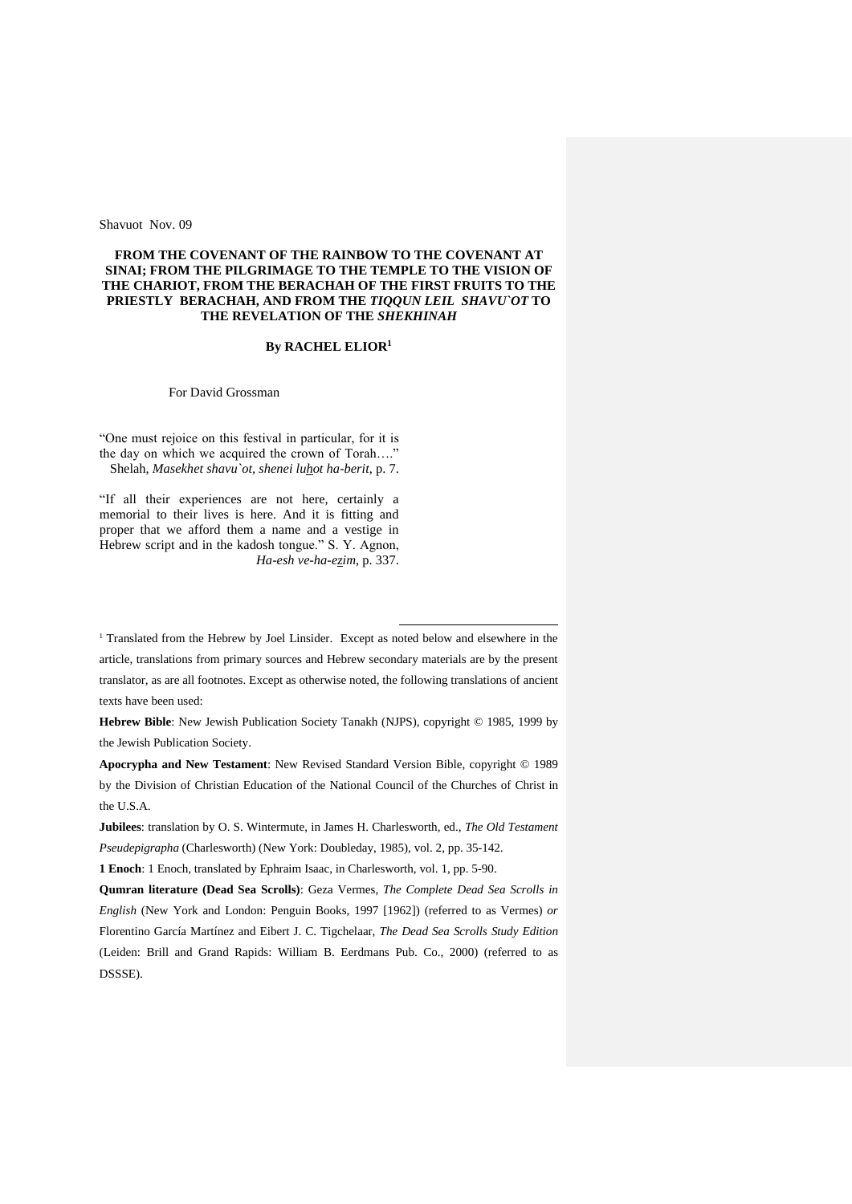Shavuot Nov. 09

# FROM THE COVENANT OF THE RAINBOW TO THE COVENANT AT SINAI; FROM THE PILGRIMAGE TO THE TEMPLE TO THE VISION OF THE CHARIOT, FROM THE BERACHAH OF THE FIRST FRUITS TO THE PRIESTLY BERACHAH, AND FROM THE *TIQQUN LEIL SHAVU`OT* TO THE REVELATION OF THE *SHEKHINAH*

**By RACHEL ELIOR**[1]

For David Grossman

"One must rejoice on this festival in particular, for it is the day on which we acquired the crown of Torah…." Shelah, *Masekhet shavu`ot, shenei luhot ha-berit*, p. 7.

"If all their experiences are not here, certainly a memorial to their lives is here. And it is fitting and proper that we afford them a name and a vestige in Hebrew script and in the kadosh tongue." S. Y. Agnon, *Ha-esh ve-ha-ezim*, p. 337.

---

[1] Translated from the Hebrew by Joel Linsider. Except as noted below and elsewhere in the article, translations from primary sources and Hebrew secondary materials are by the present translator, as are all footnotes. Except as otherwise noted, the following translations of ancient texts have been used:

**Hebrew Bible**: New Jewish Publication Society Tanakh (NJPS), copyright © 1985, 1999 by the Jewish Publication Society.

**Apocrypha and New Testament**: New Revised Standard Version Bible, copyright © 1989 by the Division of Christian Education of the National Council of the Churches of Christ in the U.S.A.

**Jubilees**: translation by O. S. Wintermute, in James H. Charlesworth, ed., *The Old Testament Pseudepigrapha* (Charlesworth) (New York: Doubleday, 1985), vol. 2, pp. 35-142.

**1 Enoch**: 1 Enoch, translated by Ephraim Isaac, in Charlesworth, vol. 1, pp. 5-90.

**Qumran literature (Dead Sea Scrolls)**: Geza Vermes, *The Complete Dead Sea Scrolls in English* (New York and London: Penguin Books, 1997 [1962]) (referred to as Vermes) *or* Florentino García Martínez and Eibert J. C. Tigchelaar, *The Dead Sea Scrolls Study Edition* (Leiden: Brill and Grand Rapids: William B. Eerdmans Pub. Co., 2000) (referred to as DSSSE).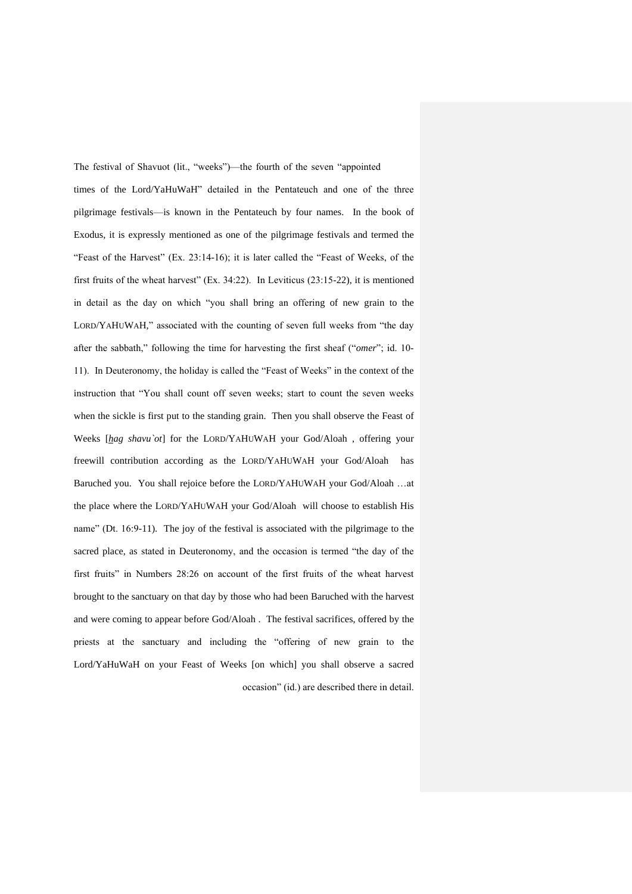The festival of Shavuot (lit., "weeks")—the fourth of the seven "appointed times of the Lord/YaHuWaH" detailed in the Pentateuch and one of the three pilgrimage festivals—is known in the Pentateuch by four names. In the book of Exodus, it is expressly mentioned as one of the pilgrimage festivals and termed the "Feast of the Harvest" (Ex. 23:14-16); it is later called the "Feast of Weeks, of the first fruits of the wheat harvest" (Ex. 34:22). In Leviticus (23:15-22), it is mentioned in detail as the day on which "you shall bring an offering of new grain to the LORD/YAHUWAH," associated with the counting of seven full weeks from "the day after the sabbath," following the time for harvesting the first sheaf ("*omer*"; id. 10-11). In Deuteronomy, the holiday is called the "Feast of Weeks" in the context of the instruction that "You shall count off seven weeks; start to count the seven weeks when the sickle is first put to the standing grain. Then you shall observe the Feast of Weeks [*hag shavu`ot*] for the LORD/YAHUWAH your God/Aloah , offering your freewill contribution according as the LORD/YAHUWAH your God/Aloah has Baruched you. You shall rejoice before the LORD/YAHUWAH your God/Aloah …at the place where the LORD/YAHUWAH your God/Aloah will choose to establish His name" (Dt. 16:9-11). The joy of the festival is associated with the pilgrimage to the sacred place, as stated in Deuteronomy, and the occasion is termed "the day of the first fruits" in Numbers 28:26 on account of the first fruits of the wheat harvest brought to the sanctuary on that day by those who had been Baruched with the harvest and were coming to appear before God/Aloah . The festival sacrifices, offered by the priests at the sanctuary and including the "offering of new grain to the Lord/YaHuWaH on your Feast of Weeks [on which] you shall observe a sacred occasion" (id.) are described there in detail.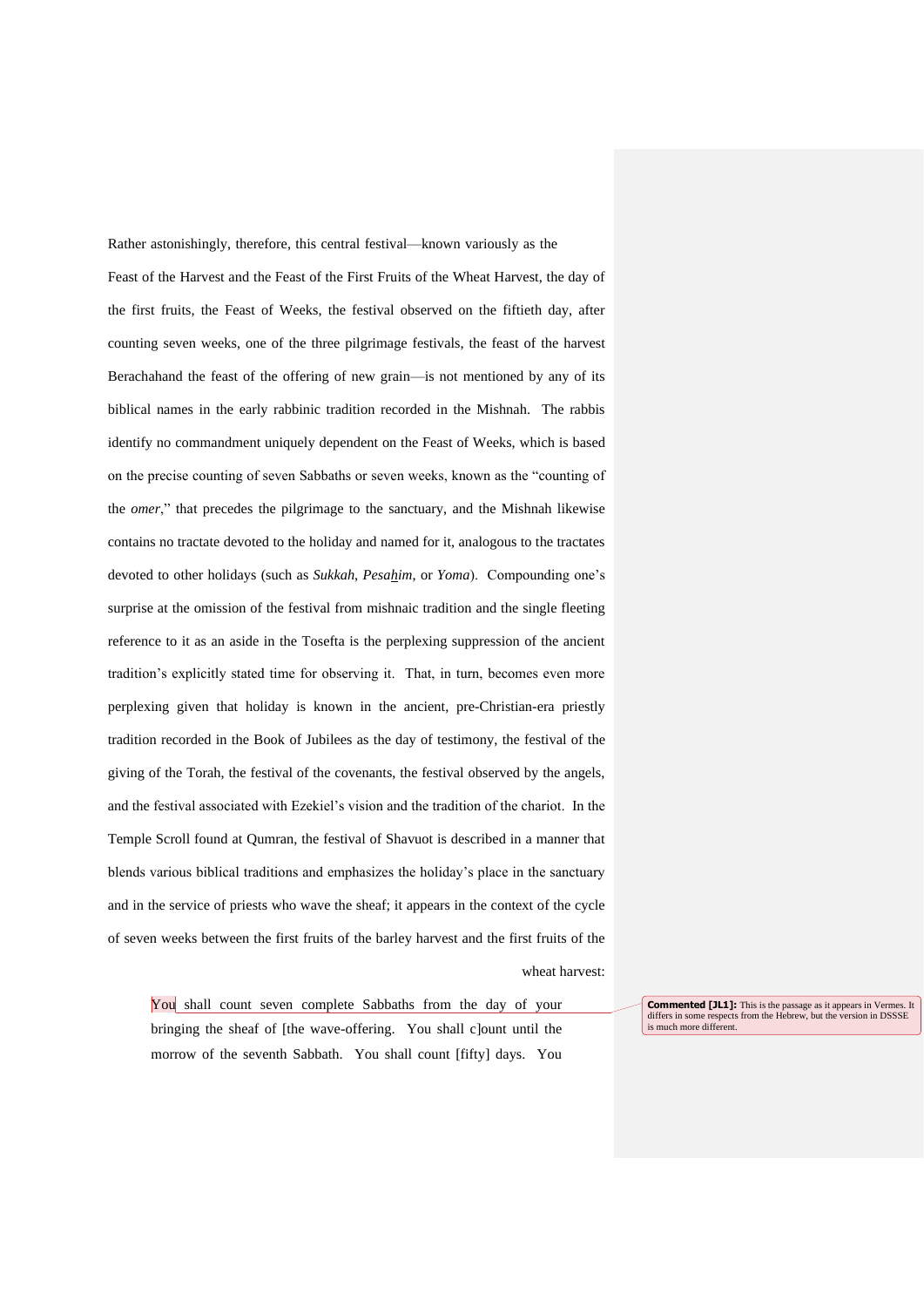Rather astonishingly, therefore, this central festival—known variously as the Feast of the Harvest and the Feast of the First Fruits of the Wheat Harvest, the day of the first fruits, the Feast of Weeks, the festival observed on the fiftieth day, after counting seven weeks, one of the three pilgrimage festivals, the feast of the harvest Berachahand the feast of the offering of new grain—is not mentioned by any of its biblical names in the early rabbinic tradition recorded in the Mishnah. The rabbis identify no commandment uniquely dependent on the Feast of Weeks, which is based on the precise counting of seven Sabbaths or seven weeks, known as the "counting of the *omer*," that precedes the pilgrimage to the sanctuary, and the Mishnah likewise contains no tractate devoted to the holiday and named for it, analogous to the tractates devoted to other holidays (such as *Sukkah*, *Pesaḥim*, or *Yoma*). Compounding one's surprise at the omission of the festival from mishnaic tradition and the single fleeting reference to it as an aside in the Tosefta is the perplexing suppression of the ancient tradition's explicitly stated time for observing it. That, in turn, becomes even more perplexing given that holiday is known in the ancient, pre-Christian-era priestly tradition recorded in the Book of Jubilees as the day of testimony, the festival of the giving of the Torah, the festival of the covenants, the festival observed by the angels, and the festival associated with Ezekiel's vision and the tradition of the chariot. In the Temple Scroll found at Qumran, the festival of Shavuot is described in a manner that blends various biblical traditions and emphasizes the holiday's place in the sanctuary and in the service of priests who wave the sheaf; it appears in the context of the cycle of seven weeks between the first fruits of the barley harvest and the first fruits of the wheat harvest:

> You shall count seven complete Sabbaths from the day of your bringing the sheaf of [the wave-offering. You shall c]ount until the morrow of the seventh Sabbath. You shall count [fifty] days. You

**Commented [JL1]:** This is the passage as it appears in Vermes. It differs in some respects from the Hebrew, but the version in DSSSE is much more different.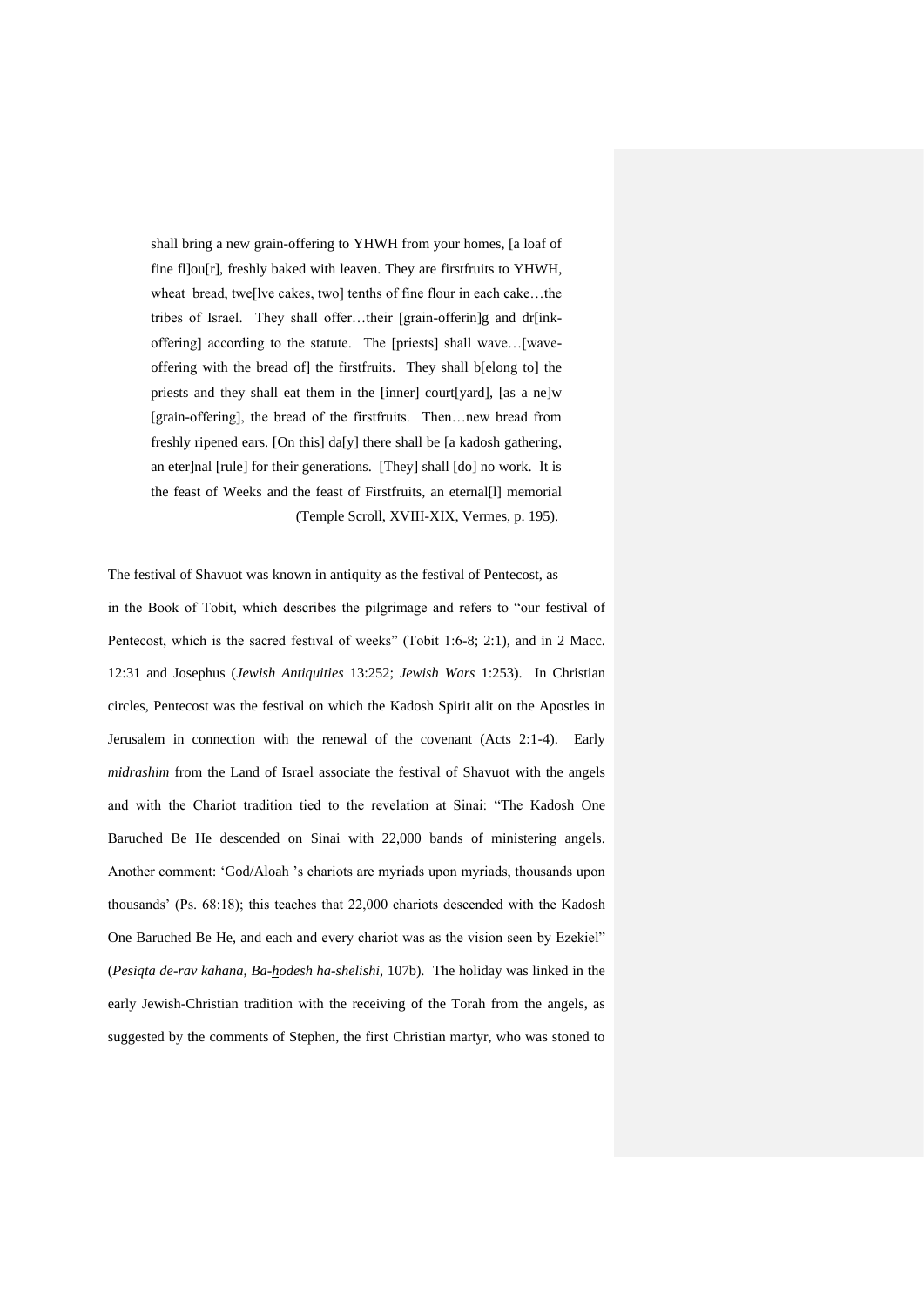> shall bring a new grain-offering to YHWH from your homes, [a loaf of fine fl]ou[r], freshly baked with leaven. They are firstfruits to YHWH, wheat bread, twe[lve cakes, two] tenths of fine flour in each cake…the tribes of Israel. They shall offer…their [grain-offerin]g and dr[ink-offering] according to the statute. The [priests] shall wave…[wave-offering with the bread of] the firstfruits. They shall b[elong to] the priests and they shall eat them in the [inner] court[yard], [as a ne]w [grain-offering], the bread of the firstfruits. Then…new bread from freshly ripened ears. [On this] da[y] there shall be [a kadosh gathering, an eter]nal [rule] for their generations. [They] shall [do] no work. It is the feast of Weeks and the feast of Firstfruits, an eternal[l] memorial (Temple Scroll, XVIII-XIX, Vermes, p. 195).

The festival of Shavuot was known in antiquity as the festival of Pentecost, as in the Book of Tobit, which describes the pilgrimage and refers to "our festival of Pentecost, which is the sacred festival of weeks" (Tobit 1:6-8; 2:1), and in 2 Macc. 12:31 and Josephus (*Jewish Antiquities* 13:252; *Jewish Wars* 1:253). In Christian circles, Pentecost was the festival on which the Kadosh Spirit alit on the Apostles in Jerusalem in connection with the renewal of the covenant (Acts 2:1-4). Early *midrashim* from the Land of Israel associate the festival of Shavuot with the angels and with the Chariot tradition tied to the revelation at Sinai: "The Kadosh One Baruched Be He descended on Sinai with 22,000 bands of ministering angels. Another comment: 'God/Aloah 's chariots are myriads upon myriads, thousands upon thousands' (Ps. 68:18); this teaches that 22,000 chariots descended with the Kadosh One Baruched Be He, and each and every chariot was as the vision seen by Ezekiel" (*Pesiqta de-rav kahana, Ba-hodesh ha-shelishi*, 107b). The holiday was linked in the early Jewish-Christian tradition with the receiving of the Torah from the angels, as suggested by the comments of Stephen, the first Christian martyr, who was stoned to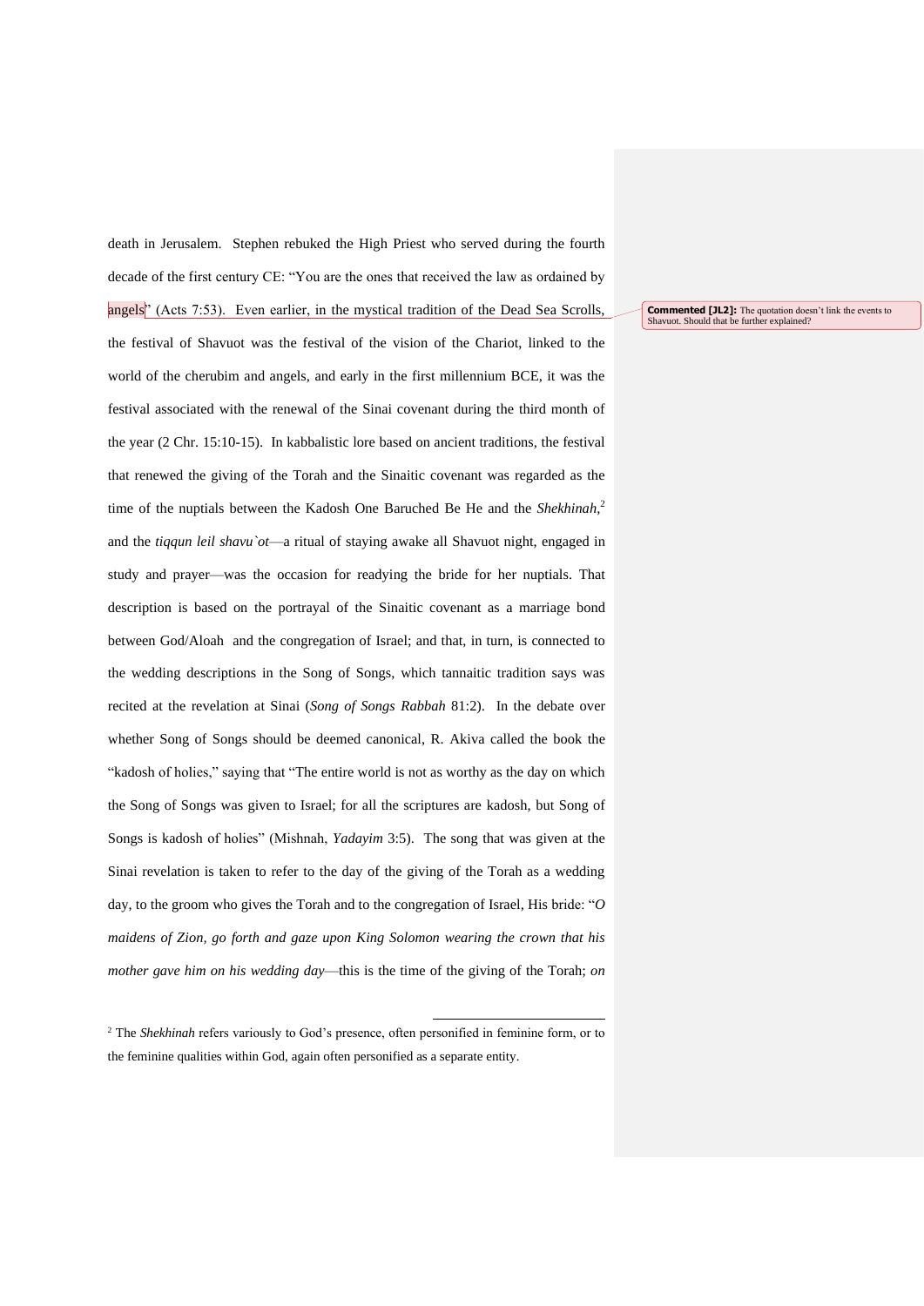death in Jerusalem. Stephen rebuked the High Priest who served during the fourth decade of the first century CE: "You are the ones that received the law as ordained by angels" (Acts 7:53). Even earlier, in the mystical tradition of the Dead Sea Scrolls, the festival of Shavuot was the festival of the vision of the Chariot, linked to the world of the cherubim and angels, and early in the first millennium BCE, it was the festival associated with the renewal of the Sinai covenant during the third month of the year (2 Chr. 15:10-15). In kabbalistic lore based on ancient traditions, the festival that renewed the giving of the Torah and the Sinaitic covenant was regarded as the time of the nuptials between the Kadosh One Baruched Be He and the *Shekhinah*,[2] and the *tiqqun leil shavu`ot*—a ritual of staying awake all Shavuot night, engaged in study and prayer—was the occasion for readying the bride for her nuptials. That description is based on the portrayal of the Sinaitic covenant as a marriage bond between God/Aloah and the congregation of Israel; and that, in turn, is connected to the wedding descriptions in the Song of Songs, which tannaitic tradition says was recited at the revelation at Sinai (*Song of Songs Rabbah* 81:2). In the debate over whether Song of Songs should be deemed canonical, R. Akiva called the book the "kadosh of holies," saying that "The entire world is not as worthy as the day on which the Song of Songs was given to Israel; for all the scriptures are kadosh, but Song of Songs is kadosh of holies" (Mishnah, *Yadayim* 3:5). The song that was given at the Sinai revelation is taken to refer to the day of the giving of the Torah as a wedding day, to the groom who gives the Torah and to the congregation of Israel, His bride: "*O maidens of Zion, go forth and gaze upon King Solomon wearing the crown that his mother gave him on his wedding day*—this is the time of the giving of the Torah; *on*

**Commented [JL2]:** The quotation doesn't link the events to Shavuot. Should that be further explained?

---

[2] The *Shekhinah* refers variously to God's presence, often personified in feminine form, or to the feminine qualities within God, again often personified as a separate entity.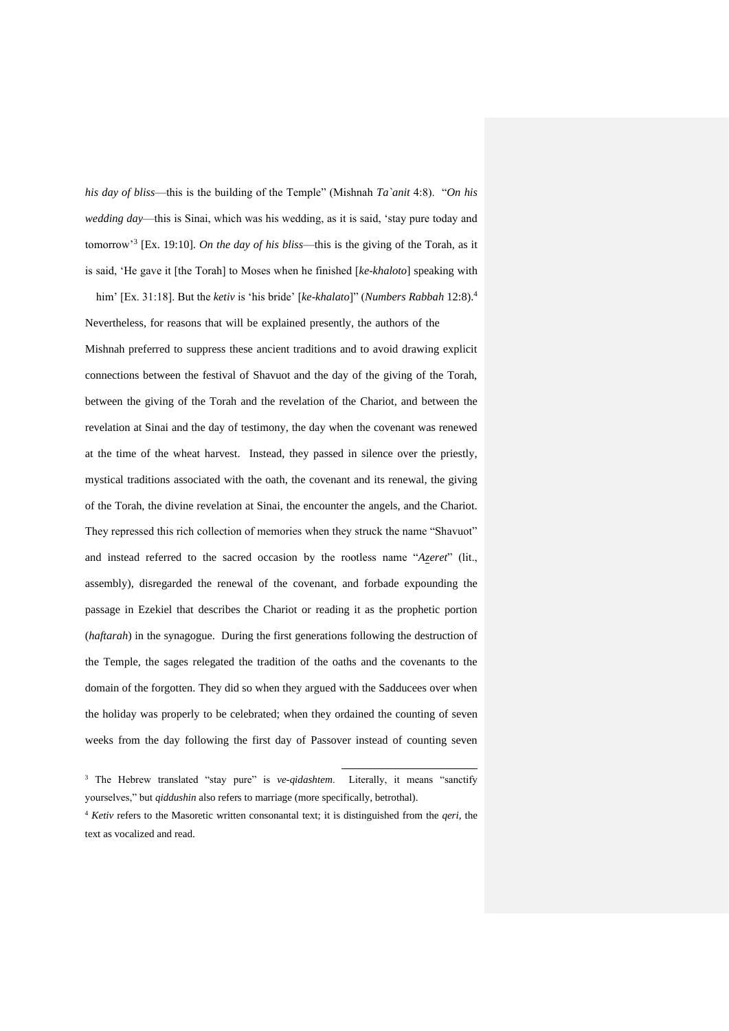*his day of bliss*—this is the building of the Temple" (Mishnah *Ta`anit* 4:8). "*On his wedding day*—this is Sinai, which was his wedding, as it is said, 'stay pure today and tomorrow'[3] [Ex. 19:10]. *On the day of his bliss*—this is the giving of the Torah, as it is said, 'He gave it [the Torah] to Moses when he finished [*ke-khaloto*] speaking with him' [Ex. 31:18]. But the *ketiv* is 'his bride' [*ke-khalato*]" (*Numbers Rabbah* 12:8).[4] Nevertheless, for reasons that will be explained presently, the authors of the Mishnah preferred to suppress these ancient traditions and to avoid drawing explicit connections between the festival of Shavuot and the day of the giving of the Torah, between the giving of the Torah and the revelation of the Chariot, and between the revelation at Sinai and the day of testimony, the day when the covenant was renewed at the time of the wheat harvest. Instead, they passed in silence over the priestly, mystical traditions associated with the oath, the covenant and its renewal, the giving of the Torah, the divine revelation at Sinai, the encounter the angels, and the Chariot. They repressed this rich collection of memories when they struck the name "Shavuot" and instead referred to the sacred occasion by the rootless name "*Azeret*" (lit., assembly), disregarded the renewal of the covenant, and forbade expounding the passage in Ezekiel that describes the Chariot or reading it as the prophetic portion (*haftarah*) in the synagogue. During the first generations following the destruction of the Temple, the sages relegated the tradition of the oaths and the covenants to the domain of the forgotten. They did so when they argued with the Sadducees over when the holiday was properly to be celebrated; when they ordained the counting of seven weeks from the day following the first day of Passover instead of counting seven

---

[3] The Hebrew translated "stay pure" is *ve-qidashtem*. Literally, it means "sanctify yourselves," but *qiddushin* also refers to marriage (more specifically, betrothal).

[4] *Ketiv* refers to the Masoretic written consonantal text; it is distinguished from the *qeri*, the text as vocalized and read.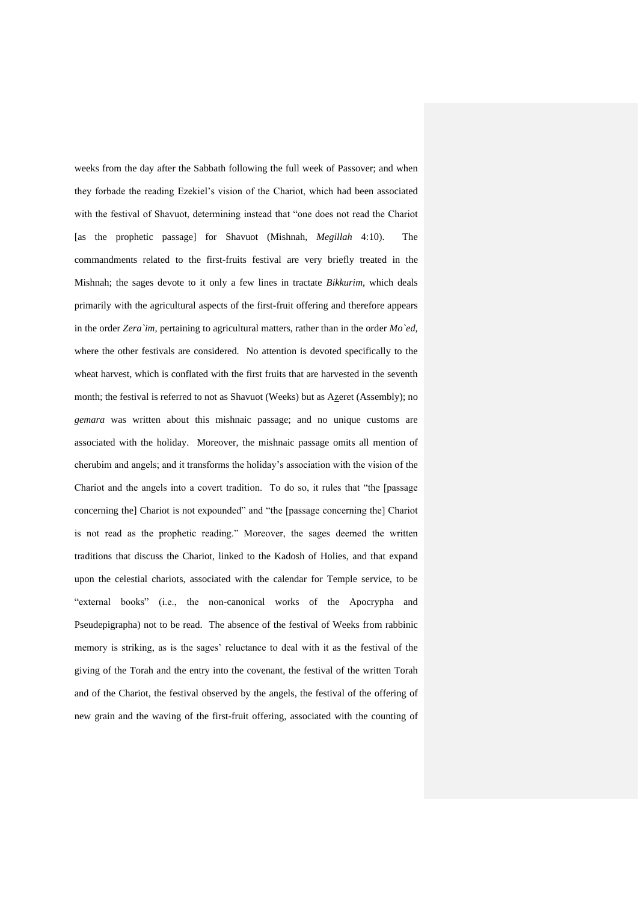weeks from the day after the Sabbath following the full week of Passover; and when they forbade the reading Ezekiel's vision of the Chariot, which had been associated with the festival of Shavuot, determining instead that "one does not read the Chariot [as the prophetic passage] for Shavuot (Mishnah, *Megillah* 4:10). The commandments related to the first-fruits festival are very briefly treated in the Mishnah; the sages devote to it only a few lines in tractate *Bikkurim*, which deals primarily with the agricultural aspects of the first-fruit offering and therefore appears in the order *Zera`im*, pertaining to agricultural matters, rather than in the order *Mo`ed*, where the other festivals are considered. No attention is devoted specifically to the wheat harvest, which is conflated with the first fruits that are harvested in the seventh month; the festival is referred to not as Shavuot (Weeks) but as A<u>z</u>eret (Assembly); no *gemara* was written about this mishnaic passage; and no unique customs are associated with the holiday. Moreover, the mishnaic passage omits all mention of cherubim and angels; and it transforms the holiday's association with the vision of the Chariot and the angels into a covert tradition. To do so, it rules that "the [passage concerning the] Chariot is not expounded" and "the [passage concerning the] Chariot is not read as the prophetic reading." Moreover, the sages deemed the written traditions that discuss the Chariot, linked to the Kadosh of Holies, and that expand upon the celestial chariots, associated with the calendar for Temple service, to be "external books" (i.e., the non-canonical works of the Apocrypha and Pseudepigrapha) not to be read. The absence of the festival of Weeks from rabbinic memory is striking, as is the sages' reluctance to deal with it as the festival of the giving of the Torah and the entry into the covenant, the festival of the written Torah and of the Chariot, the festival observed by the angels, the festival of the offering of new grain and the waving of the first-fruit offering, associated with the counting of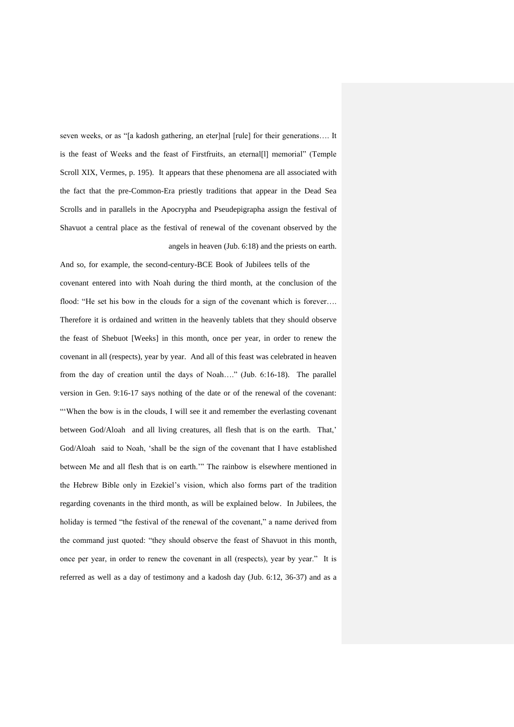seven weeks, or as "[a kadosh gathering, an eter]nal [rule] for their generations…. It is the feast of Weeks and the feast of Firstfruits, an eternal[l] memorial" (Temple Scroll XIX, Vermes, p. 195). It appears that these phenomena are all associated with the fact that the pre-Common-Era priestly traditions that appear in the Dead Sea Scrolls and in parallels in the Apocrypha and Pseudepigrapha assign the festival of Shavuot a central place as the festival of renewal of the covenant observed by the angels in heaven (Jub. 6:18) and the priests on earth.

And so, for example, the second-century-BCE Book of Jubilees tells of the covenant entered into with Noah during the third month, at the conclusion of the flood: "He set his bow in the clouds for a sign of the covenant which is forever…. Therefore it is ordained and written in the heavenly tablets that they should observe the feast of Shebuot [Weeks] in this month, once per year, in order to renew the covenant in all (respects), year by year. And all of this feast was celebrated in heaven from the day of creation until the days of Noah…." (Jub. 6:16-18). The parallel version in Gen. 9:16-17 says nothing of the date or of the renewal of the covenant: "'When the bow is in the clouds, I will see it and remember the everlasting covenant between God/Aloah and all living creatures, all flesh that is on the earth. That,' God/Aloah said to Noah, 'shall be the sign of the covenant that I have established between Me and all flesh that is on earth.'" The rainbow is elsewhere mentioned in the Hebrew Bible only in Ezekiel's vision, which also forms part of the tradition regarding covenants in the third month, as will be explained below. In Jubilees, the holiday is termed "the festival of the renewal of the covenant," a name derived from the command just quoted: "they should observe the feast of Shavuot in this month, once per year, in order to renew the covenant in all (respects), year by year." It is referred as well as a day of testimony and a kadosh day (Jub. 6:12, 36-37) and as a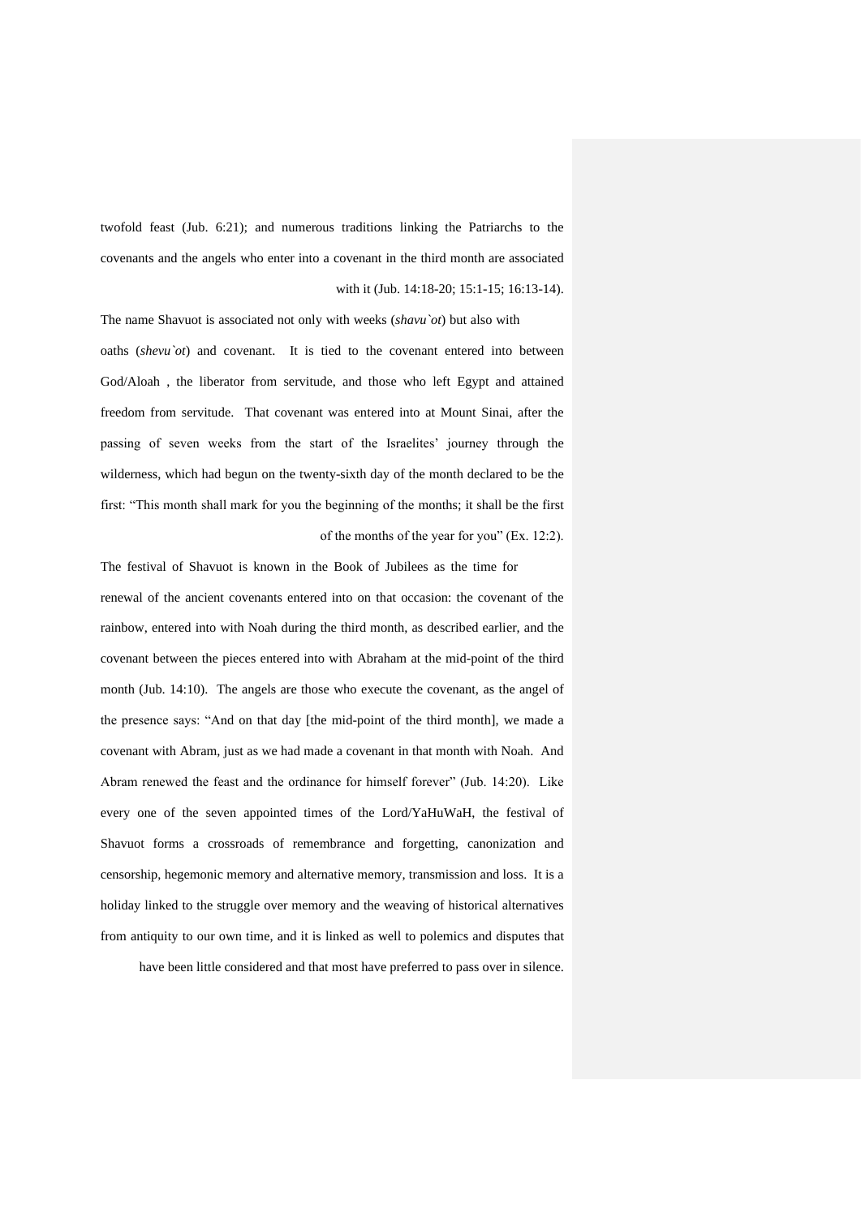twofold feast (Jub. 6:21); and numerous traditions linking the Patriarchs to the covenants and the angels who enter into a covenant in the third month are associated with it (Jub. 14:18-20; 15:1-15; 16:13-14).

The name Shavuot is associated not only with weeks (*shavu`ot*) but also with oaths (*shevu`ot*) and covenant. It is tied to the covenant entered into between God/Aloah , the liberator from servitude, and those who left Egypt and attained freedom from servitude. That covenant was entered into at Mount Sinai, after the passing of seven weeks from the start of the Israelites' journey through the wilderness, which had begun on the twenty-sixth day of the month declared to be the first: "This month shall mark for you the beginning of the months; it shall be the first of the months of the year for you" (Ex. 12:2).

The festival of Shavuot is known in the Book of Jubilees as the time for renewal of the ancient covenants entered into on that occasion: the covenant of the rainbow, entered into with Noah during the third month, as described earlier, and the covenant between the pieces entered into with Abraham at the mid-point of the third month (Jub. 14:10). The angels are those who execute the covenant, as the angel of the presence says: "And on that day [the mid-point of the third month], we made a covenant with Abram, just as we had made a covenant in that month with Noah. And Abram renewed the feast and the ordinance for himself forever" (Jub. 14:20). Like every one of the seven appointed times of the Lord/YaHuWaH, the festival of Shavuot forms a crossroads of remembrance and forgetting, canonization and censorship, hegemonic memory and alternative memory, transmission and loss. It is a holiday linked to the struggle over memory and the weaving of historical alternatives from antiquity to our own time, and it is linked as well to polemics and disputes that have been little considered and that most have preferred to pass over in silence.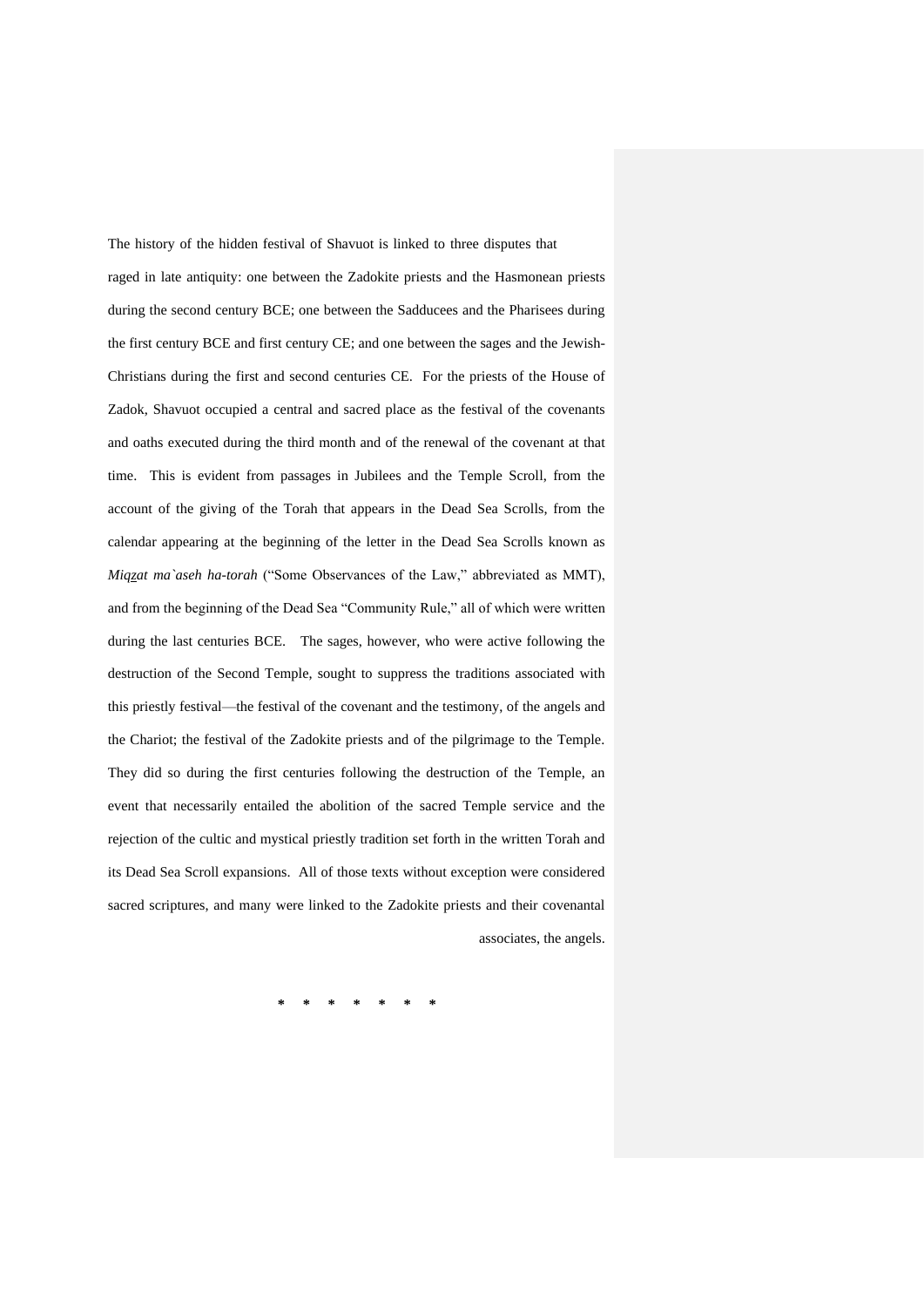The history of the hidden festival of Shavuot is linked to three disputes that raged in late antiquity: one between the Zadokite priests and the Hasmonean priests during the second century BCE; one between the Sadducees and the Pharisees during the first century BCE and first century CE; and one between the sages and the Jewish-Christians during the first and second centuries CE. For the priests of the House of Zadok, Shavuot occupied a central and sacred place as the festival of the covenants and oaths executed during the third month and of the renewal of the covenant at that time. This is evident from passages in Jubilees and the Temple Scroll, from the account of the giving of the Torah that appears in the Dead Sea Scrolls, from the calendar appearing at the beginning of the letter in the Dead Sea Scrolls known as *Miqzat ma`aseh ha-torah* ("Some Observances of the Law," abbreviated as MMT), and from the beginning of the Dead Sea "Community Rule," all of which were written during the last centuries BCE. The sages, however, who were active following the destruction of the Second Temple, sought to suppress the traditions associated with this priestly festival—the festival of the covenant and the testimony, of the angels and the Chariot; the festival of the Zadokite priests and of the pilgrimage to the Temple. They did so during the first centuries following the destruction of the Temple, an event that necessarily entailed the abolition of the sacred Temple service and the rejection of the cultic and mystical priestly tradition set forth in the written Torah and its Dead Sea Scroll expansions. All of those texts without exception were considered sacred scriptures, and many were linked to the Zadokite priests and their covenantal associates, the angels.

\* \* \* \* \* \* \*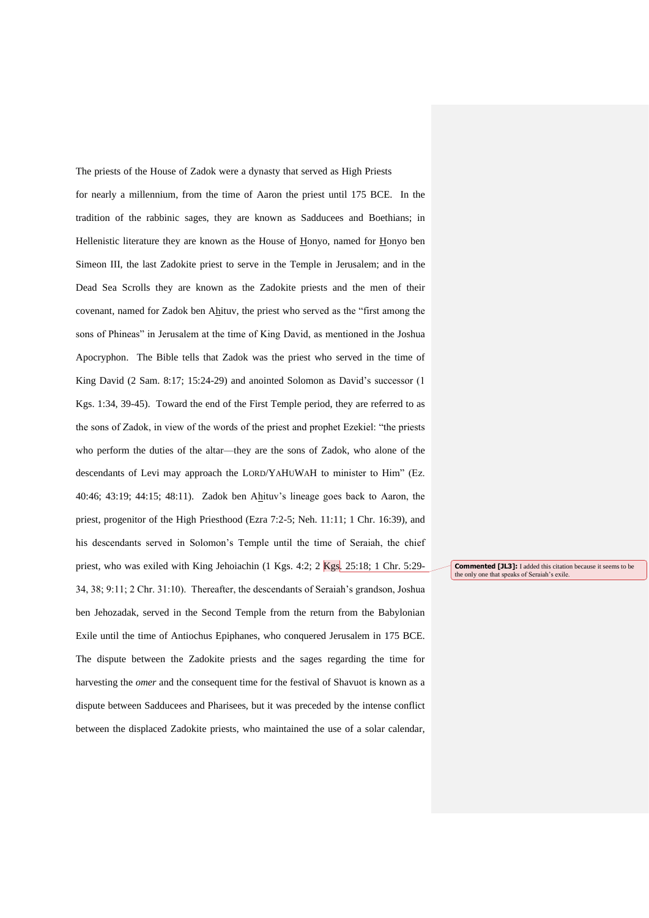The priests of the House of Zadok were a dynasty that served as High Priests for nearly a millennium, from the time of Aaron the priest until 175 BCE. In the tradition of the rabbinic sages, they are known as Sadducees and Boethians; in Hellenistic literature they are known as the House of Honyo, named for Honyo ben Simeon III, the last Zadokite priest to serve in the Temple in Jerusalem; and in the Dead Sea Scrolls they are known as the Zadokite priests and the men of their covenant, named for Zadok ben Ahituv, the priest who served as the "first among the sons of Phineas" in Jerusalem at the time of King David, as mentioned in the Joshua Apocryphon. The Bible tells that Zadok was the priest who served in the time of King David (2 Sam. 8:17; 15:24-29) and anointed Solomon as David's successor (1 Kgs. 1:34, 39-45). Toward the end of the First Temple period, they are referred to as the sons of Zadok, in view of the words of the priest and prophet Ezekiel: "the priests who perform the duties of the altar—they are the sons of Zadok, who alone of the descendants of Levi may approach the LORD/YAHUWAH to minister to Him" (Ez. 40:46; 43:19; 44:15; 48:11). Zadok ben Ahituv's lineage goes back to Aaron, the priest, progenitor of the High Priesthood (Ezra 7:2-5; Neh. 11:11; 1 Chr. 16:39), and his descendants served in Solomon's Temple until the time of Seraiah, the chief priest, who was exiled with King Jehoiachin (1 Kgs. 4:2; 2 Kgs. 25:18; 1 Chr. 5:29-34, 38; 9:11; 2 Chr. 31:10). Thereafter, the descendants of Seraiah's grandson, Joshua ben Jehozadak, served in the Second Temple from the return from the Babylonian Exile until the time of Antiochus Epiphanes, who conquered Jerusalem in 175 BCE. The dispute between the Zadokite priests and the sages regarding the time for harvesting the *omer* and the consequent time for the festival of Shavuot is known as a dispute between Sadducees and Pharisees, but it was preceded by the intense conflict between the displaced Zadokite priests, who maintained the use of a solar calendar,

**Commented [JL3]:** I added this citation because it seems to be the only one that speaks of Seraiah's exile.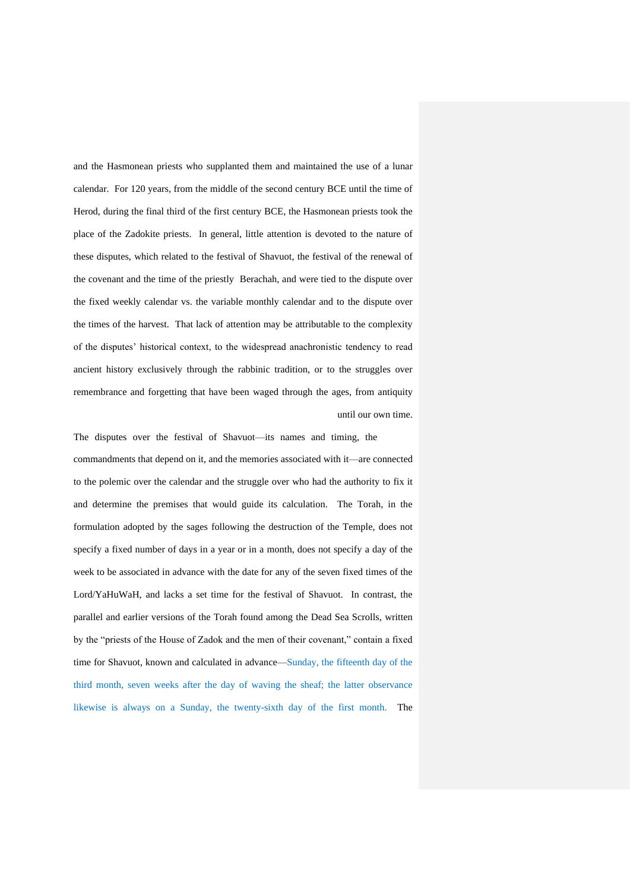and the Hasmonean priests who supplanted them and maintained the use of a lunar calendar. For 120 years, from the middle of the second century BCE until the time of Herod, during the final third of the first century BCE, the Hasmonean priests took the place of the Zadokite priests. In general, little attention is devoted to the nature of these disputes, which related to the festival of Shavuot, the festival of the renewal of the covenant and the time of the priestly Berachah, and were tied to the dispute over the fixed weekly calendar vs. the variable monthly calendar and to the dispute over the times of the harvest. That lack of attention may be attributable to the complexity of the disputes' historical context, to the widespread anachronistic tendency to read ancient history exclusively through the rabbinic tradition, or to the struggles over remembrance and forgetting that have been waged through the ages, from antiquity until our own time.

The disputes over the festival of Shavuot—its names and timing, the commandments that depend on it, and the memories associated with it—are connected to the polemic over the calendar and the struggle over who had the authority to fix it and determine the premises that would guide its calculation. The Torah, in the formulation adopted by the sages following the destruction of the Temple, does not specify a fixed number of days in a year or in a month, does not specify a day of the week to be associated in advance with the date for any of the seven fixed times of the Lord/YaHuWaH, and lacks a set time for the festival of Shavuot. In contrast, the parallel and earlier versions of the Torah found among the Dead Sea Scrolls, written by the "priests of the House of Zadok and the men of their covenant," contain a fixed time for Shavuot, known and calculated in advance—Sunday, the fifteenth day of the third month, seven weeks after the day of waving the sheaf; the latter observance likewise is always on a Sunday, the twenty-sixth day of the first month. The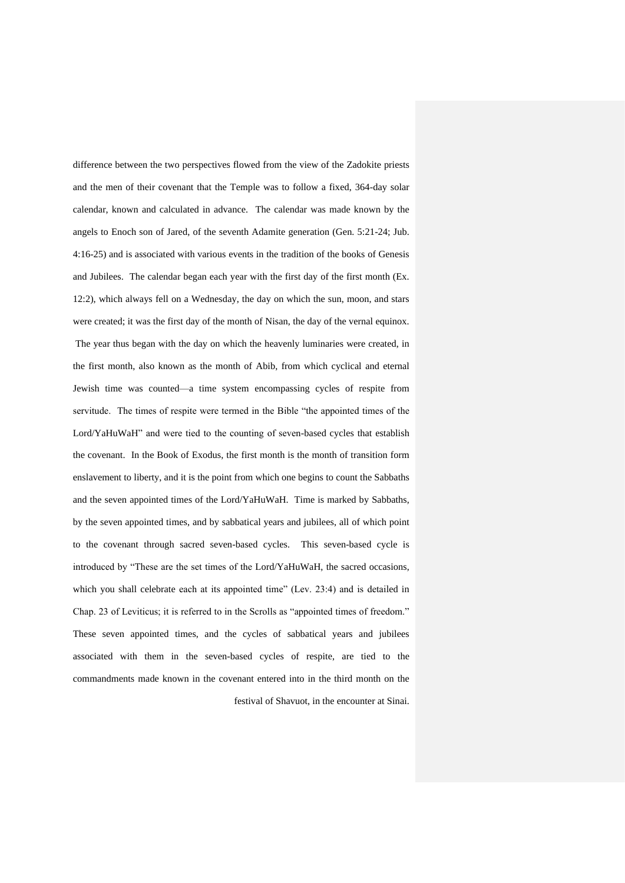difference between the two perspectives flowed from the view of the Zadokite priests and the men of their covenant that the Temple was to follow a fixed, 364-day solar calendar, known and calculated in advance. The calendar was made known by the angels to Enoch son of Jared, of the seventh Adamite generation (Gen. 5:21-24; Jub. 4:16-25) and is associated with various events in the tradition of the books of Genesis and Jubilees. The calendar began each year with the first day of the first month (Ex. 12:2), which always fell on a Wednesday, the day on which the sun, moon, and stars were created; it was the first day of the month of Nisan, the day of the vernal equinox. The year thus began with the day on which the heavenly luminaries were created, in the first month, also known as the month of Abib, from which cyclical and eternal Jewish time was counted—a time system encompassing cycles of respite from servitude. The times of respite were termed in the Bible "the appointed times of the Lord/YaHuWaH" and were tied to the counting of seven-based cycles that establish the covenant. In the Book of Exodus, the first month is the month of transition form enslavement to liberty, and it is the point from which one begins to count the Sabbaths and the seven appointed times of the Lord/YaHuWaH. Time is marked by Sabbaths, by the seven appointed times, and by sabbatical years and jubilees, all of which point to the covenant through sacred seven-based cycles. This seven-based cycle is introduced by "These are the set times of the Lord/YaHuWaH, the sacred occasions, which you shall celebrate each at its appointed time" (Lev. 23:4) and is detailed in Chap. 23 of Leviticus; it is referred to in the Scrolls as "appointed times of freedom." These seven appointed times, and the cycles of sabbatical years and jubilees associated with them in the seven-based cycles of respite, are tied to the commandments made known in the covenant entered into in the third month on the festival of Shavuot, in the encounter at Sinai.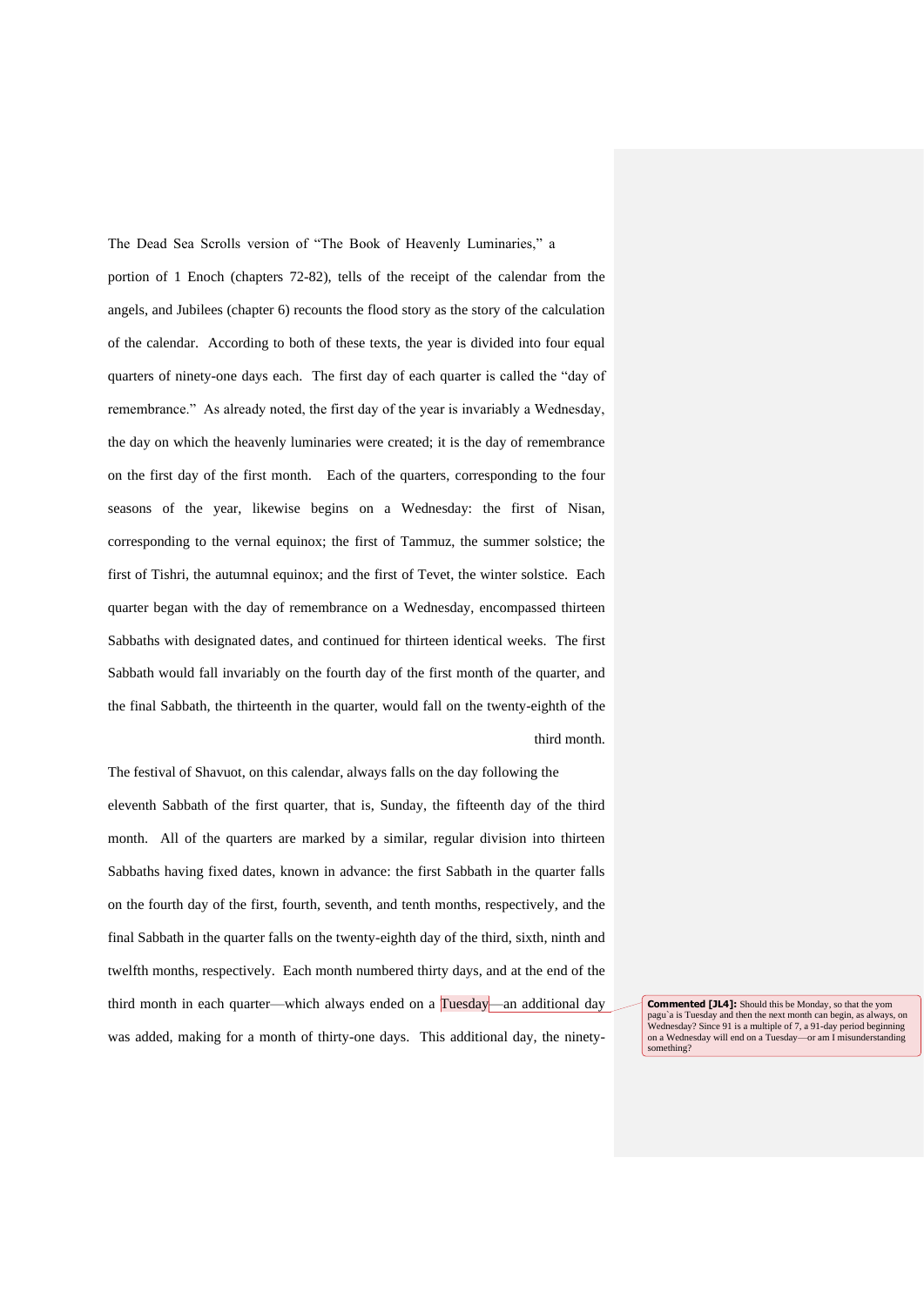The Dead Sea Scrolls version of "The Book of Heavenly Luminaries," a portion of 1 Enoch (chapters 72-82), tells of the receipt of the calendar from the angels, and Jubilees (chapter 6) recounts the flood story as the story of the calculation of the calendar. According to both of these texts, the year is divided into four equal quarters of ninety-one days each. The first day of each quarter is called the "day of remembrance." As already noted, the first day of the year is invariably a Wednesday, the day on which the heavenly luminaries were created; it is the day of remembrance on the first day of the first month. Each of the quarters, corresponding to the four seasons of the year, likewise begins on a Wednesday: the first of Nisan, corresponding to the vernal equinox; the first of Tammuz, the summer solstice; the first of Tishri, the autumnal equinox; and the first of Tevet, the winter solstice. Each quarter began with the day of remembrance on a Wednesday, encompassed thirteen Sabbaths with designated dates, and continued for thirteen identical weeks. The first Sabbath would fall invariably on the fourth day of the first month of the quarter, and the final Sabbath, the thirteenth in the quarter, would fall on the twenty-eighth of the third month.

The festival of Shavuot, on this calendar, always falls on the day following the eleventh Sabbath of the first quarter, that is, Sunday, the fifteenth day of the third month. All of the quarters are marked by a similar, regular division into thirteen Sabbaths having fixed dates, known in advance: the first Sabbath in the quarter falls on the fourth day of the first, fourth, seventh, and tenth months, respectively, and the final Sabbath in the quarter falls on the twenty-eighth day of the third, sixth, ninth and twelfth months, respectively. Each month numbered thirty days, and at the end of the third month in each quarter—which always ended on a Tuesday—an additional day was added, making for a month of thirty-one days. This additional day, the ninety-

**Commented [JL4]:** Should this be Monday, so that the yom pagu`a is Tuesday and then the next month can begin, as always, on Wednesday? Since 91 is a multiple of 7, a 91-day period beginning on a Wednesday will end on a Tuesday—or am I misunderstanding something?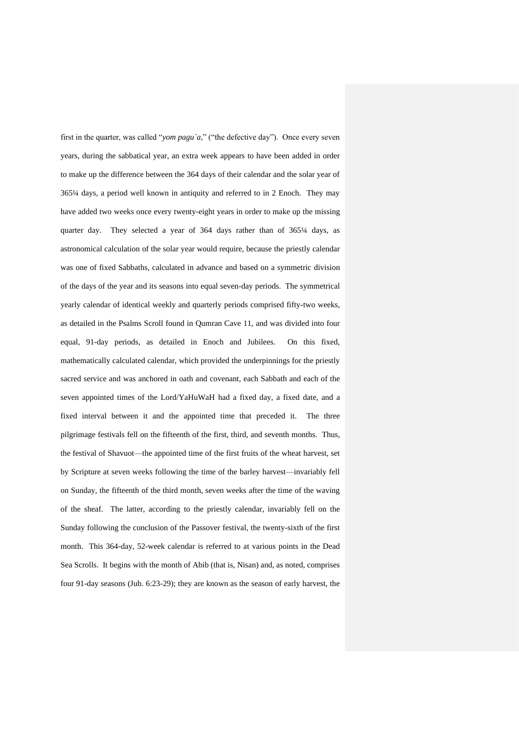first in the quarter, was called "*yom pagu`a*," ("the defective day"). Once every seven years, during the sabbatical year, an extra week appears to have been added in order to make up the difference between the 364 days of their calendar and the solar year of 365¼ days, a period well known in antiquity and referred to in 2 Enoch. They may have added two weeks once every twenty-eight years in order to make up the missing quarter day. They selected a year of 364 days rather than of 365¼ days, as astronomical calculation of the solar year would require, because the priestly calendar was one of fixed Sabbaths, calculated in advance and based on a symmetric division of the days of the year and its seasons into equal seven-day periods. The symmetrical yearly calendar of identical weekly and quarterly periods comprised fifty-two weeks, as detailed in the Psalms Scroll found in Qumran Cave 11, and was divided into four equal, 91-day periods, as detailed in Enoch and Jubilees. On this fixed, mathematically calculated calendar, which provided the underpinnings for the priestly sacred service and was anchored in oath and covenant, each Sabbath and each of the seven appointed times of the Lord/YaHuWaH had a fixed day, a fixed date, and a fixed interval between it and the appointed time that preceded it. The three pilgrimage festivals fell on the fifteenth of the first, third, and seventh months. Thus, the festival of Shavuot—the appointed time of the first fruits of the wheat harvest, set by Scripture at seven weeks following the time of the barley harvest—invariably fell on Sunday, the fifteenth of the third month, seven weeks after the time of the waving of the sheaf. The latter, according to the priestly calendar, invariably fell on the Sunday following the conclusion of the Passover festival, the twenty-sixth of the first month. This 364-day, 52-week calendar is referred to at various points in the Dead Sea Scrolls. It begins with the month of Abib (that is, Nisan) and, as noted, comprises four 91-day seasons (Jub. 6:23-29); they are known as the season of early harvest, the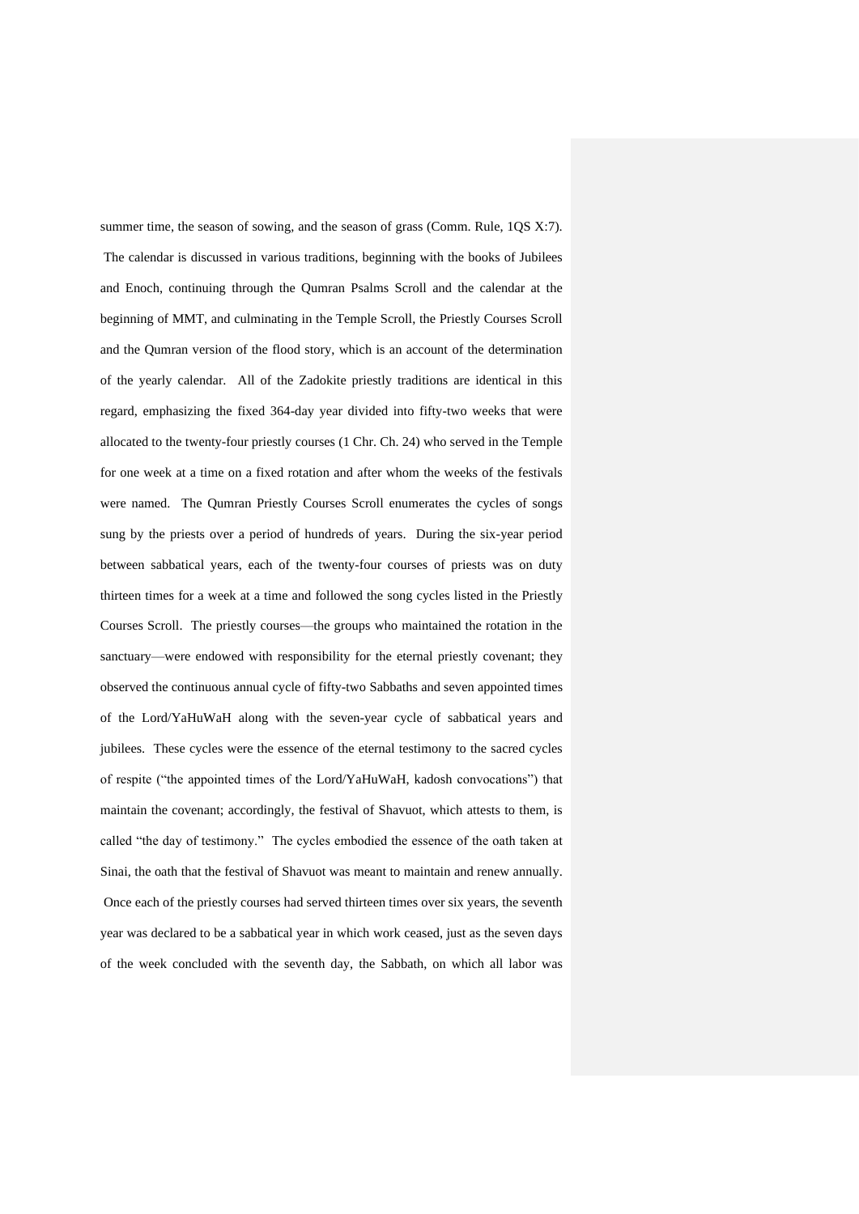summer time, the season of sowing, and the season of grass (Comm. Rule, 1QS X:7). The calendar is discussed in various traditions, beginning with the books of Jubilees and Enoch, continuing through the Qumran Psalms Scroll and the calendar at the beginning of MMT, and culminating in the Temple Scroll, the Priestly Courses Scroll and the Qumran version of the flood story, which is an account of the determination of the yearly calendar. All of the Zadokite priestly traditions are identical in this regard, emphasizing the fixed 364-day year divided into fifty-two weeks that were allocated to the twenty-four priestly courses (1 Chr. Ch. 24) who served in the Temple for one week at a time on a fixed rotation and after whom the weeks of the festivals were named. The Qumran Priestly Courses Scroll enumerates the cycles of songs sung by the priests over a period of hundreds of years. During the six-year period between sabbatical years, each of the twenty-four courses of priests was on duty thirteen times for a week at a time and followed the song cycles listed in the Priestly Courses Scroll. The priestly courses—the groups who maintained the rotation in the sanctuary—were endowed with responsibility for the eternal priestly covenant; they observed the continuous annual cycle of fifty-two Sabbaths and seven appointed times of the Lord/YaHuWaH along with the seven-year cycle of sabbatical years and jubilees. These cycles were the essence of the eternal testimony to the sacred cycles of respite ("the appointed times of the Lord/YaHuWaH, kadosh convocations") that maintain the covenant; accordingly, the festival of Shavuot, which attests to them, is called "the day of testimony." The cycles embodied the essence of the oath taken at Sinai, the oath that the festival of Shavuot was meant to maintain and renew annually. Once each of the priestly courses had served thirteen times over six years, the seventh year was declared to be a sabbatical year in which work ceased, just as the seven days of the week concluded with the seventh day, the Sabbath, on which all labor was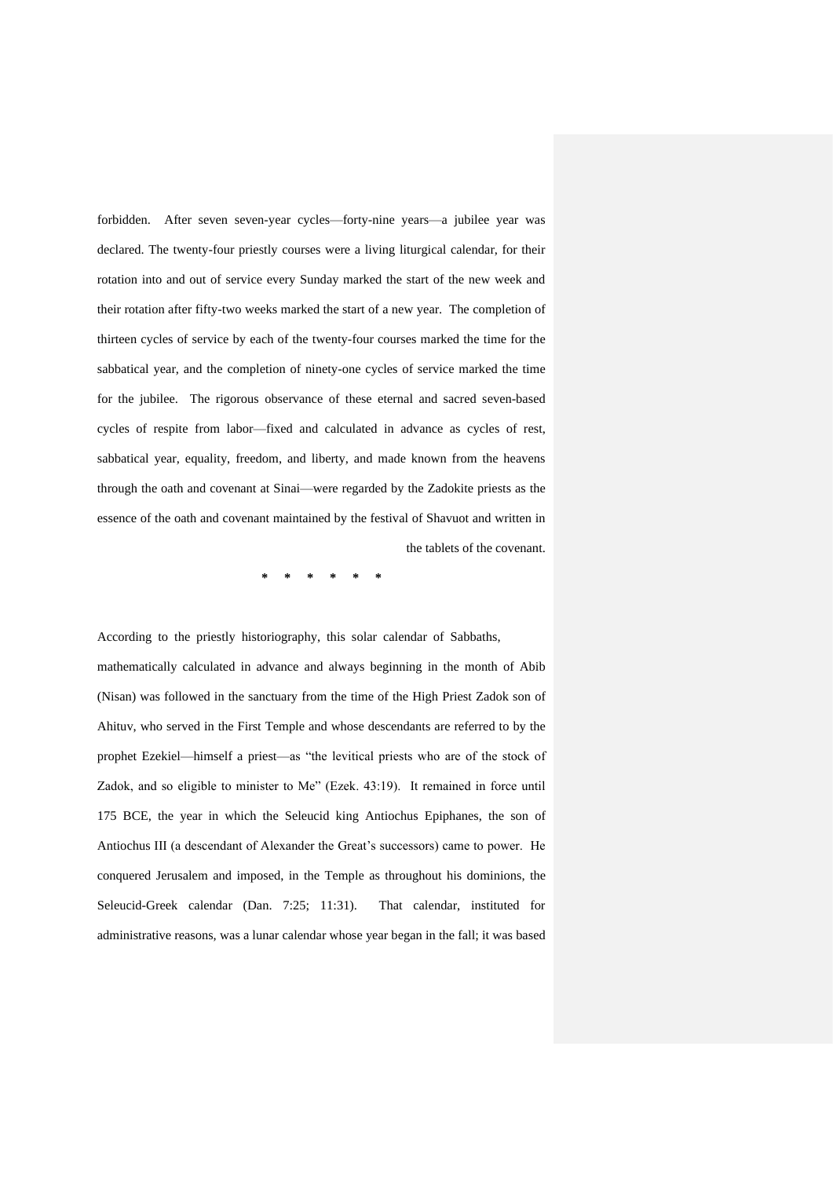forbidden. After seven seven-year cycles—forty-nine years—a jubilee year was declared. The twenty-four priestly courses were a living liturgical calendar, for their rotation into and out of service every Sunday marked the start of the new week and their rotation after fifty-two weeks marked the start of a new year. The completion of thirteen cycles of service by each of the twenty-four courses marked the time for the sabbatical year, and the completion of ninety-one cycles of service marked the time for the jubilee. The rigorous observance of these eternal and sacred seven-based cycles of respite from labor—fixed and calculated in advance as cycles of rest, sabbatical year, equality, freedom, and liberty, and made known from the heavens through the oath and covenant at Sinai—were regarded by the Zadokite priests as the essence of the oath and covenant maintained by the festival of Shavuot and written in the tablets of the covenant.

* * * * * *

According to the priestly historiography, this solar calendar of Sabbaths, mathematically calculated in advance and always beginning in the month of Abib (Nisan) was followed in the sanctuary from the time of the High Priest Zadok son of Ahituv, who served in the First Temple and whose descendants are referred to by the prophet Ezekiel—himself a priest—as "the levitical priests who are of the stock of Zadok, and so eligible to minister to Me" (Ezek. 43:19). It remained in force until 175 BCE, the year in which the Seleucid king Antiochus Epiphanes, the son of Antiochus III (a descendant of Alexander the Great's successors) came to power. He conquered Jerusalem and imposed, in the Temple as throughout his dominions, the Seleucid-Greek calendar (Dan. 7:25; 11:31). That calendar, instituted for administrative reasons, was a lunar calendar whose year began in the fall; it was based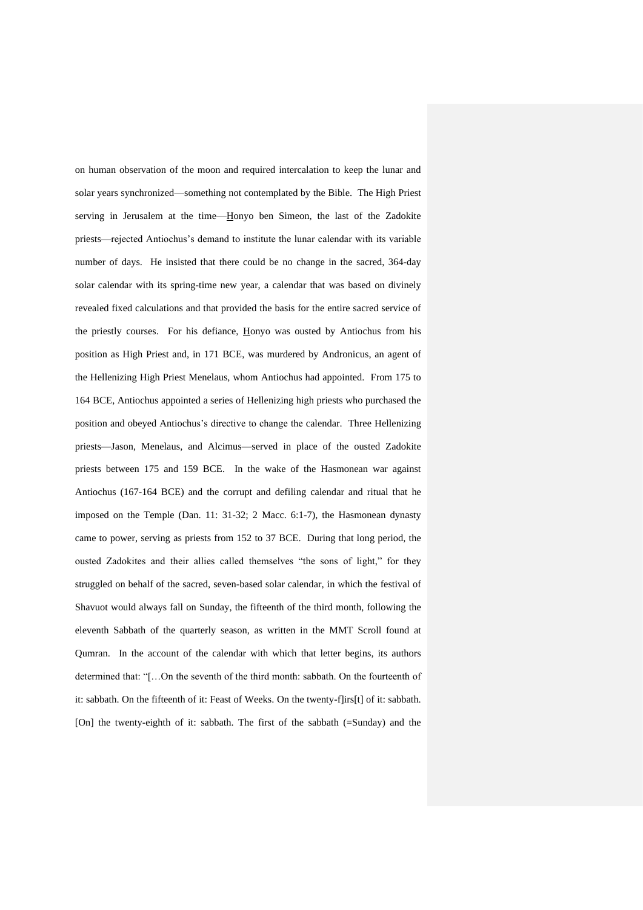on human observation of the moon and required intercalation to keep the lunar and solar years synchronized—something not contemplated by the Bible. The High Priest serving in Jerusalem at the time—Honyo ben Simeon, the last of the Zadokite priests—rejected Antiochus's demand to institute the lunar calendar with its variable number of days. He insisted that there could be no change in the sacred, 364-day solar calendar with its spring-time new year, a calendar that was based on divinely revealed fixed calculations and that provided the basis for the entire sacred service of the priestly courses. For his defiance, Honyo was ousted by Antiochus from his position as High Priest and, in 171 BCE, was murdered by Andronicus, an agent of the Hellenizing High Priest Menelaus, whom Antiochus had appointed. From 175 to 164 BCE, Antiochus appointed a series of Hellenizing high priests who purchased the position and obeyed Antiochus's directive to change the calendar. Three Hellenizing priests—Jason, Menelaus, and Alcimus—served in place of the ousted Zadokite priests between 175 and 159 BCE. In the wake of the Hasmonean war against Antiochus (167-164 BCE) and the corrupt and defiling calendar and ritual that he imposed on the Temple (Dan. 11: 31-32; 2 Macc. 6:1-7), the Hasmonean dynasty came to power, serving as priests from 152 to 37 BCE. During that long period, the ousted Zadokites and their allies called themselves "the sons of light," for they struggled on behalf of the sacred, seven-based solar calendar, in which the festival of Shavuot would always fall on Sunday, the fifteenth of the third month, following the eleventh Sabbath of the quarterly season, as written in the MMT Scroll found at Qumran. In the account of the calendar with which that letter begins, its authors determined that: "[…On the seventh of the third month: sabbath. On the fourteenth of it: sabbath. On the fifteenth of it: Feast of Weeks. On the twenty-f]irs[t] of it: sabbath. [On] the twenty-eighth of it: sabbath. The first of the sabbath (=Sunday) and the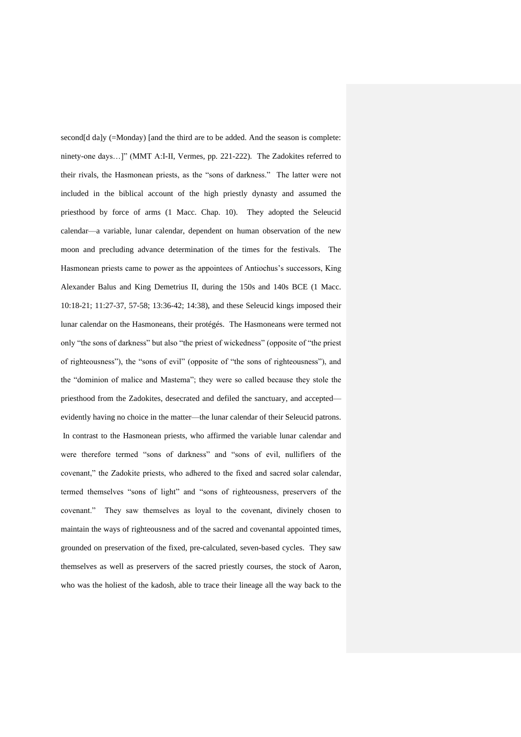second[d da]y (=Monday) [and the third are to be added. And the season is complete: ninety-one days…]" (MMT A:I-II, Vermes, pp. 221-222). The Zadokites referred to their rivals, the Hasmonean priests, as the "sons of darkness." The latter were not included in the biblical account of the high priestly dynasty and assumed the priesthood by force of arms (1 Macc. Chap. 10). They adopted the Seleucid calendar—a variable, lunar calendar, dependent on human observation of the new moon and precluding advance determination of the times for the festivals. The Hasmonean priests came to power as the appointees of Antiochus's successors, King Alexander Balus and King Demetrius II, during the 150s and 140s BCE (1 Macc. 10:18-21; 11:27-37, 57-58; 13:36-42; 14:38), and these Seleucid kings imposed their lunar calendar on the Hasmoneans, their protégés. The Hasmoneans were termed not only "the sons of darkness" but also "the priest of wickedness" (opposite of "the priest of righteousness"), the "sons of evil" (opposite of "the sons of righteousness"), and the "dominion of malice and Mastema"; they were so called because they stole the priesthood from the Zadokites, desecrated and defiled the sanctuary, and accepted—evidently having no choice in the matter—the lunar calendar of their Seleucid patrons. In contrast to the Hasmonean priests, who affirmed the variable lunar calendar and were therefore termed "sons of darkness" and "sons of evil, nullifiers of the covenant," the Zadokite priests, who adhered to the fixed and sacred solar calendar, termed themselves "sons of light" and "sons of righteousness, preservers of the covenant." They saw themselves as loyal to the covenant, divinely chosen to maintain the ways of righteousness and of the sacred and covenantal appointed times, grounded on preservation of the fixed, pre-calculated, seven-based cycles. They saw themselves as well as preservers of the sacred priestly courses, the stock of Aaron, who was the holiest of the kadosh, able to trace their lineage all the way back to the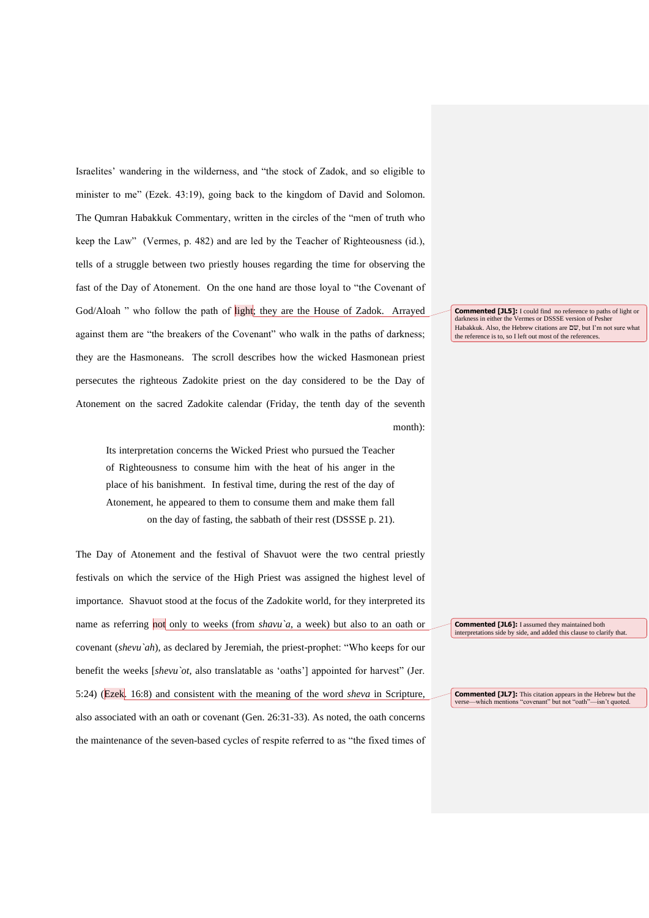Israelites' wandering in the wilderness, and "the stock of Zadok, and so eligible to minister to me" (Ezek. 43:19), going back to the kingdom of David and Solomon. The Qumran Habakkuk Commentary, written in the circles of the "men of truth who keep the Law" (Vermes, p. 482) and are led by the Teacher of Righteousness (id.), tells of a struggle between two priestly houses regarding the time for observing the fast of the Day of Atonement. On the one hand are those loyal to "the Covenant of God/Aloah " who follow the path of light; they are the House of Zadok. Arrayed against them are "the breakers of the Covenant" who walk in the paths of darkness; they are the Hasmoneans. The scroll describes how the wicked Hasmonean priest persecutes the righteous Zadokite priest on the day considered to be the Day of Atonement on the sacred Zadokite calendar (Friday, the tenth day of the seventh month):

> Its interpretation concerns the Wicked Priest who pursued the Teacher of Righteousness to consume him with the heat of his anger in the place of his banishment. In festival time, during the rest of the day of Atonement, he appeared to them to consume them and make them fall on the day of fasting, the sabbath of their rest (DSSSE p. 21).

The Day of Atonement and the festival of Shavuot were the two central priestly festivals on which the service of the High Priest was assigned the highest level of importance. Shavuot stood at the focus of the Zadokite world, for they interpreted its name as referring not only to weeks (from *shavu`a*, a week) but also to an oath or covenant (*shevu`ah*), as declared by Jeremiah, the priest-prophet: "Who keeps for our benefit the weeks [*shevu`ot*, also translatable as 'oaths'] appointed for harvest" (Jer. 5:24) (Ezek. 16:8) and consistent with the meaning of the word *sheva* in Scripture, also associated with an oath or covenant (Gen. 26:31-33). As noted, the oath concerns the maintenance of the seven-based cycles of respite referred to as "the fixed times of

**Commented [JL5]:** I could find no reference to paths of light or darkness in either the Vermes or DSSSE version of Pesher Habakkuk. Also, the Hebrew citations are שם, but I'm not sure what the reference is to, so I left out most of the references.

**Commented [JL6]:** I assumed they maintained both interpretations side by side, and added this clause to clarify that.

**Commented [JL7]:** This citation appears in the Hebrew but the verse—which mentions "covenant" but not "oath"—isn't quoted.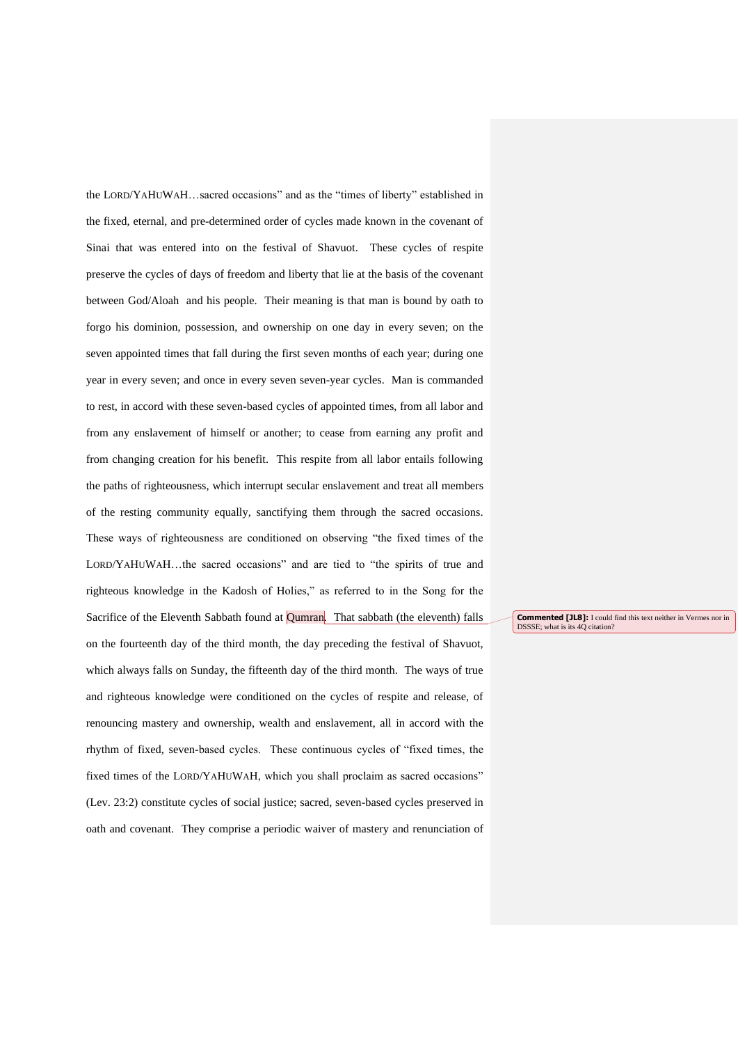the LORD/YAHUWAH…sacred occasions" and as the "times of liberty" established in the fixed, eternal, and pre-determined order of cycles made known in the covenant of Sinai that was entered into on the festival of Shavuot. These cycles of respite preserve the cycles of days of freedom and liberty that lie at the basis of the covenant between God/Aloah and his people. Their meaning is that man is bound by oath to forgo his dominion, possession, and ownership on one day in every seven; on the seven appointed times that fall during the first seven months of each year; during one year in every seven; and once in every seven seven-year cycles. Man is commanded to rest, in accord with these seven-based cycles of appointed times, from all labor and from any enslavement of himself or another; to cease from earning any profit and from changing creation for his benefit. This respite from all labor entails following the paths of righteousness, which interrupt secular enslavement and treat all members of the resting community equally, sanctifying them through the sacred occasions. These ways of righteousness are conditioned on observing "the fixed times of the LORD/YAHUWAH…the sacred occasions" and are tied to "the spirits of true and righteous knowledge in the Kadosh of Holies," as referred to in the Song for the Sacrifice of the Eleventh Sabbath found at Qumran. That sabbath (the eleventh) falls on the fourteenth day of the third month, the day preceding the festival of Shavuot, which always falls on Sunday, the fifteenth day of the third month. The ways of true and righteous knowledge were conditioned on the cycles of respite and release, of renouncing mastery and ownership, wealth and enslavement, all in accord with the rhythm of fixed, seven-based cycles. These continuous cycles of "fixed times, the fixed times of the LORD/YAHUWAH, which you shall proclaim as sacred occasions" (Lev. 23:2) constitute cycles of social justice; sacred, seven-based cycles preserved in oath and covenant. They comprise a periodic waiver of mastery and renunciation of

**Commented [JL8]:** I could find this text neither in Vermes nor in DSSSE; what is its 4Q citation?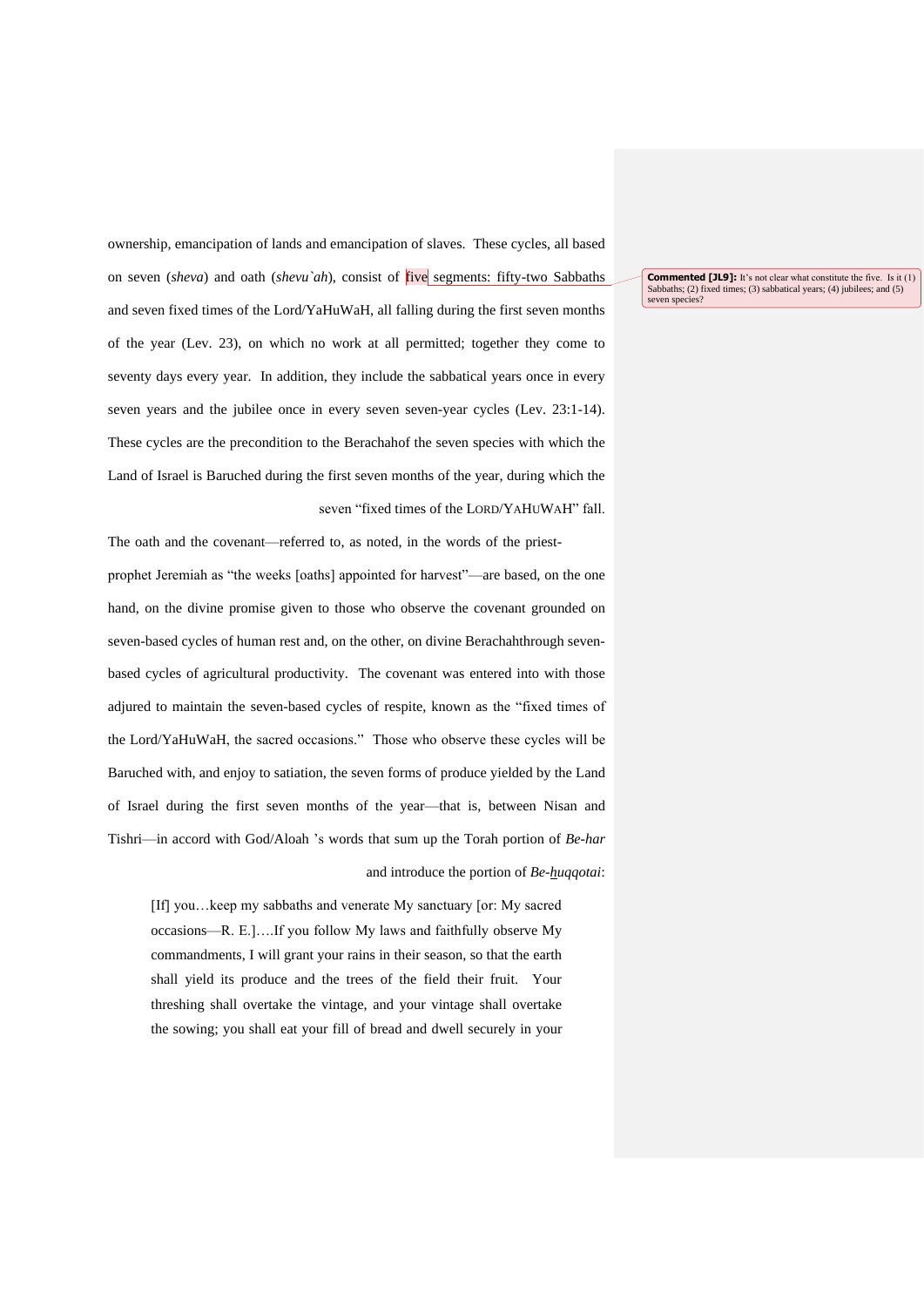ownership, emancipation of lands and emancipation of slaves. These cycles, all based on seven (*sheva*) and oath (*shevu`ah*), consist of five segments: fifty-two Sabbaths and seven fixed times of the Lord/YaHuWaH, all falling during the first seven months of the year (Lev. 23), on which no work at all permitted; together they come to seventy days every year. In addition, they include the sabbatical years once in every seven years and the jubilee once in every seven seven-year cycles (Lev. 23:1-14). These cycles are the precondition to the Berachahof the seven species with which the Land of Israel is Baruched during the first seven months of the year, during which the seven "fixed times of the LORD/YAHUWAH" fall.

**Commented [JL9]:** It's not clear what constitute the five. Is it (1) Sabbaths; (2) fixed times; (3) sabbatical years; (4) jubilees; and (5) seven species?

The oath and the covenant—referred to, as noted, in the words of the priest-prophet Jeremiah as "the weeks [oaths] appointed for harvest"—are based, on the one hand, on the divine promise given to those who observe the covenant grounded on seven-based cycles of human rest and, on the other, on divine Berachahthrough seven-based cycles of agricultural productivity. The covenant was entered into with those adjured to maintain the seven-based cycles of respite, known as the "fixed times of the Lord/YaHuWaH, the sacred occasions." Those who observe these cycles will be Baruched with, and enjoy to satiation, the seven forms of produce yielded by the Land of Israel during the first seven months of the year—that is, between Nisan and Tishri—in accord with God/Aloah 's words that sum up the Torah portion of *Be-har* and introduce the portion of *Be-huqqotai*:

> [If] you…keep my sabbaths and venerate My sanctuary [or: My sacred occasions—R. E.]….If you follow My laws and faithfully observe My commandments, I will grant your rains in their season, so that the earth shall yield its produce and the trees of the field their fruit. Your threshing shall overtake the vintage, and your vintage shall overtake the sowing; you shall eat your fill of bread and dwell securely in your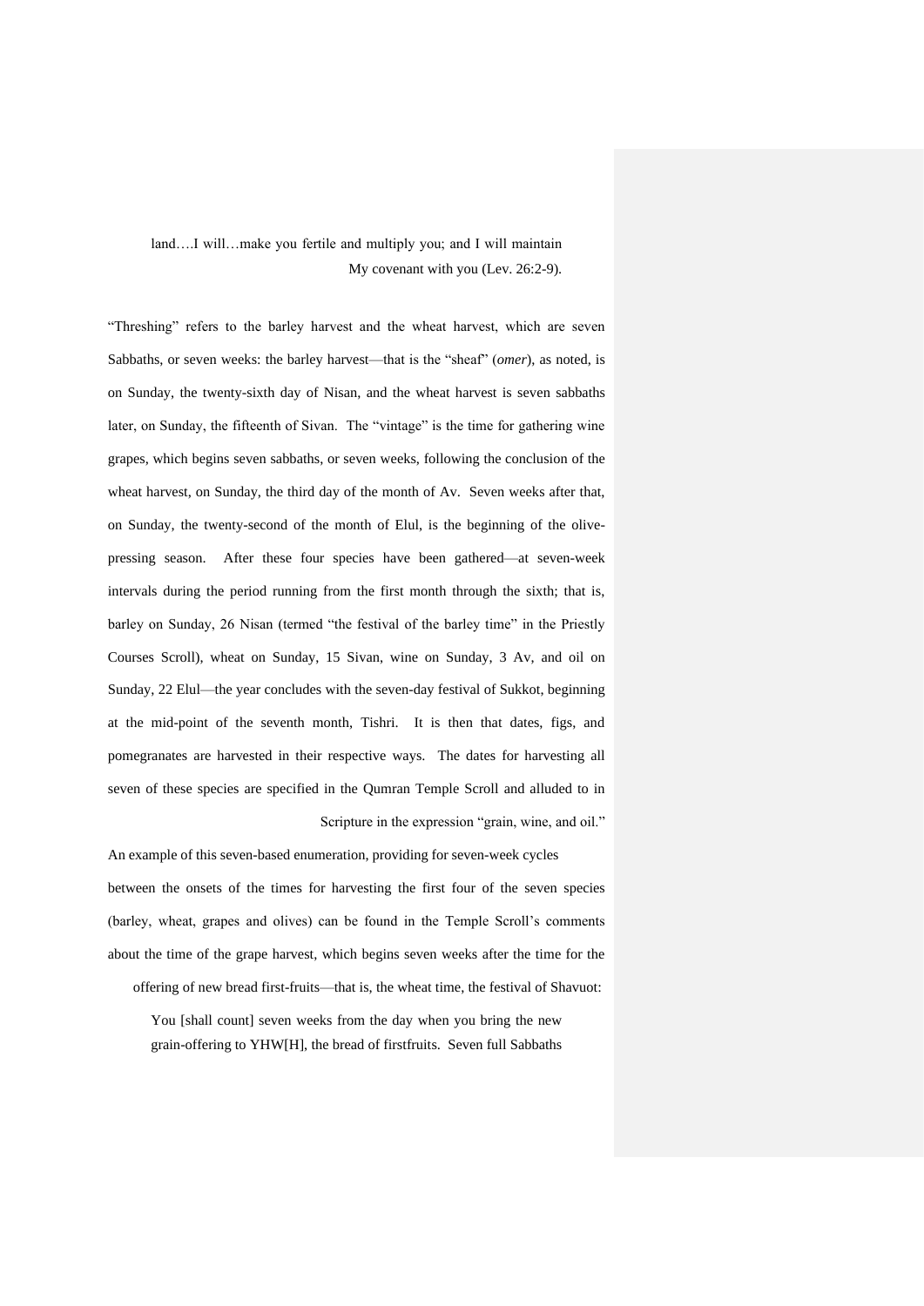> land….I will…make you fertile and multiply you; and I will maintain My covenant with you (Lev. 26:2-9).

"Threshing" refers to the barley harvest and the wheat harvest, which are seven Sabbaths, or seven weeks: the barley harvest—that is the "sheaf" (*omer*), as noted, is on Sunday, the twenty-sixth day of Nisan, and the wheat harvest is seven sabbaths later, on Sunday, the fifteenth of Sivan. The "vintage" is the time for gathering wine grapes, which begins seven sabbaths, or seven weeks, following the conclusion of the wheat harvest, on Sunday, the third day of the month of Av. Seven weeks after that, on Sunday, the twenty-second of the month of Elul, is the beginning of the olive-pressing season. After these four species have been gathered—at seven-week intervals during the period running from the first month through the sixth; that is, barley on Sunday, 26 Nisan (termed "the festival of the barley time" in the Priestly Courses Scroll), wheat on Sunday, 15 Sivan, wine on Sunday, 3 Av, and oil on Sunday, 22 Elul—the year concludes with the seven-day festival of Sukkot, beginning at the mid-point of the seventh month, Tishri. It is then that dates, figs, and pomegranates are harvested in their respective ways. The dates for harvesting all seven of these species are specified in the Qumran Temple Scroll and alluded to in Scripture in the expression "grain, wine, and oil."

An example of this seven-based enumeration, providing for seven-week cycles between the onsets of the times for harvesting the first four of the seven species (barley, wheat, grapes and olives) can be found in the Temple Scroll's comments about the time of the grape harvest, which begins seven weeks after the time for the offering of new bread first-fruits—that is, the wheat time, the festival of Shavuot:

> You [shall count] seven weeks from the day when you bring the new grain-offering to YHW[H], the bread of firstfruits. Seven full Sabbaths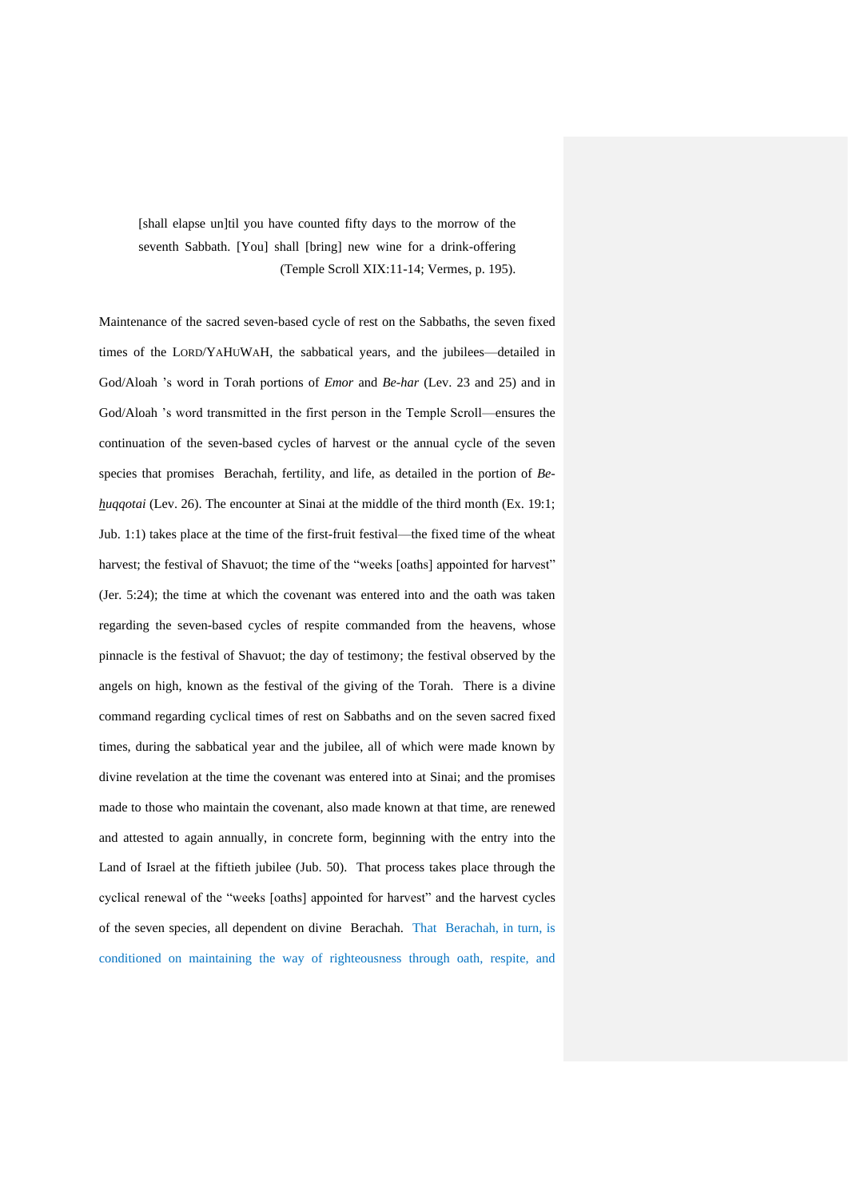> [shall elapse un]til you have counted fifty days to the morrow of the seventh Sabbath. [You] shall [bring] new wine for a drink-offering (Temple Scroll XIX:11-14; Vermes, p. 195).

Maintenance of the sacred seven-based cycle of rest on the Sabbaths, the seven fixed times of the LORD/YAHUWAH, the sabbatical years, and the jubilees—detailed in God/Aloah 's word in Torah portions of *Emor* and *Be-har* (Lev. 23 and 25) and in God/Aloah 's word transmitted in the first person in the Temple Scroll—ensures the continuation of the seven-based cycles of harvest or the annual cycle of the seven species that promises Berachah, fertility, and life, as detailed in the portion of *Be-huqqotai* (Lev. 26). The encounter at Sinai at the middle of the third month (Ex. 19:1; Jub. 1:1) takes place at the time of the first-fruit festival—the fixed time of the wheat harvest; the festival of Shavuot; the time of the "weeks [oaths] appointed for harvest" (Jer. 5:24); the time at which the covenant was entered into and the oath was taken regarding the seven-based cycles of respite commanded from the heavens, whose pinnacle is the festival of Shavuot; the day of testimony; the festival observed by the angels on high, known as the festival of the giving of the Torah. There is a divine command regarding cyclical times of rest on Sabbaths and on the seven sacred fixed times, during the sabbatical year and the jubilee, all of which were made known by divine revelation at the time the covenant was entered into at Sinai; and the promises made to those who maintain the covenant, also made known at that time, are renewed and attested to again annually, in concrete form, beginning with the entry into the Land of Israel at the fiftieth jubilee (Jub. 50). That process takes place through the cyclical renewal of the "weeks [oaths] appointed for harvest" and the harvest cycles of the seven species, all dependent on divine Berachah. That Berachah, in turn, is conditioned on maintaining the way of righteousness through oath, respite, and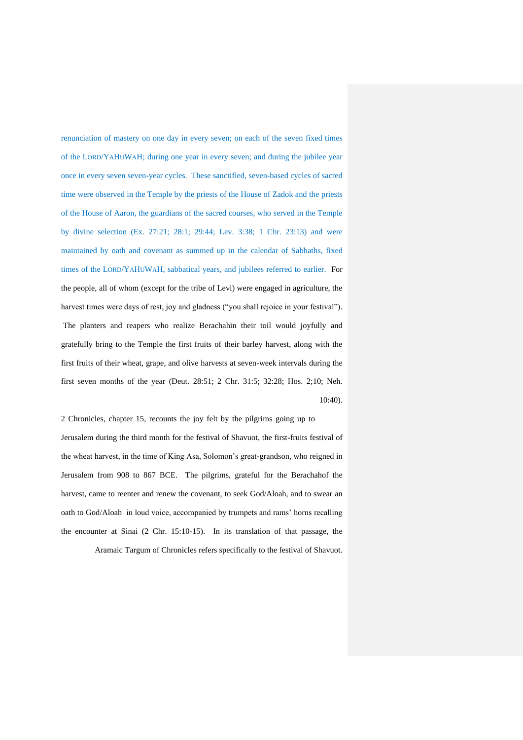renunciation of mastery on one day in every seven; on each of the seven fixed times of the LORD/YAHUWAH; during one year in every seven; and during the jubilee year once in every seven seven-year cycles. These sanctified, seven-based cycles of sacred time were observed in the Temple by the priests of the House of Zadok and the priests of the House of Aaron, the guardians of the sacred courses, who served in the Temple by divine selection (Ex. 27:21; 28:1; 29:44; Lev. 3:38; 1 Chr. 23:13) and were maintained by oath and covenant as summed up in the calendar of Sabbaths, fixed times of the LORD/YAHUWAH, sabbatical years, and jubilees referred to earlier. For the people, all of whom (except for the tribe of Levi) were engaged in agriculture, the harvest times were days of rest, joy and gladness ("you shall rejoice in your festival"). The planters and reapers who realize Berachahin their toil would joyfully and gratefully bring to the Temple the first fruits of their barley harvest, along with the first fruits of their wheat, grape, and olive harvests at seven-week intervals during the first seven months of the year (Deut. 28:51; 2 Chr. 31:5; 32:28; Hos. 2;10; Neh. 10:40).

2 Chronicles, chapter 15, recounts the joy felt by the pilgrims going up to Jerusalem during the third month for the festival of Shavuot, the first-fruits festival of the wheat harvest, in the time of King Asa, Solomon's great-grandson, who reigned in Jerusalem from 908 to 867 BCE. The pilgrims, grateful for the Berachahof the harvest, came to reenter and renew the covenant, to seek God/Aloah, and to swear an oath to God/Aloah in loud voice, accompanied by trumpets and rams' horns recalling the encounter at Sinai (2 Chr. 15:10-15). In its translation of that passage, the Aramaic Targum of Chronicles refers specifically to the festival of Shavuot.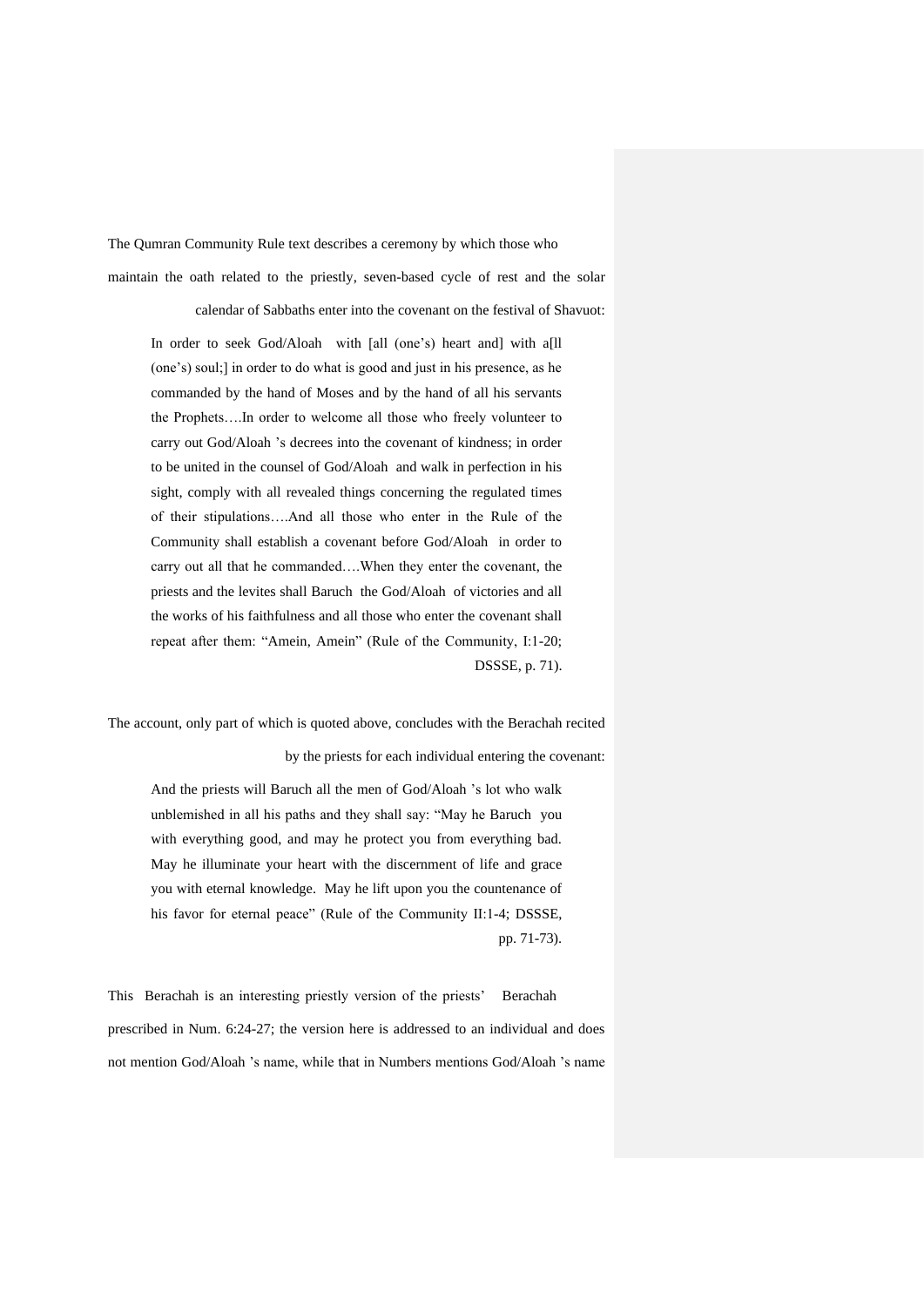The Qumran Community Rule text describes a ceremony by which those who maintain the oath related to the priestly, seven-based cycle of rest and the solar calendar of Sabbaths enter into the covenant on the festival of Shavuot:

> In order to seek God/Aloah with [all (one's) heart and] with a[ll (one's) soul;] in order to do what is good and just in his presence, as he commanded by the hand of Moses and by the hand of all his servants the Prophets….In order to welcome all those who freely volunteer to carry out God/Aloah 's decrees into the covenant of kindness; in order to be united in the counsel of God/Aloah and walk in perfection in his sight, comply with all revealed things concerning the regulated times of their stipulations….And all those who enter in the Rule of the Community shall establish a covenant before God/Aloah in order to carry out all that he commanded….When they enter the covenant, the priests and the levites shall Baruch the God/Aloah of victories and all the works of his faithfulness and all those who enter the covenant shall repeat after them: "Amein, Amein" (Rule of the Community, I:1-20; DSSSE, p. 71).

The account, only part of which is quoted above, concludes with the Berachah recited by the priests for each individual entering the covenant:

> And the priests will Baruch all the men of God/Aloah 's lot who walk unblemished in all his paths and they shall say: "May he Baruch you with everything good, and may he protect you from everything bad. May he illuminate your heart with the discernment of life and grace you with eternal knowledge. May he lift upon you the countenance of his favor for eternal peace" (Rule of the Community II:1-4; DSSSE, pp. 71-73).

This Berachah is an interesting priestly version of the priests' Berachah prescribed in Num. 6:24-27; the version here is addressed to an individual and does not mention God/Aloah 's name, while that in Numbers mentions God/Aloah 's name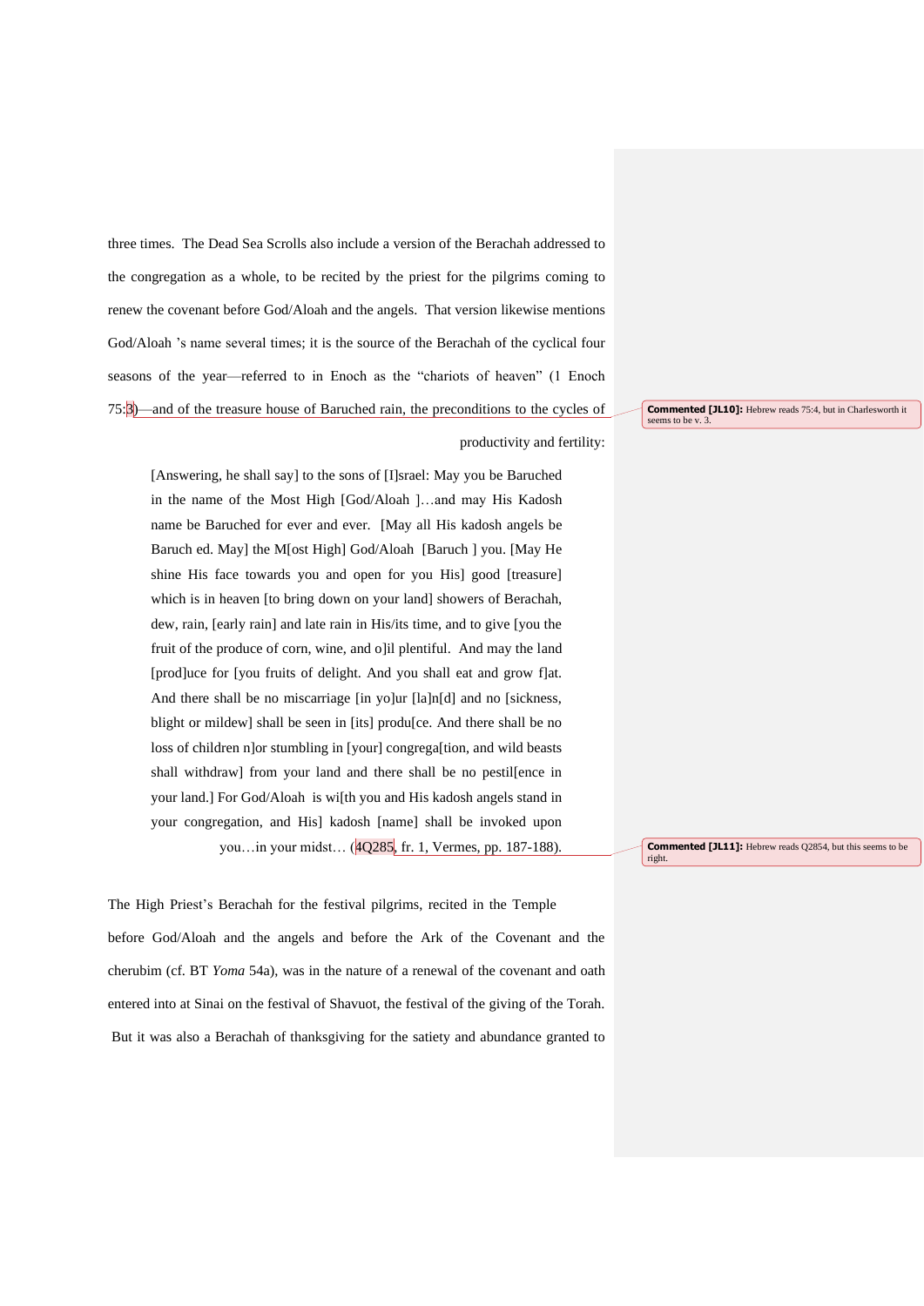three times. The Dead Sea Scrolls also include a version of the Berachah addressed to the congregation as a whole, to be recited by the priest for the pilgrims coming to renew the covenant before God/Aloah and the angels. That version likewise mentions God/Aloah 's name several times; it is the source of the Berachah of the cyclical four seasons of the year—referred to in Enoch as the "chariots of heaven" (1 Enoch 75:3)—and of the treasure house of Baruched rain, the preconditions to the cycles of productivity and fertility:

> [Answering, he shall say] to the sons of [I]srael: May you be Baruched in the name of the Most High [God/Aloah ]…and may His Kadosh name be Baruched for ever and ever. [May all His kadosh angels be Baruch ed. May] the M[ost High] God/Aloah [Baruch ] you. [May He shine His face towards you and open for you His] good [treasure] which is in heaven [to bring down on your land] showers of Berachah, dew, rain, [early rain] and late rain in His/its time, and to give [you the fruit of the produce of corn, wine, and o]il plentiful. And may the land [prod]uce for [you fruits of delight. And you shall eat and grow f]at. And there shall be no miscarriage [in yo]ur [la]n[d] and no [sickness, blight or mildew] shall be seen in [its] produ[ce. And there shall be no loss of children n]or stumbling in [your] congrega[tion, and wild beasts shall withdraw] from your land and there shall be no pestil[ence in your land.] For God/Aloah is wi[th you and His kadosh angels stand in your congregation, and His] kadosh [name] shall be invoked upon you…in your midst… (4Q285, fr. 1, Vermes, pp. 187-188).

The High Priest's Berachah for the festival pilgrims, recited in the Temple before God/Aloah and the angels and before the Ark of the Covenant and the cherubim (cf. BT *Yoma* 54a), was in the nature of a renewal of the covenant and oath entered into at Sinai on the festival of Shavuot, the festival of the giving of the Torah. But it was also a Berachah of thanksgiving for the satiety and abundance granted to

**Commented [JL10]:** Hebrew reads 75:4, but in Charlesworth it seems to be v. 3.

**Commented [JL11]:** Hebrew reads Q2854, but this seems to be right.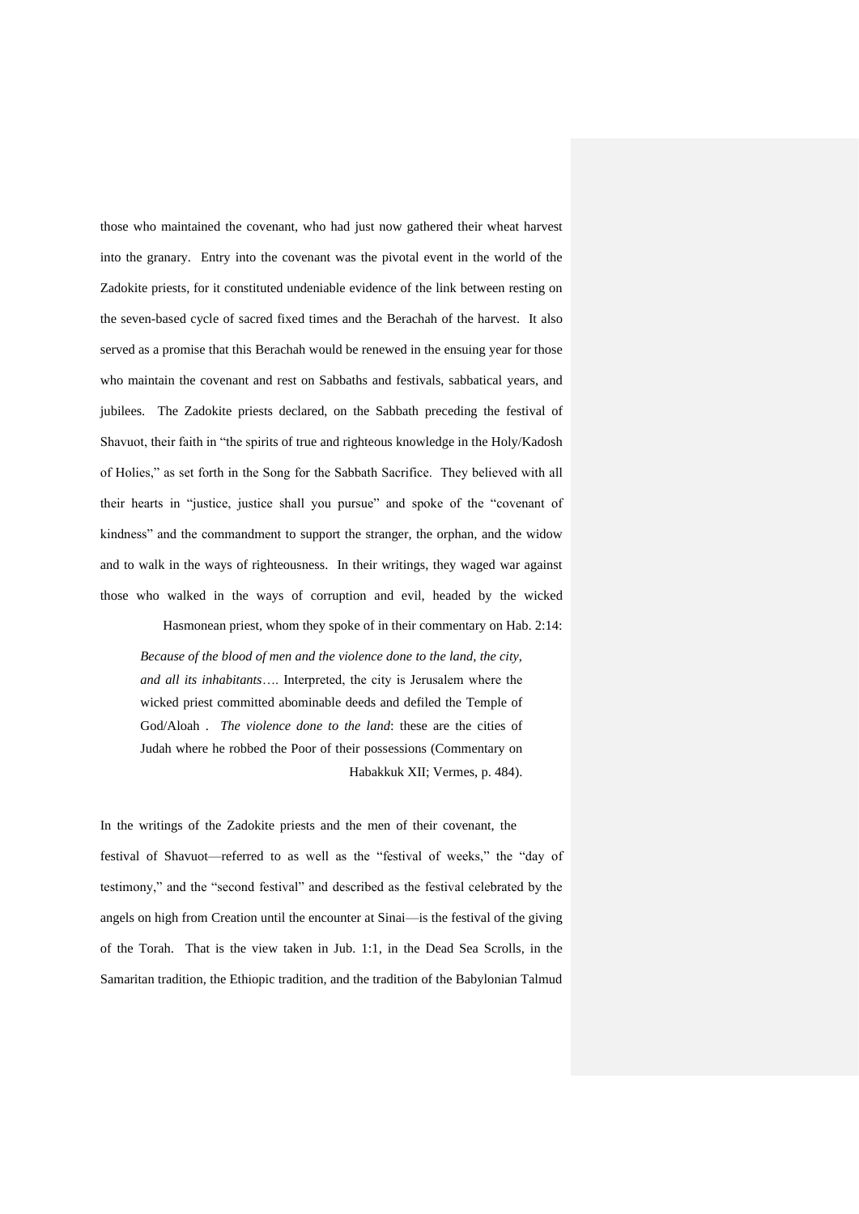those who maintained the covenant, who had just now gathered their wheat harvest into the granary. Entry into the covenant was the pivotal event in the world of the Zadokite priests, for it constituted undeniable evidence of the link between resting on the seven-based cycle of sacred fixed times and the Berachah of the harvest. It also served as a promise that this Berachah would be renewed in the ensuing year for those who maintain the covenant and rest on Sabbaths and festivals, sabbatical years, and jubilees. The Zadokite priests declared, on the Sabbath preceding the festival of Shavuot, their faith in "the spirits of true and righteous knowledge in the Holy/Kadosh of Holies," as set forth in the Song for the Sabbath Sacrifice. They believed with all their hearts in "justice, justice shall you pursue" and spoke of the "covenant of kindness" and the commandment to support the stranger, the orphan, and the widow and to walk in the ways of righteousness. In their writings, they waged war against those who walked in the ways of corruption and evil, headed by the wicked Hasmonean priest, whom they spoke of in their commentary on Hab. 2:14:

> *Because of the blood of men and the violence done to the land, the city, and all its inhabitants*…. Interpreted, the city is Jerusalem where the wicked priest committed abominable deeds and defiled the Temple of God/Aloah . *The violence done to the land*: these are the cities of Judah where he robbed the Poor of their possessions (Commentary on Habakkuk XII; Vermes, p. 484).

In the writings of the Zadokite priests and the men of their covenant, the festival of Shavuot—referred to as well as the "festival of weeks," the "day of testimony," and the "second festival" and described as the festival celebrated by the angels on high from Creation until the encounter at Sinai—is the festival of the giving of the Torah. That is the view taken in Jub. 1:1, in the Dead Sea Scrolls, in the Samaritan tradition, the Ethiopic tradition, and the tradition of the Babylonian Talmud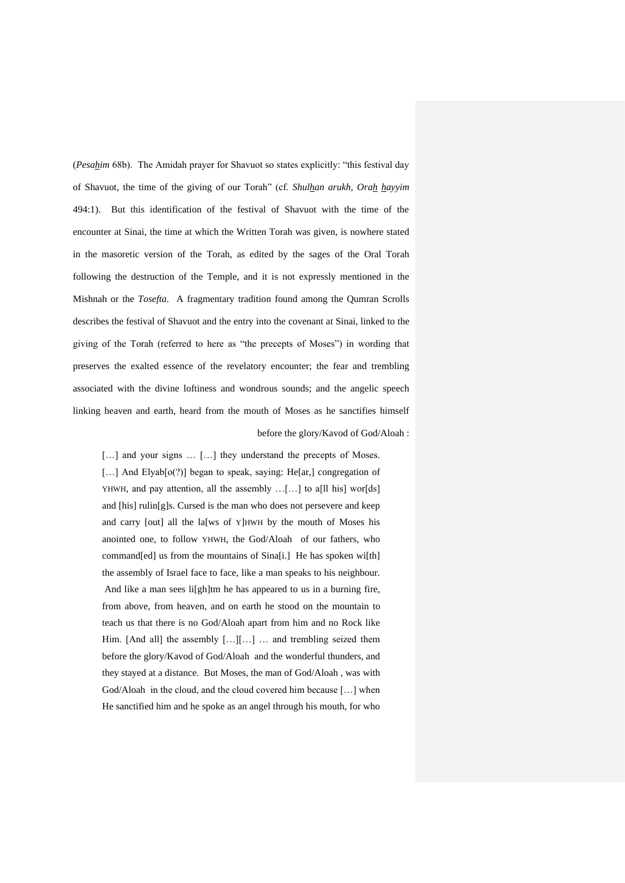(*Pesaḫim* 68b). The Amidah prayer for Shavuot so states explicitly: “this festival day of Shavuot, the time of the giving of our Torah” (cf. *Shulḫan arukh, Oraḫ ḫayyim* 494:1). But this identification of the festival of Shavuot with the time of the encounter at Sinai, the time at which the Written Torah was given, is nowhere stated in the masoretic version of the Torah, as edited by the sages of the Oral Torah following the destruction of the Temple, and it is not expressly mentioned in the Mishnah or the *Tosefta*. A fragmentary tradition found among the Qumran Scrolls describes the festival of Shavuot and the entry into the covenant at Sinai, linked to the giving of the Torah (referred to here as “the precepts of Moses”) in wording that preserves the exalted essence of the revelatory encounter; the fear and trembling associated with the divine loftiness and wondrous sounds; and the angelic speech linking heaven and earth, heard from the mouth of Moses as he sanctifies himself before the glory/Kavod of God/Aloah :

> […] and your signs … […] they understand the precepts of Moses. […] And Elyab[o(?)] began to speak, saying: He[ar,] congregation of YHWH, and pay attention, all the assembly …[…] to a[ll his] wor[ds] and [his] rulin[g]s. Cursed is the man who does not persevere and keep and carry [out] all the la[ws of Y]HWH by the mouth of Moses his anointed one, to follow YHWH, the God/Aloah of our fathers, who command[ed] us from the mountains of Sina[i.] He has spoken wi[th] the assembly of Israel face to face, like a man speaks to his neighbour. And like a man sees li[gh]tm he has appeared to us in a burning fire, from above, from heaven, and on earth he stood on the mountain to teach us that there is no God/Aloah apart from him and no Rock like Him. [And all] the assembly […][…] … and trembling seized them before the glory/Kavod of God/Aloah and the wonderful thunders, and they stayed at a distance. But Moses, the man of God/Aloah , was with God/Aloah in the cloud, and the cloud covered him because […] when He sanctified him and he spoke as an angel through his mouth, for who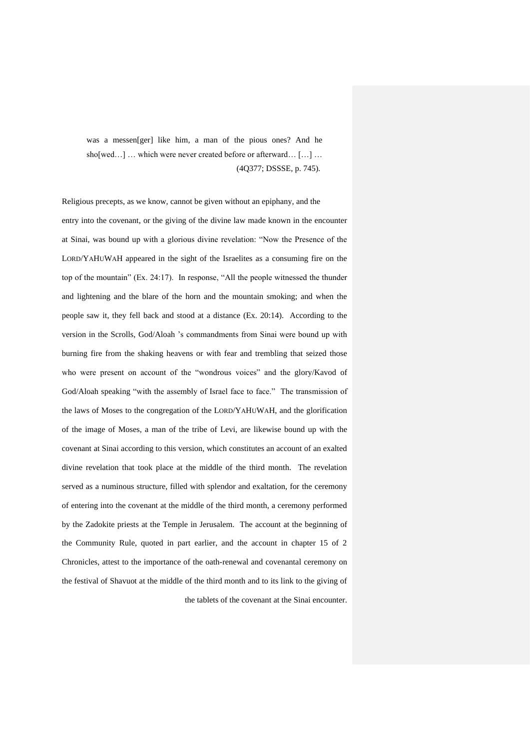> was a messen[ger] like him, a man of the pious ones? And he sho[wed…] … which were never created before or afterward… […] …
> (4Q377; DSSSE, p. 745).

Religious precepts, as we know, cannot be given without an epiphany, and the entry into the covenant, or the giving of the divine law made known in the encounter at Sinai, was bound up with a glorious divine revelation: “Now the Presence of the LORD/YAHUWAH appeared in the sight of the Israelites as a consuming fire on the top of the mountain” (Ex. 24:17). In response, “All the people witnessed the thunder and lightening and the blare of the horn and the mountain smoking; and when the people saw it, they fell back and stood at a distance (Ex. 20:14). According to the version in the Scrolls, God/Aloah ’s commandments from Sinai were bound up with burning fire from the shaking heavens or with fear and trembling that seized those who were present on account of the “wondrous voices” and the glory/Kavod of God/Aloah speaking “with the assembly of Israel face to face.” The transmission of the laws of Moses to the congregation of the LORD/YAHUWAH, and the glorification of the image of Moses, a man of the tribe of Levi, are likewise bound up with the covenant at Sinai according to this version, which constitutes an account of an exalted divine revelation that took place at the middle of the third month. The revelation served as a numinous structure, filled with splendor and exaltation, for the ceremony of entering into the covenant at the middle of the third month, a ceremony performed by the Zadokite priests at the Temple in Jerusalem. The account at the beginning of the Community Rule, quoted in part earlier, and the account in chapter 15 of 2 Chronicles, attest to the importance of the oath-renewal and covenantal ceremony on the festival of Shavuot at the middle of the third month and to its link to the giving of the tablets of the covenant at the Sinai encounter.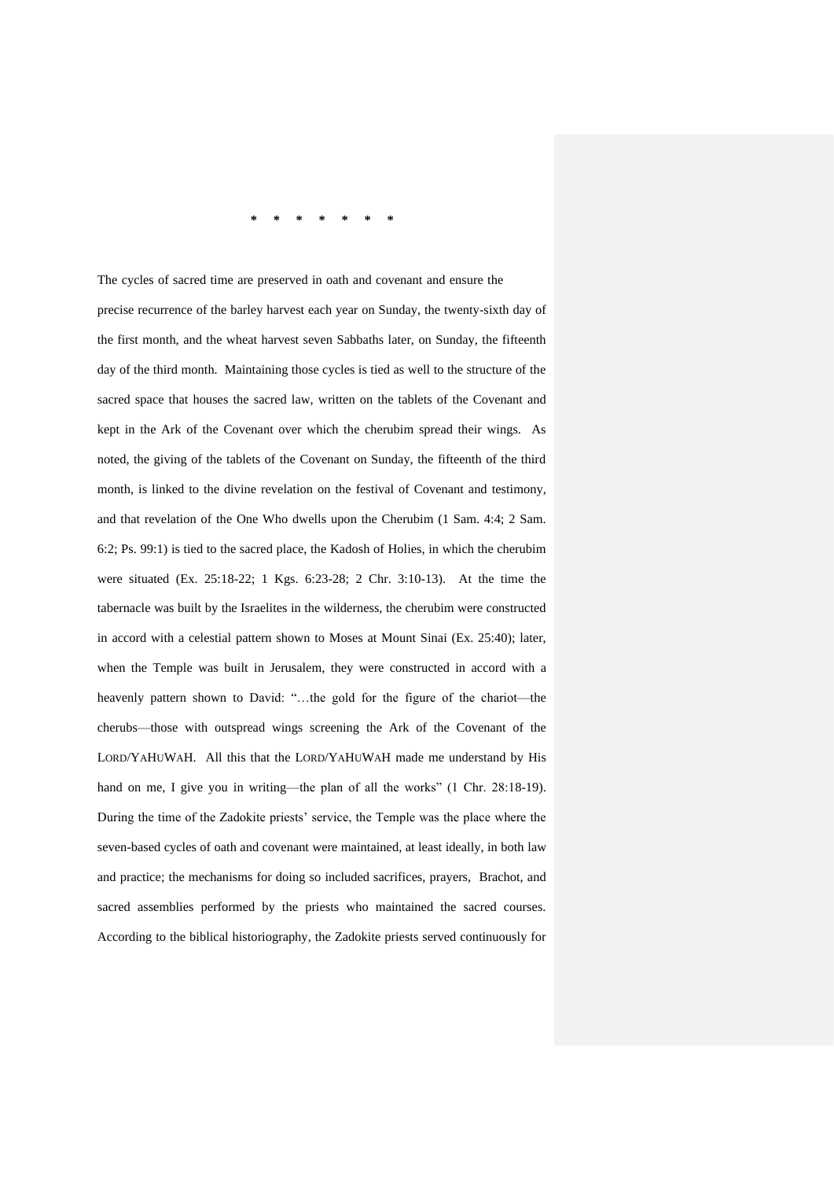\* \* \* \* \* \* \*

The cycles of sacred time are preserved in oath and covenant and ensure the precise recurrence of the barley harvest each year on Sunday, the twenty-sixth day of the first month, and the wheat harvest seven Sabbaths later, on Sunday, the fifteenth day of the third month. Maintaining those cycles is tied as well to the structure of the sacred space that houses the sacred law, written on the tablets of the Covenant and kept in the Ark of the Covenant over which the cherubim spread their wings. As noted, the giving of the tablets of the Covenant on Sunday, the fifteenth of the third month, is linked to the divine revelation on the festival of Covenant and testimony, and that revelation of the One Who dwells upon the Cherubim (1 Sam. 4:4; 2 Sam. 6:2; Ps. 99:1) is tied to the sacred place, the Kadosh of Holies, in which the cherubim were situated (Ex. 25:18-22; 1 Kgs. 6:23-28; 2 Chr. 3:10-13). At the time the tabernacle was built by the Israelites in the wilderness, the cherubim were constructed in accord with a celestial pattern shown to Moses at Mount Sinai (Ex. 25:40); later, when the Temple was built in Jerusalem, they were constructed in accord with a heavenly pattern shown to David: "…the gold for the figure of the chariot—the cherubs—those with outspread wings screening the Ark of the Covenant of the LORD/YAHUWAH. All this that the LORD/YAHUWAH made me understand by His hand on me, I give you in writing—the plan of all the works" (1 Chr. 28:18-19). During the time of the Zadokite priests' service, the Temple was the place where the seven-based cycles of oath and covenant were maintained, at least ideally, in both law and practice; the mechanisms for doing so included sacrifices, prayers, Brachot, and sacred assemblies performed by the priests who maintained the sacred courses. According to the biblical historiography, the Zadokite priests served continuously for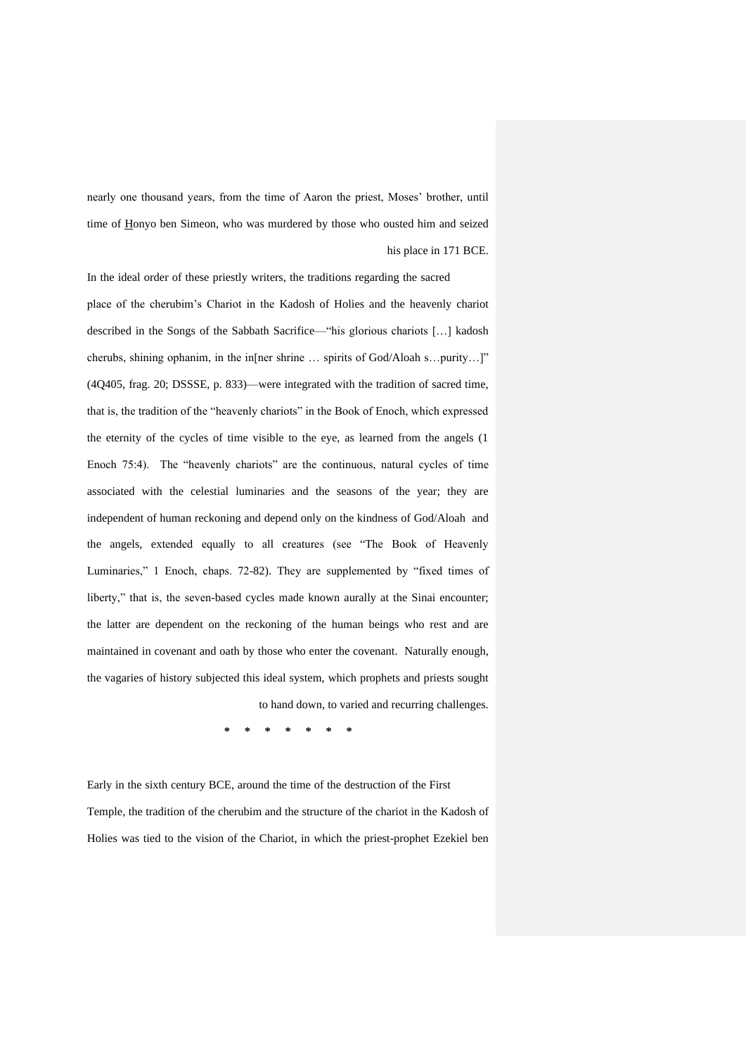nearly one thousand years, from the time of Aaron the priest, Moses' brother, until time of Honyo ben Simeon, who was murdered by those who ousted him and seized his place in 171 BCE.

In the ideal order of these priestly writers, the traditions regarding the sacred place of the cherubim's Chariot in the Kadosh of Holies and the heavenly chariot described in the Songs of the Sabbath Sacrifice—"his glorious chariots […] kadosh cherubs, shining ophanim, in the in[ner shrine … spirits of God/Aloah s…purity…]" (4Q405, frag. 20; DSSSE, p. 833)—were integrated with the tradition of sacred time, that is, the tradition of the "heavenly chariots" in the Book of Enoch, which expressed the eternity of the cycles of time visible to the eye, as learned from the angels (1 Enoch 75:4). The "heavenly chariots" are the continuous, natural cycles of time associated with the celestial luminaries and the seasons of the year; they are independent of human reckoning and depend only on the kindness of God/Aloah and the angels, extended equally to all creatures (see "The Book of Heavenly Luminaries," 1 Enoch, chaps. 72-82). They are supplemented by "fixed times of liberty," that is, the seven-based cycles made known aurally at the Sinai encounter; the latter are dependent on the reckoning of the human beings who rest and are maintained in covenant and oath by those who enter the covenant. Naturally enough, the vagaries of history subjected this ideal system, which prophets and priests sought to hand down, to varied and recurring challenges.

\* \* \* \* \* \* \*

Early in the sixth century BCE, around the time of the destruction of the First Temple, the tradition of the cherubim and the structure of the chariot in the Kadosh of Holies was tied to the vision of the Chariot, in which the priest-prophet Ezekiel ben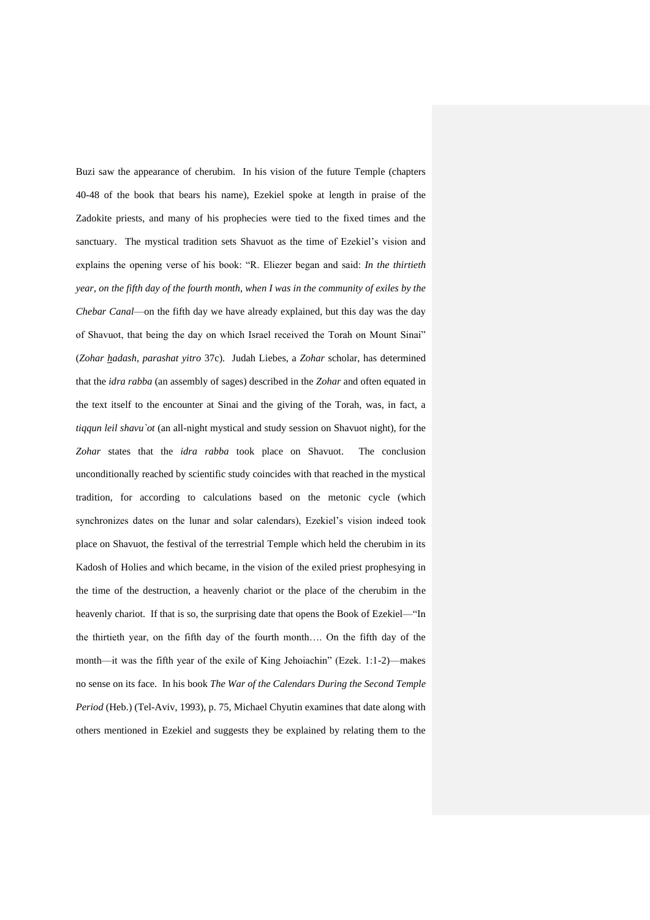Buzi saw the appearance of cherubim. In his vision of the future Temple (chapters 40-48 of the book that bears his name), Ezekiel spoke at length in praise of the Zadokite priests, and many of his prophecies were tied to the fixed times and the sanctuary. The mystical tradition sets Shavuot as the time of Ezekiel's vision and explains the opening verse of his book: "R. Eliezer began and said: *In the thirtieth year, on the fifth day of the fourth month, when I was in the community of exiles by the Chebar Canal*—on the fifth day we have already explained, but this day was the day of Shavuot, that being the day on which Israel received the Torah on Mount Sinai" (*Zohar hadash*, *parashat yitro* 37c). Judah Liebes, a *Zohar* scholar, has determined that the *idra rabba* (an assembly of sages) described in the *Zohar* and often equated in the text itself to the encounter at Sinai and the giving of the Torah, was, in fact, a *tiqqun leil shavu`ot* (an all-night mystical and study session on Shavuot night), for the *Zohar* states that the *idra rabba* took place on Shavuot. The conclusion unconditionally reached by scientific study coincides with that reached in the mystical tradition, for according to calculations based on the metonic cycle (which synchronizes dates on the lunar and solar calendars), Ezekiel's vision indeed took place on Shavuot, the festival of the terrestrial Temple which held the cherubim in its Kadosh of Holies and which became, in the vision of the exiled priest prophesying in the time of the destruction, a heavenly chariot or the place of the cherubim in the heavenly chariot. If that is so, the surprising date that opens the Book of Ezekiel—"In the thirtieth year, on the fifth day of the fourth month…. On the fifth day of the month—it was the fifth year of the exile of King Jehoiachin" (Ezek. 1:1-2)—makes no sense on its face. In his book *The War of the Calendars During the Second Temple Period* (Heb.) (Tel-Aviv, 1993), p. 75, Michael Chyutin examines that date along with others mentioned in Ezekiel and suggests they be explained by relating them to the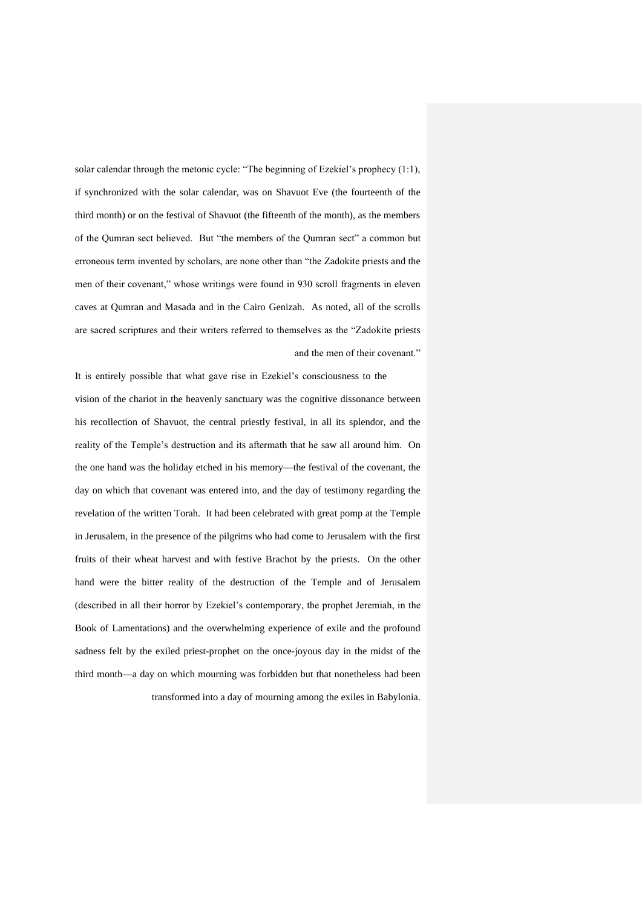solar calendar through the metonic cycle: "The beginning of Ezekiel's prophecy (1:1), if synchronized with the solar calendar, was on Shavuot Eve (the fourteenth of the third month) or on the festival of Shavuot (the fifteenth of the month), as the members of the Qumran sect believed. But "the members of the Qumran sect" a common but erroneous term invented by scholars, are none other than "the Zadokite priests and the men of their covenant," whose writings were found in 930 scroll fragments in eleven caves at Qumran and Masada and in the Cairo Genizah. As noted, all of the scrolls are sacred scriptures and their writers referred to themselves as the "Zadokite priests and the men of their covenant."

It is entirely possible that what gave rise in Ezekiel's consciousness to the vision of the chariot in the heavenly sanctuary was the cognitive dissonance between his recollection of Shavuot, the central priestly festival, in all its splendor, and the reality of the Temple's destruction and its aftermath that he saw all around him. On the one hand was the holiday etched in his memory—the festival of the covenant, the day on which that covenant was entered into, and the day of testimony regarding the revelation of the written Torah. It had been celebrated with great pomp at the Temple in Jerusalem, in the presence of the pilgrims who had come to Jerusalem with the first fruits of their wheat harvest and with festive Brachot by the priests. On the other hand were the bitter reality of the destruction of the Temple and of Jerusalem (described in all their horror by Ezekiel's contemporary, the prophet Jeremiah, in the Book of Lamentations) and the overwhelming experience of exile and the profound sadness felt by the exiled priest-prophet on the once-joyous day in the midst of the third month—a day on which mourning was forbidden but that nonetheless had been transformed into a day of mourning among the exiles in Babylonia.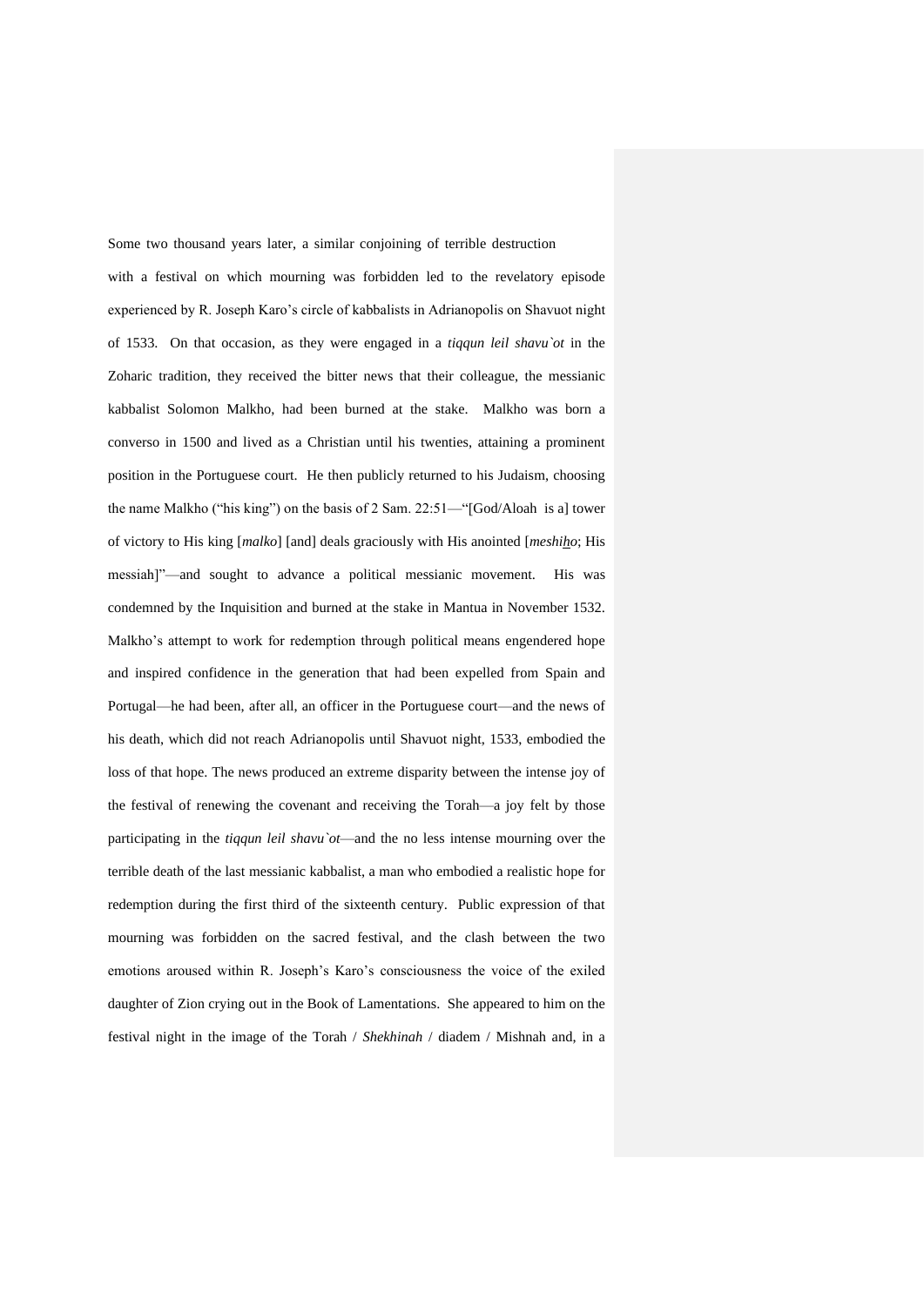Some two thousand years later, a similar conjoining of terrible destruction with a festival on which mourning was forbidden led to the revelatory episode experienced by R. Joseph Karo's circle of kabbalists in Adrianopolis on Shavuot night of 1533. On that occasion, as they were engaged in a *tiqqun leil shavu`ot* in the Zoharic tradition, they received the bitter news that their colleague, the messianic kabbalist Solomon Malkho, had been burned at the stake. Malkho was born a converso in 1500 and lived as a Christian until his twenties, attaining a prominent position in the Portuguese court. He then publicly returned to his Judaism, choosing the name Malkho ("his king") on the basis of 2 Sam. 22:51—"[God/Aloah is a] tower of victory to His king [*malko*] [and] deals graciously with His anointed [*meshiho*; His messiah]"—and sought to advance a political messianic movement. His was condemned by the Inquisition and burned at the stake in Mantua in November 1532. Malkho's attempt to work for redemption through political means engendered hope and inspired confidence in the generation that had been expelled from Spain and Portugal—he had been, after all, an officer in the Portuguese court—and the news of his death, which did not reach Adrianopolis until Shavuot night, 1533, embodied the loss of that hope. The news produced an extreme disparity between the intense joy of the festival of renewing the covenant and receiving the Torah—a joy felt by those participating in the *tiqqun leil shavu`ot*—and the no less intense mourning over the terrible death of the last messianic kabbalist, a man who embodied a realistic hope for redemption during the first third of the sixteenth century. Public expression of that mourning was forbidden on the sacred festival, and the clash between the two emotions aroused within R. Joseph's Karo's consciousness the voice of the exiled daughter of Zion crying out in the Book of Lamentations. She appeared to him on the festival night in the image of the Torah / *Shekhinah* / diadem / Mishnah and, in a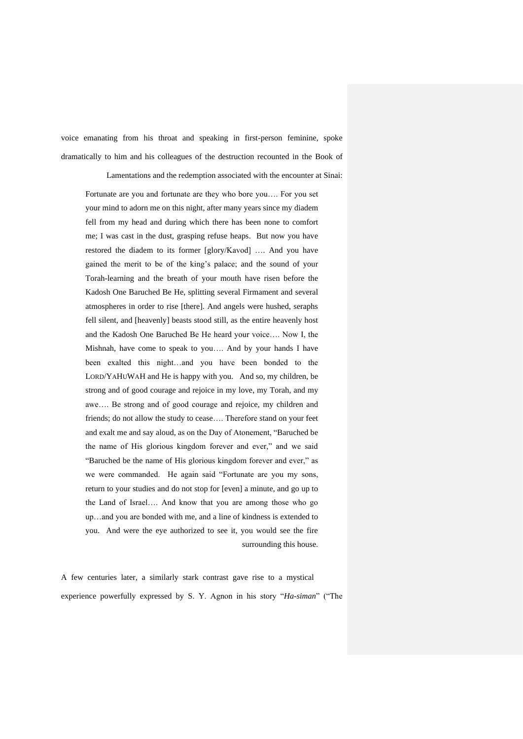voice emanating from his throat and speaking in first-person feminine, spoke dramatically to him and his colleagues of the destruction recounted in the Book of Lamentations and the redemption associated with the encounter at Sinai:

> Fortunate are you and fortunate are they who bore you…. For you set your mind to adorn me on this night, after many years since my diadem fell from my head and during which there has been none to comfort me; I was cast in the dust, grasping refuse heaps. But now you have restored the diadem to its former [glory/Kavod] …. And you have gained the merit to be of the king's palace; and the sound of your Torah-learning and the breath of your mouth have risen before the Kadosh One Baruched Be He, splitting several Firmament and several atmospheres in order to rise [there]. And angels were hushed, seraphs fell silent, and [heavenly] beasts stood still, as the entire heavenly host and the Kadosh One Baruched Be He heard your voice…. Now I, the Mishnah, have come to speak to you…. And by your hands I have been exalted this night…and you have been bonded to the LORD/YAHUWAH and He is happy with you. And so, my children, be strong and of good courage and rejoice in my love, my Torah, and my awe…. Be strong and of good courage and rejoice, my children and friends; do not allow the study to cease…. Therefore stand on your feet and exalt me and say aloud, as on the Day of Atonement, "Baruched be the name of His glorious kingdom forever and ever," and we said "Baruched be the name of His glorious kingdom forever and ever," as we were commanded. He again said "Fortunate are you my sons, return to your studies and do not stop for [even] a minute, and go up to the Land of Israel…. And know that you are among those who go up…and you are bonded with me, and a line of kindness is extended to you. And were the eye authorized to see it, you would see the fire surrounding this house.

A few centuries later, a similarly stark contrast gave rise to a mystical experience powerfully expressed by S. Y. Agnon in his story "*Ha-siman*" ("The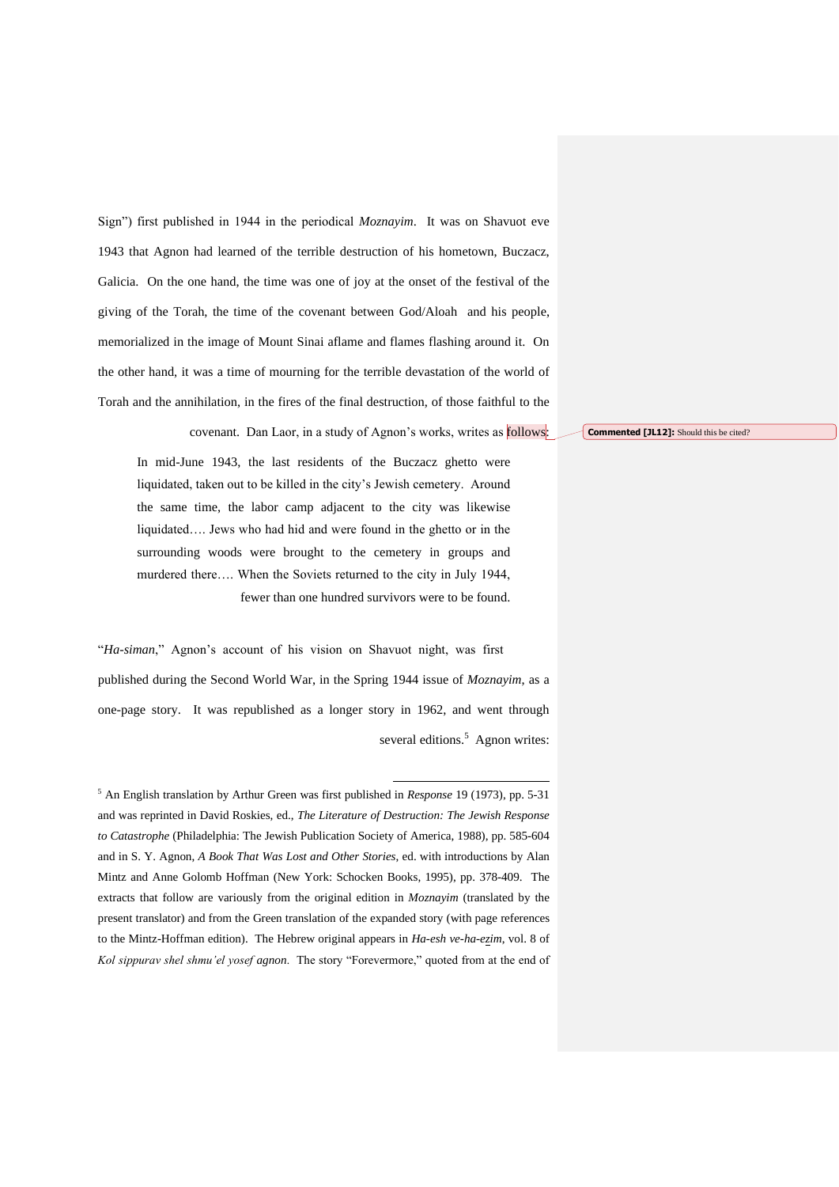Sign") first published in 1944 in the periodical *Moznayim*. It was on Shavuot eve 1943 that Agnon had learned of the terrible destruction of his hometown, Buczacz, Galicia. On the one hand, the time was one of joy at the onset of the festival of the giving of the Torah, the time of the covenant between God/Aloah and his people, memorialized in the image of Mount Sinai aflame and flames flashing around it. On the other hand, it was a time of mourning for the terrible devastation of the world of Torah and the annihilation, in the fires of the final destruction, of those faithful to the covenant. Dan Laor, in a study of Agnon's works, writes as follows:

**Commented [JL12]:** Should this be cited?

> In mid-June 1943, the last residents of the Buczacz ghetto were liquidated, taken out to be killed in the city's Jewish cemetery. Around the same time, the labor camp adjacent to the city was likewise liquidated…. Jews who had hid and were found in the ghetto or in the surrounding woods were brought to the cemetery in groups and murdered there…. When the Soviets returned to the city in July 1944, fewer than one hundred survivors were to be found.

"*Ha-siman*," Agnon's account of his vision on Shavuot night, was first published during the Second World War, in the Spring 1944 issue of *Moznayim*, as a one-page story. It was republished as a longer story in 1962, and went through several editions.[5] Agnon writes:

[5] An English translation by Arthur Green was first published in *Response* 19 (1973), pp. 5-31 and was reprinted in David Roskies, ed., *The Literature of Destruction: The Jewish Response to Catastrophe* (Philadelphia: The Jewish Publication Society of America, 1988), pp. 585-604 and in S. Y. Agnon, *A Book That Was Lost and Other Stories*, ed. with introductions by Alan Mintz and Anne Golomb Hoffman (New York: Schocken Books, 1995), pp. 378-409. The extracts that follow are variously from the original edition in *Moznayim* (translated by the present translator) and from the Green translation of the expanded story (with page references to the Mintz-Hoffman edition). The Hebrew original appears in *Ha-esh ve-ha-ezim*, vol. 8 of *Kol sippurav shel shmu'el yosef agnon*. The story "Forevermore," quoted from at the end of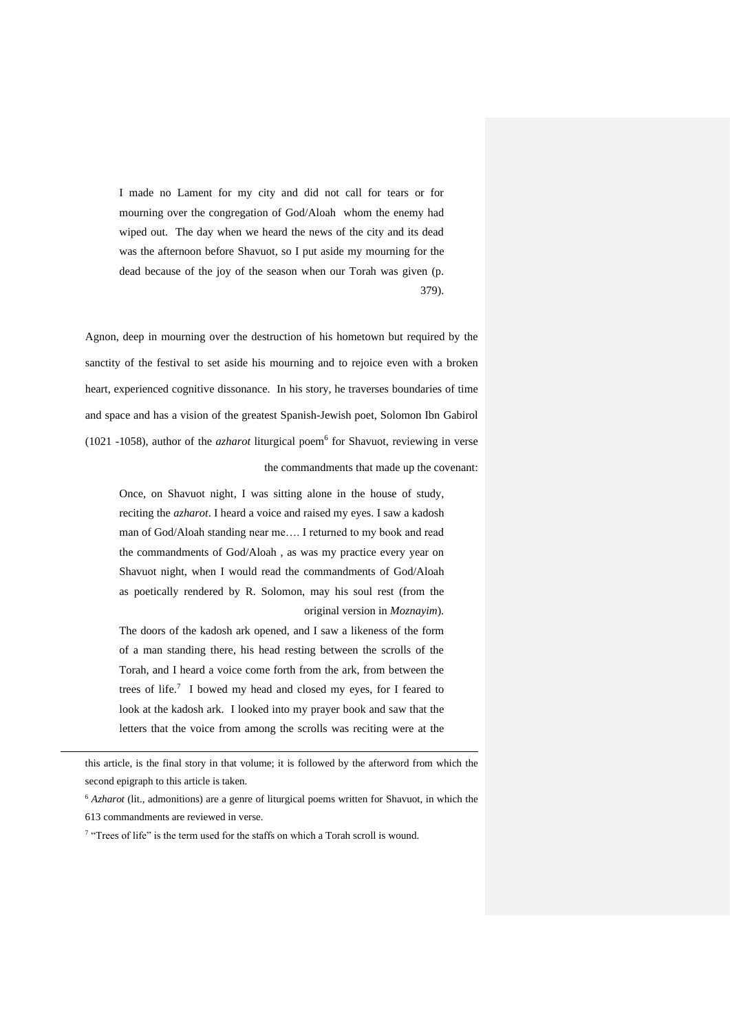> I made no Lament for my city and did not call for tears or for mourning over the congregation of God/Aloah whom the enemy had wiped out. The day when we heard the news of the city and its dead was the afternoon before Shavuot, so I put aside my mourning for the dead because of the joy of the season when our Torah was given (p. 379).

Agnon, deep in mourning over the destruction of his hometown but required by the sanctity of the festival to set aside his mourning and to rejoice even with a broken heart, experienced cognitive dissonance. In his story, he traverses boundaries of time and space and has a vision of the greatest Spanish-Jewish poet, Solomon Ibn Gabirol (1021 -1058), author of the *azharot* liturgical poem[6] for Shavuot, reviewing in verse the commandments that made up the covenant:

> Once, on Shavuot night, I was sitting alone in the house of study, reciting the *azharot*. I heard a voice and raised my eyes. I saw a kadosh man of God/Aloah standing near me…. I returned to my book and read the commandments of God/Aloah , as was my practice every year on Shavuot night, when I would read the commandments of God/Aloah as poetically rendered by R. Solomon, may his soul rest (from the original version in *Moznayim*).
>
> The doors of the kadosh ark opened, and I saw a likeness of the form of a man standing there, his head resting between the scrolls of the Torah, and I heard a voice come forth from the ark, from between the trees of life.[7] I bowed my head and closed my eyes, for I feared to look at the kadosh ark. I looked into my prayer book and saw that the letters that the voice from among the scrolls was reciting were at the

---

this article, is the final story in that volume; it is followed by the afterword from which the second epigraph to this article is taken.

[6] *Azharot* (lit., admonitions) are a genre of liturgical poems written for Shavuot, in which the 613 commandments are reviewed in verse.

[7] "Trees of life" is the term used for the staffs on which a Torah scroll is wound.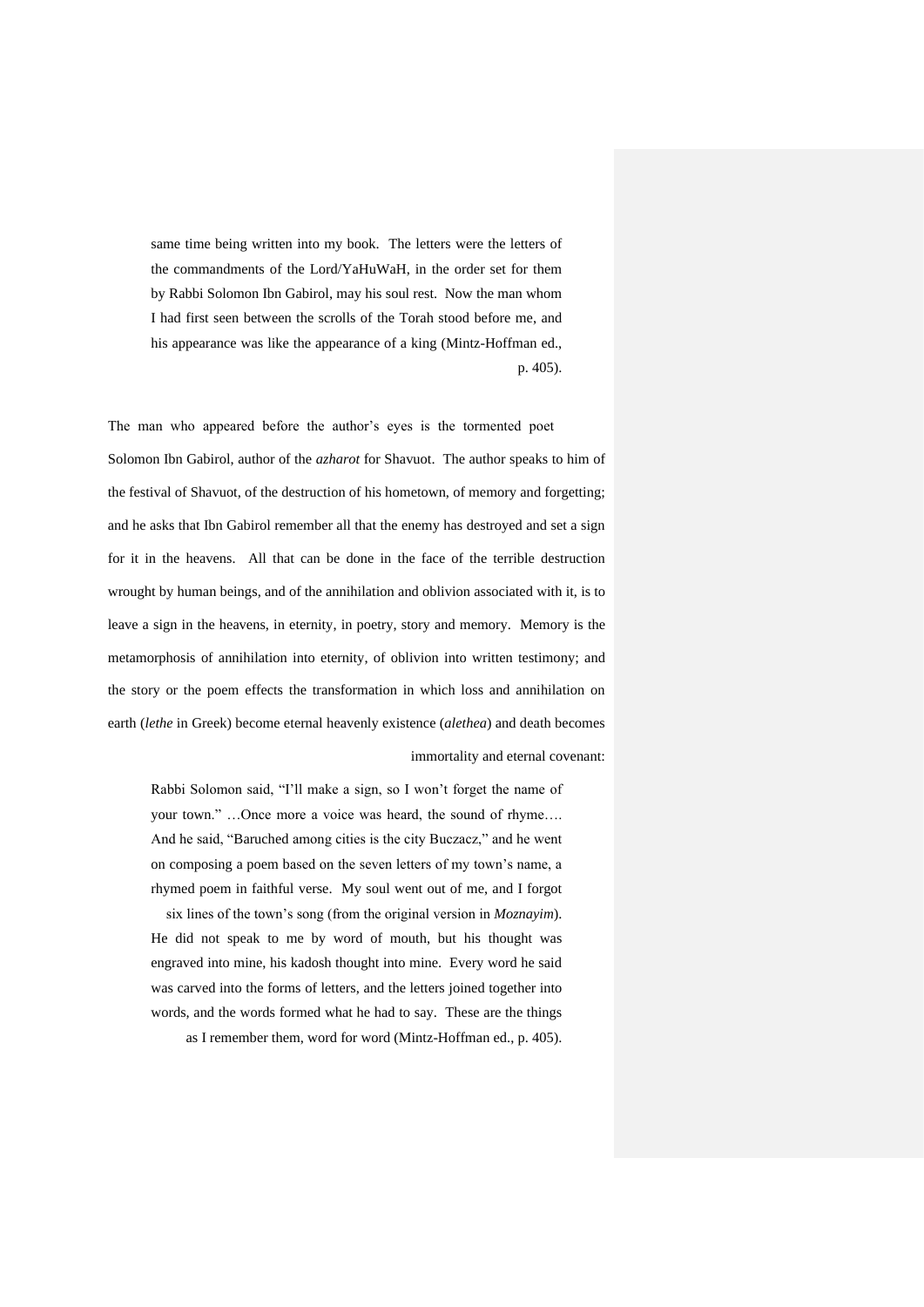> same time being written into my book. The letters were the letters of the commandments of the Lord/YaHuWaH, in the order set for them by Rabbi Solomon Ibn Gabirol, may his soul rest. Now the man whom I had first seen between the scrolls of the Torah stood before me, and his appearance was like the appearance of a king (Mintz-Hoffman ed., p. 405).

The man who appeared before the author's eyes is the tormented poet Solomon Ibn Gabirol, author of the *azharot* for Shavuot. The author speaks to him of the festival of Shavuot, of the destruction of his hometown, of memory and forgetting; and he asks that Ibn Gabirol remember all that the enemy has destroyed and set a sign for it in the heavens. All that can be done in the face of the terrible destruction wrought by human beings, and of the annihilation and oblivion associated with it, is to leave a sign in the heavens, in eternity, in poetry, story and memory. Memory is the metamorphosis of annihilation into eternity, of oblivion into written testimony; and the story or the poem effects the transformation in which loss and annihilation on earth (*lethe* in Greek) become eternal heavenly existence (*alethea*) and death becomes immortality and eternal covenant:

> Rabbi Solomon said, "I'll make a sign, so I won't forget the name of your town." …Once more a voice was heard, the sound of rhyme…. And he said, "Baruched among cities is the city Buczacz," and he went on composing a poem based on the seven letters of my town's name, a rhymed poem in faithful verse. My soul went out of me, and I forgot six lines of the town's song (from the original version in *Moznayim*). He did not speak to me by word of mouth, but his thought was engraved into mine, his kadosh thought into mine. Every word he said was carved into the forms of letters, and the letters joined together into words, and the words formed what he had to say. These are the things as I remember them, word for word (Mintz-Hoffman ed., p. 405).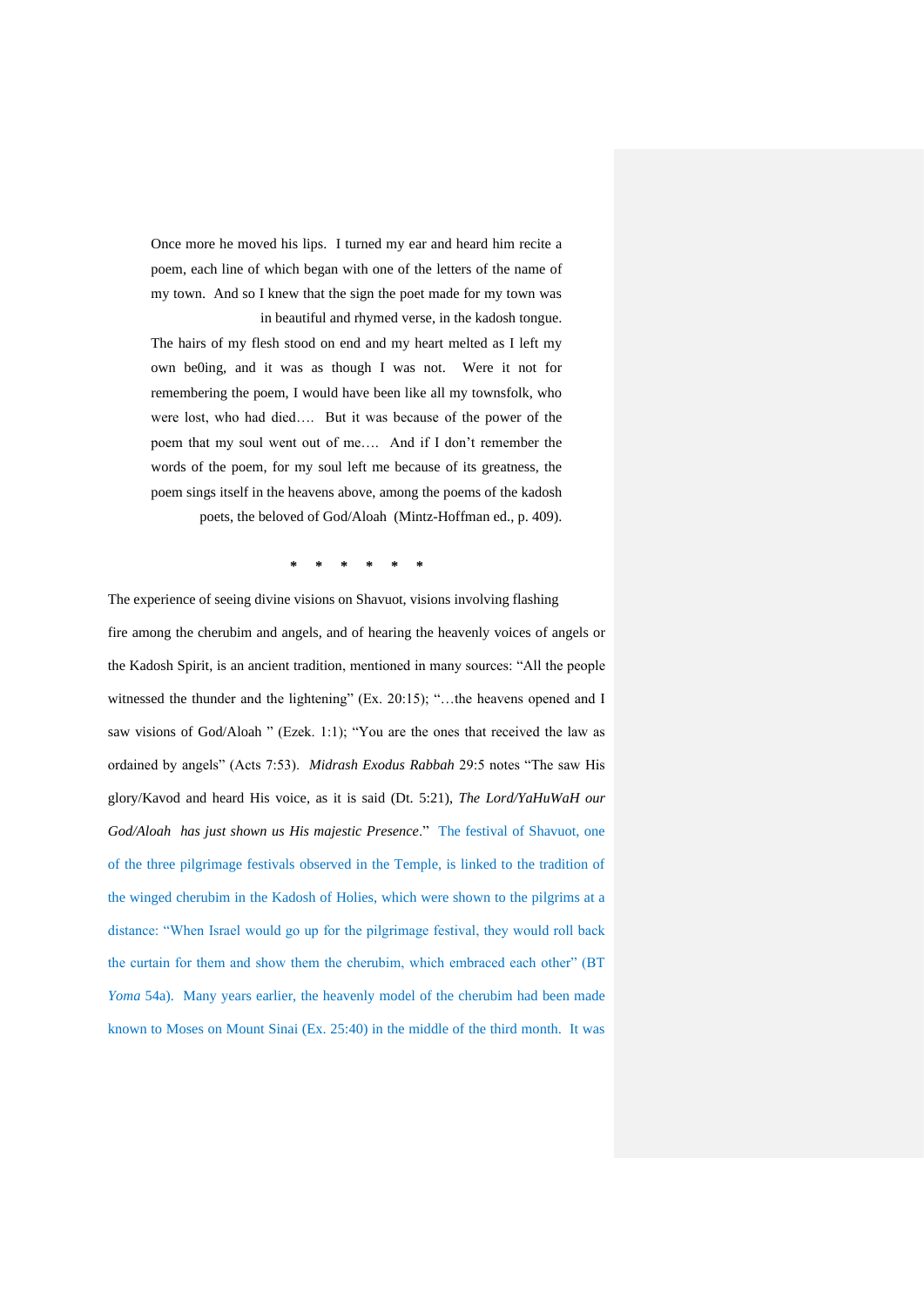> Once more he moved his lips. I turned my ear and heard him recite a poem, each line of which began with one of the letters of the name of my town. And so I knew that the sign the poet made for my town was in beautiful and rhymed verse, in the kadosh tongue.
>
> The hairs of my flesh stood on end and my heart melted as I left my own be0ing, and it was as though I was not. Were it not for remembering the poem, I would have been like all my townsfolk, who were lost, who had died…. But it was because of the power of the poem that my soul went out of me…. And if I don't remember the words of the poem, for my soul left me because of its greatness, the poem sings itself in the heavens above, among the poems of the kadosh poets, the beloved of God/Aloah (Mintz-Hoffman ed., p. 409).

\* \* \* \* \* \*

The experience of seeing divine visions on Shavuot, visions involving flashing fire among the cherubim and angels, and of hearing the heavenly voices of angels or the Kadosh Spirit, is an ancient tradition, mentioned in many sources: "All the people witnessed the thunder and the lightening" (Ex. 20:15); "…the heavens opened and I saw visions of God/Aloah " (Ezek. 1:1); "You are the ones that received the law as ordained by angels" (Acts 7:53). *Midrash Exodus Rabbah* 29:5 notes "The saw His glory/Kavod and heard His voice, as it is said (Dt. 5:21), *The Lord/YaHuWaH our God/Aloah has just shown us His majestic Presence*." The festival of Shavuot, one of the three pilgrimage festivals observed in the Temple, is linked to the tradition of the winged cherubim in the Kadosh of Holies, which were shown to the pilgrims at a distance: "When Israel would go up for the pilgrimage festival, they would roll back the curtain for them and show them the cherubim, which embraced each other" (BT *Yoma* 54a). Many years earlier, the heavenly model of the cherubim had been made known to Moses on Mount Sinai (Ex. 25:40) in the middle of the third month. It was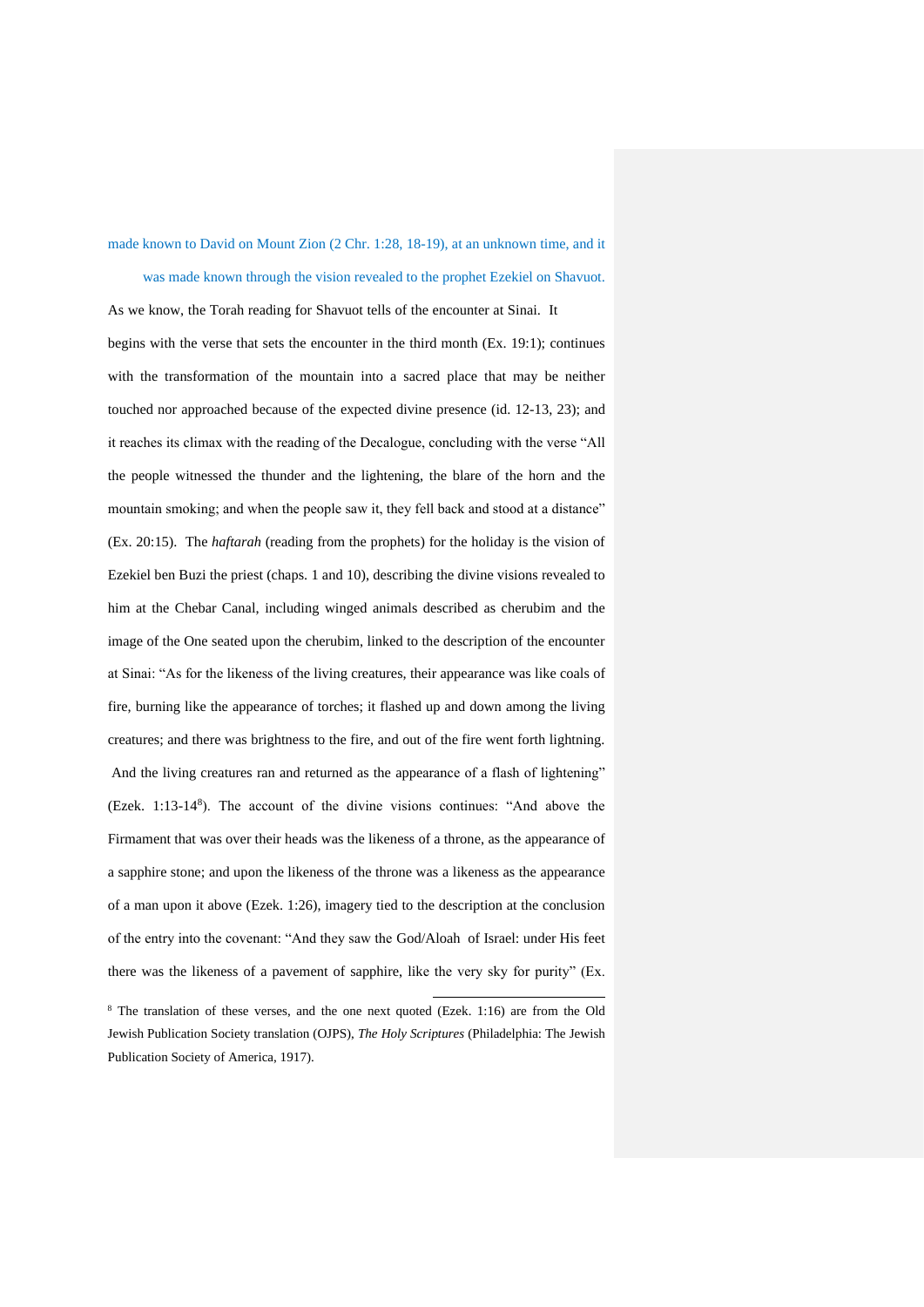made known to David on Mount Zion (2 Chr. 1:28, 18-19), at an unknown time, and it was made known through the vision revealed to the prophet Ezekiel on Shavuot.

As we know, the Torah reading for Shavuot tells of the encounter at Sinai. It begins with the verse that sets the encounter in the third month (Ex. 19:1); continues with the transformation of the mountain into a sacred place that may be neither touched nor approached because of the expected divine presence (id. 12-13, 23); and it reaches its climax with the reading of the Decalogue, concluding with the verse "All the people witnessed the thunder and the lightening, the blare of the horn and the mountain smoking; and when the people saw it, they fell back and stood at a distance" (Ex. 20:15). The *haftarah* (reading from the prophets) for the holiday is the vision of Ezekiel ben Buzi the priest (chaps. 1 and 10), describing the divine visions revealed to him at the Chebar Canal, including winged animals described as cherubim and the image of the One seated upon the cherubim, linked to the description of the encounter at Sinai: "As for the likeness of the living creatures, their appearance was like coals of fire, burning like the appearance of torches; it flashed up and down among the living creatures; and there was brightness to the fire, and out of the fire went forth lightning. And the living creatures ran and returned as the appearance of a flash of lightening" (Ezek. 1:13-14[8]). The account of the divine visions continues: "And above the Firmament that was over their heads was the likeness of a throne, as the appearance of a sapphire stone; and upon the likeness of the throne was a likeness as the appearance of a man upon it above (Ezek. 1:26), imagery tied to the description at the conclusion of the entry into the covenant: "And they saw the God/Aloah of Israel: under His feet there was the likeness of a pavement of sapphire, like the very sky for purity" (Ex.

[8] The translation of these verses, and the one next quoted (Ezek. 1:16) are from the Old Jewish Publication Society translation (OJPS), *The Holy Scriptures* (Philadelphia: The Jewish Publication Society of America, 1917).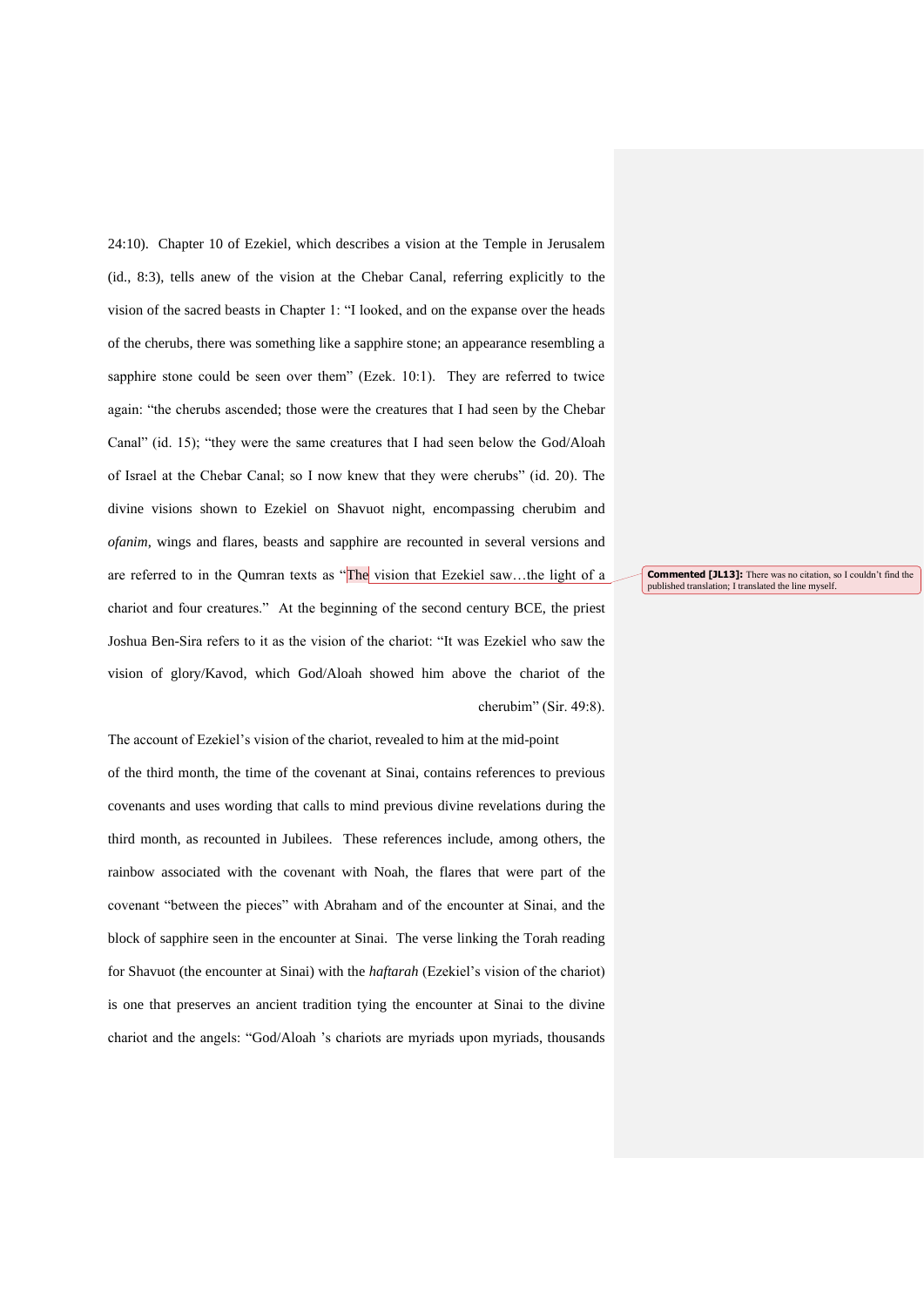24:10). Chapter 10 of Ezekiel, which describes a vision at the Temple in Jerusalem (id., 8:3), tells anew of the vision at the Chebar Canal, referring explicitly to the vision of the sacred beasts in Chapter 1: "I looked, and on the expanse over the heads of the cherubs, there was something like a sapphire stone; an appearance resembling a sapphire stone could be seen over them" (Ezek. 10:1). They are referred to twice again: "the cherubs ascended; those were the creatures that I had seen by the Chebar Canal" (id. 15); "they were the same creatures that I had seen below the God/Aloah of Israel at the Chebar Canal; so I now knew that they were cherubs" (id. 20). The divine visions shown to Ezekiel on Shavuot night, encompassing cherubim and *ofanim*, wings and flares, beasts and sapphire are recounted in several versions and are referred to in the Qumran texts as "The vision that Ezekiel saw…the light of a chariot and four creatures." At the beginning of the second century BCE, the priest Joshua Ben-Sira refers to it as the vision of the chariot: "It was Ezekiel who saw the vision of glory/Kavod, which God/Aloah showed him above the chariot of the cherubim" (Sir. 49:8).

**Commented [JL13]:** There was no citation, so I couldn't find the published translation; I translated the line myself.

The account of Ezekiel's vision of the chariot, revealed to him at the mid-point of the third month, the time of the covenant at Sinai, contains references to previous covenants and uses wording that calls to mind previous divine revelations during the third month, as recounted in Jubilees. These references include, among others, the rainbow associated with the covenant with Noah, the flares that were part of the covenant "between the pieces" with Abraham and of the encounter at Sinai, and the block of sapphire seen in the encounter at Sinai. The verse linking the Torah reading for Shavuot (the encounter at Sinai) with the *haftarah* (Ezekiel's vision of the chariot) is one that preserves an ancient tradition tying the encounter at Sinai to the divine chariot and the angels: "God/Aloah 's chariots are myriads upon myriads, thousands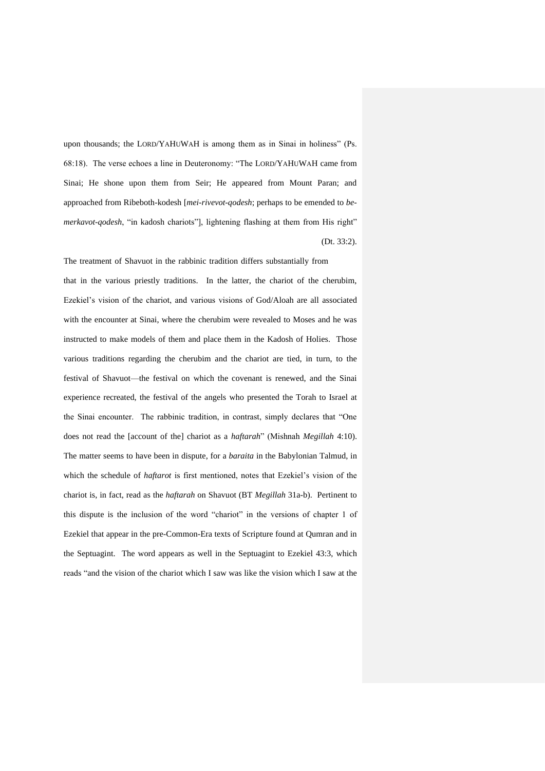upon thousands; the LORD/YAHUWAH is among them as in Sinai in holiness" (Ps. 68:18). The verse echoes a line in Deuteronomy: "The LORD/YAHUWAH came from Sinai; He shone upon them from Seir; He appeared from Mount Paran; and approached from Ribeboth-kodesh [*mei-rivevot-qodesh*; perhaps to be emended to *be-merkavot-qodesh*, "in kadosh chariots"], lightening flashing at them from His right" (Dt. 33:2).

The treatment of Shavuot in the rabbinic tradition differs substantially from that in the various priestly traditions. In the latter, the chariot of the cherubim, Ezekiel's vision of the chariot, and various visions of God/Aloah are all associated with the encounter at Sinai, where the cherubim were revealed to Moses and he was instructed to make models of them and place them in the Kadosh of Holies. Those various traditions regarding the cherubim and the chariot are tied, in turn, to the festival of Shavuot—the festival on which the covenant is renewed, and the Sinai experience recreated, the festival of the angels who presented the Torah to Israel at the Sinai encounter. The rabbinic tradition, in contrast, simply declares that "One does not read the [account of the] chariot as a *haftarah*" (Mishnah *Megillah* 4:10). The matter seems to have been in dispute, for a *baraita* in the Babylonian Talmud, in which the schedule of *haftarot* is first mentioned, notes that Ezekiel's vision of the chariot is, in fact, read as the *haftarah* on Shavuot (BT *Megillah* 31a-b). Pertinent to this dispute is the inclusion of the word "chariot" in the versions of chapter 1 of Ezekiel that appear in the pre-Common-Era texts of Scripture found at Qumran and in the Septuagint. The word appears as well in the Septuagint to Ezekiel 43:3, which reads "and the vision of the chariot which I saw was like the vision which I saw at the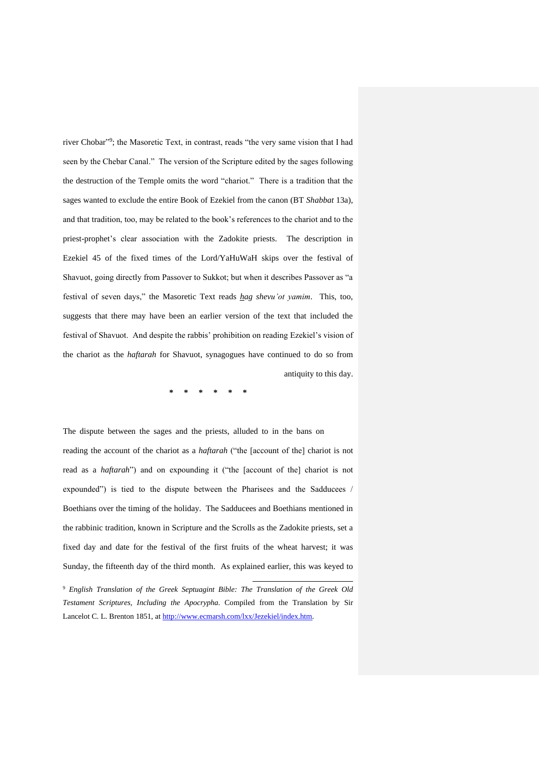river Chobar"[9]; the Masoretic Text, in contrast, reads "the very same vision that I had seen by the Chebar Canal." The version of the Scripture edited by the sages following the destruction of the Temple omits the word "chariot." There is a tradition that the sages wanted to exclude the entire Book of Ezekiel from the canon (BT *Shabbat* 13a), and that tradition, too, may be related to the book's references to the chariot and to the priest-prophet's clear association with the Zadokite priests. The description in Ezekiel 45 of the fixed times of the Lord/YaHuWaH skips over the festival of Shavuot, going directly from Passover to Sukkot; but when it describes Passover as "a festival of seven days," the Masoretic Text reads *ḫag shevu'ot yamim*. This, too, suggests that there may have been an earlier version of the text that included the festival of Shavuot. And despite the rabbis' prohibition on reading Ezekiel's vision of the chariot as the *haftarah* for Shavuot, synagogues have continued to do so from antiquity to this day.

\* \* \* \* \* \*

The dispute between the sages and the priests, alluded to in the bans on reading the account of the chariot as a *haftarah* ("the [account of the] chariot is not read as a *haftarah*") and on expounding it ("the [account of the] chariot is not expounded") is tied to the dispute between the Pharisees and the Sadducees / Boethians over the timing of the holiday. The Sadducees and Boethians mentioned in the rabbinic tradition, known in Scripture and the Scrolls as the Zadokite priests, set a fixed day and date for the festival of the first fruits of the wheat harvest; it was Sunday, the fifteenth day of the third month. As explained earlier, this was keyed to

[9] *English Translation of the Greek Septuagint Bible: The Translation of the Greek Old Testament Scriptures, Including the Apocrypha*. Compiled from the Translation by Sir Lancelot C. L. Brenton 1851, at http://www.ecmarsh.com/lxx/Jezekiel/index.htm.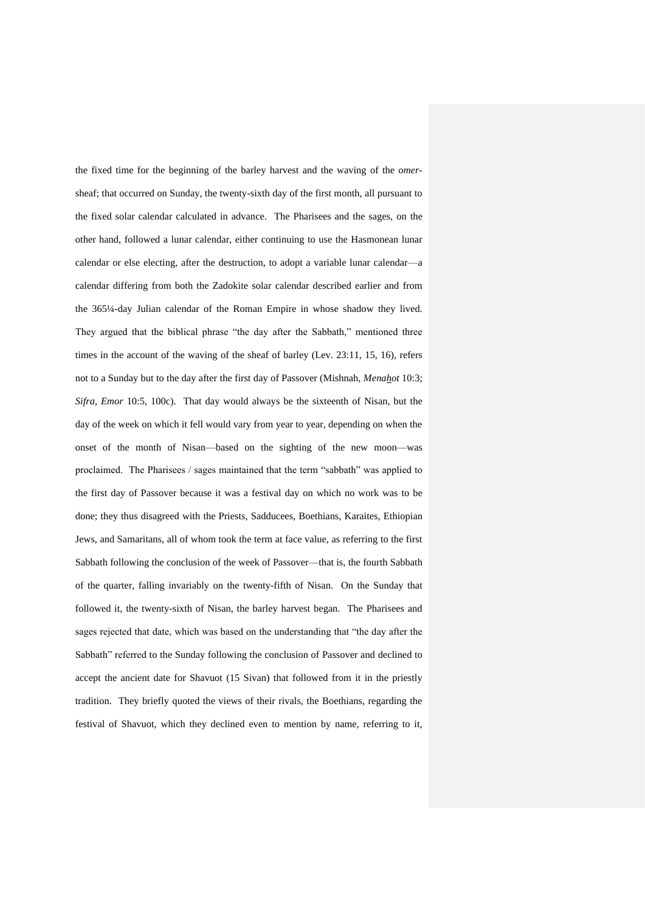the fixed time for the beginning of the barley harvest and the waving of the *omer*-sheaf; that occurred on Sunday, the twenty-sixth day of the first month, all pursuant to the fixed solar calendar calculated in advance. The Pharisees and the sages, on the other hand, followed a lunar calendar, either continuing to use the Hasmonean lunar calendar or else electing, after the destruction, to adopt a variable lunar calendar—a calendar differing from both the Zadokite solar calendar described earlier and from the 365¼-day Julian calendar of the Roman Empire in whose shadow they lived. They argued that the biblical phrase "the day after the Sabbath," mentioned three times in the account of the waving of the sheaf of barley (Lev. 23:11, 15, 16), refers not to a Sunday but to the day after the first day of Passover (Mishnah, *Menahot* 10:3; *Sifra*, *Emor* 10:5, 100c). That day would always be the sixteenth of Nisan, but the day of the week on which it fell would vary from year to year, depending on when the onset of the month of Nisan—based on the sighting of the new moon—was proclaimed. The Pharisees / sages maintained that the term "sabbath" was applied to the first day of Passover because it was a festival day on which no work was to be done; they thus disagreed with the Priests, Sadducees, Boethians, Karaites, Ethiopian Jews, and Samaritans, all of whom took the term at face value, as referring to the first Sabbath following the conclusion of the week of Passover—that is, the fourth Sabbath of the quarter, falling invariably on the twenty-fifth of Nisan. On the Sunday that followed it, the twenty-sixth of Nisan, the barley harvest began. The Pharisees and sages rejected that date, which was based on the understanding that "the day after the Sabbath" referred to the Sunday following the conclusion of Passover and declined to accept the ancient date for Shavuot (15 Sivan) that followed from it in the priestly tradition. They briefly quoted the views of their rivals, the Boethians, regarding the festival of Shavuot, which they declined even to mention by name, referring to it,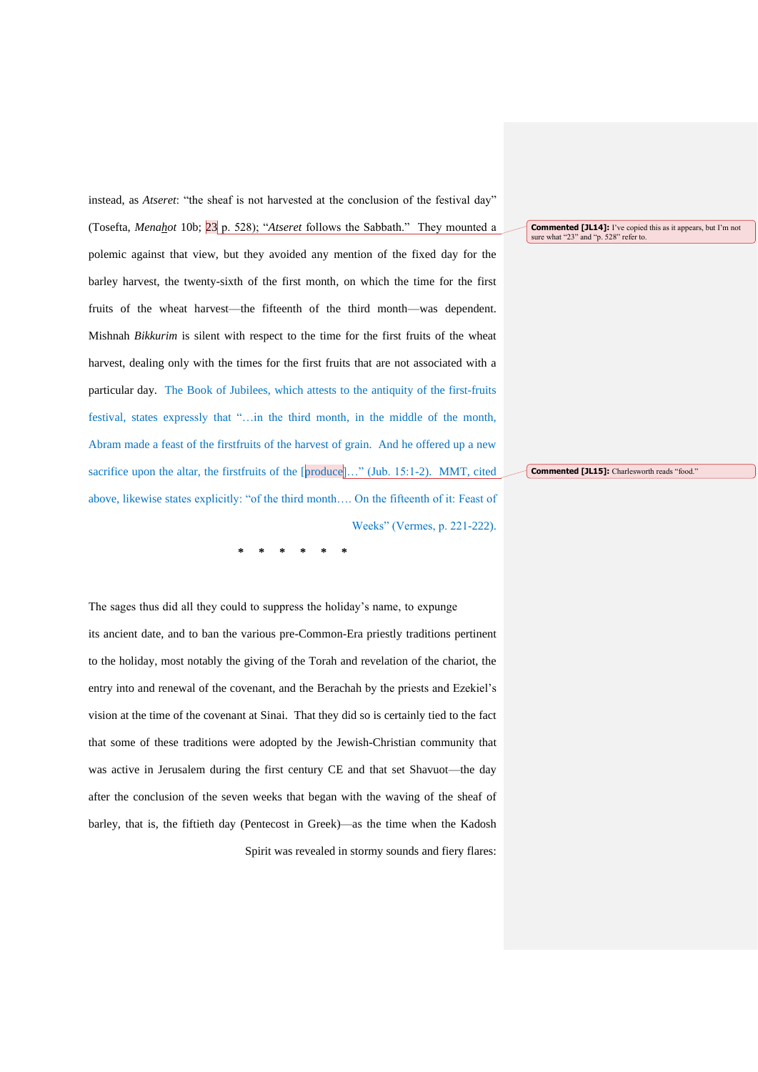instead, as *Atseret*: "the sheaf is not harvested at the conclusion of the festival day" (Tosefta, *Menahot* 10b; 23 p. 528); "*Atseret* follows the Sabbath." They mounted a polemic against that view, but they avoided any mention of the fixed day for the barley harvest, the twenty-sixth of the first month, on which the time for the first fruits of the wheat harvest—the fifteenth of the third month—was dependent. Mishnah *Bikkurim* is silent with respect to the time for the first fruits of the wheat harvest, dealing only with the times for the first fruits that are not associated with a particular day. The Book of Jubilees, which attests to the antiquity of the first-fruits festival, states expressly that "…in the third month, in the middle of the month, Abram made a feast of the firstfruits of the harvest of grain. And he offered up a new sacrifice upon the altar, the firstfruits of the [produce]…" (Jub. 15:1-2). MMT, cited above, likewise states explicitly: "of the third month…. On the fifteenth of it: Feast of Weeks" (Vermes, p. 221-222).

Commented [JL14]: I've copied this as it appears, but I'm not sure what "23" and "p. 528" refer to.

Commented [JL15]: Charlesworth reads "food."

\* \* \* \* \* \*

The sages thus did all they could to suppress the holiday's name, to expunge its ancient date, and to ban the various pre-Common-Era priestly traditions pertinent to the holiday, most notably the giving of the Torah and revelation of the chariot, the entry into and renewal of the covenant, and the Berachah by the priests and Ezekiel's vision at the time of the covenant at Sinai. That they did so is certainly tied to the fact that some of these traditions were adopted by the Jewish-Christian community that was active in Jerusalem during the first century CE and that set Shavuot—the day after the conclusion of the seven weeks that began with the waving of the sheaf of barley, that is, the fiftieth day (Pentecost in Greek)—as the time when the Kadosh Spirit was revealed in stormy sounds and fiery flares: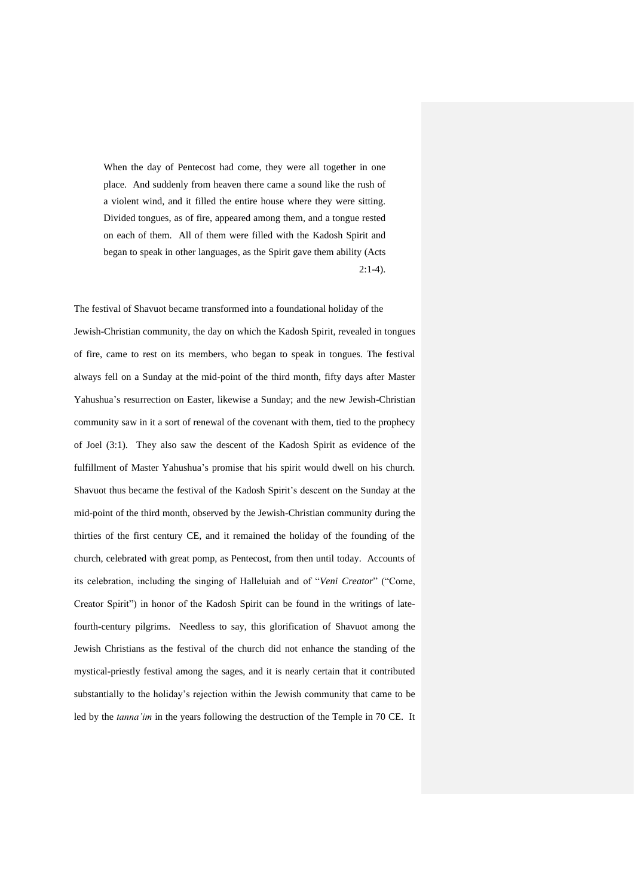> When the day of Pentecost had come, they were all together in one place. And suddenly from heaven there came a sound like the rush of a violent wind, and it filled the entire house where they were sitting. Divided tongues, as of fire, appeared among them, and a tongue rested on each of them. All of them were filled with the Kadosh Spirit and began to speak in other languages, as the Spirit gave them ability (Acts 2:1-4).

The festival of Shavuot became transformed into a foundational holiday of the Jewish-Christian community, the day on which the Kadosh Spirit, revealed in tongues of fire, came to rest on its members, who began to speak in tongues. The festival always fell on a Sunday at the mid-point of the third month, fifty days after Master Yahushua's resurrection on Easter, likewise a Sunday; and the new Jewish-Christian community saw in it a sort of renewal of the covenant with them, tied to the prophecy of Joel (3:1). They also saw the descent of the Kadosh Spirit as evidence of the fulfillment of Master Yahushua's promise that his spirit would dwell on his church. Shavuot thus became the festival of the Kadosh Spirit's descent on the Sunday at the mid-point of the third month, observed by the Jewish-Christian community during the thirties of the first century CE, and it remained the holiday of the founding of the church, celebrated with great pomp, as Pentecost, from then until today. Accounts of its celebration, including the singing of Halleluiah and of "*Veni Creator*" ("Come, Creator Spirit") in honor of the Kadosh Spirit can be found in the writings of late-fourth-century pilgrims. Needless to say, this glorification of Shavuot among the Jewish Christians as the festival of the church did not enhance the standing of the mystical-priestly festival among the sages, and it is nearly certain that it contributed substantially to the holiday's rejection within the Jewish community that came to be led by the *tanna'im* in the years following the destruction of the Temple in 70 CE. It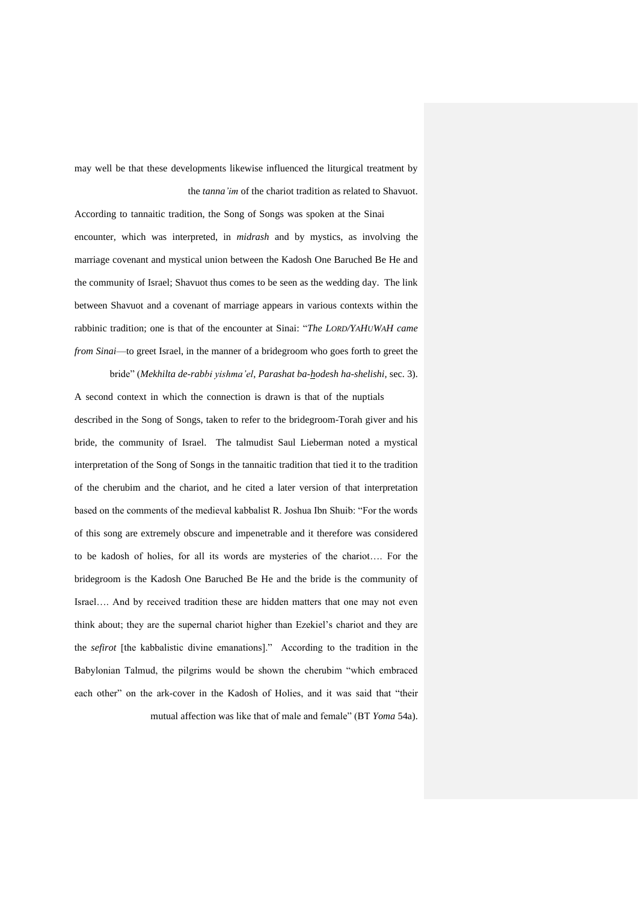may well be that these developments likewise influenced the liturgical treatment by the *tanna'im* of the chariot tradition as related to Shavuot.

According to tannaitic tradition, the Song of Songs was spoken at the Sinai encounter, which was interpreted, in *midrash* and by mystics, as involving the marriage covenant and mystical union between the Kadosh One Baruched Be He and the community of Israel; Shavuot thus comes to be seen as the wedding day. The link between Shavuot and a covenant of marriage appears in various contexts within the rabbinic tradition; one is that of the encounter at Sinai: "*The LORD/YAHUWAH came from Sinai*—to greet Israel, in the manner of a bridegroom who goes forth to greet the bride" (*Mekhilta de-rabbi yishma'el*, *Parashat ba-hodesh ha-shelishi*, sec. 3).

A second context in which the connection is drawn is that of the nuptials described in the Song of Songs, taken to refer to the bridegroom-Torah giver and his bride, the community of Israel. The talmudist Saul Lieberman noted a mystical interpretation of the Song of Songs in the tannaitic tradition that tied it to the tradition of the cherubim and the chariot, and he cited a later version of that interpretation based on the comments of the medieval kabbalist R. Joshua Ibn Shuib: "For the words of this song are extremely obscure and impenetrable and it therefore was considered to be kadosh of holies, for all its words are mysteries of the chariot…. For the bridegroom is the Kadosh One Baruched Be He and the bride is the community of Israel…. And by received tradition these are hidden matters that one may not even think about; they are the supernal chariot higher than Ezekiel's chariot and they are the *sefirot* [the kabbalistic divine emanations]." According to the tradition in the Babylonian Talmud, the pilgrims would be shown the cherubim "which embraced each other" on the ark-cover in the Kadosh of Holies, and it was said that "their mutual affection was like that of male and female" (BT *Yoma* 54a).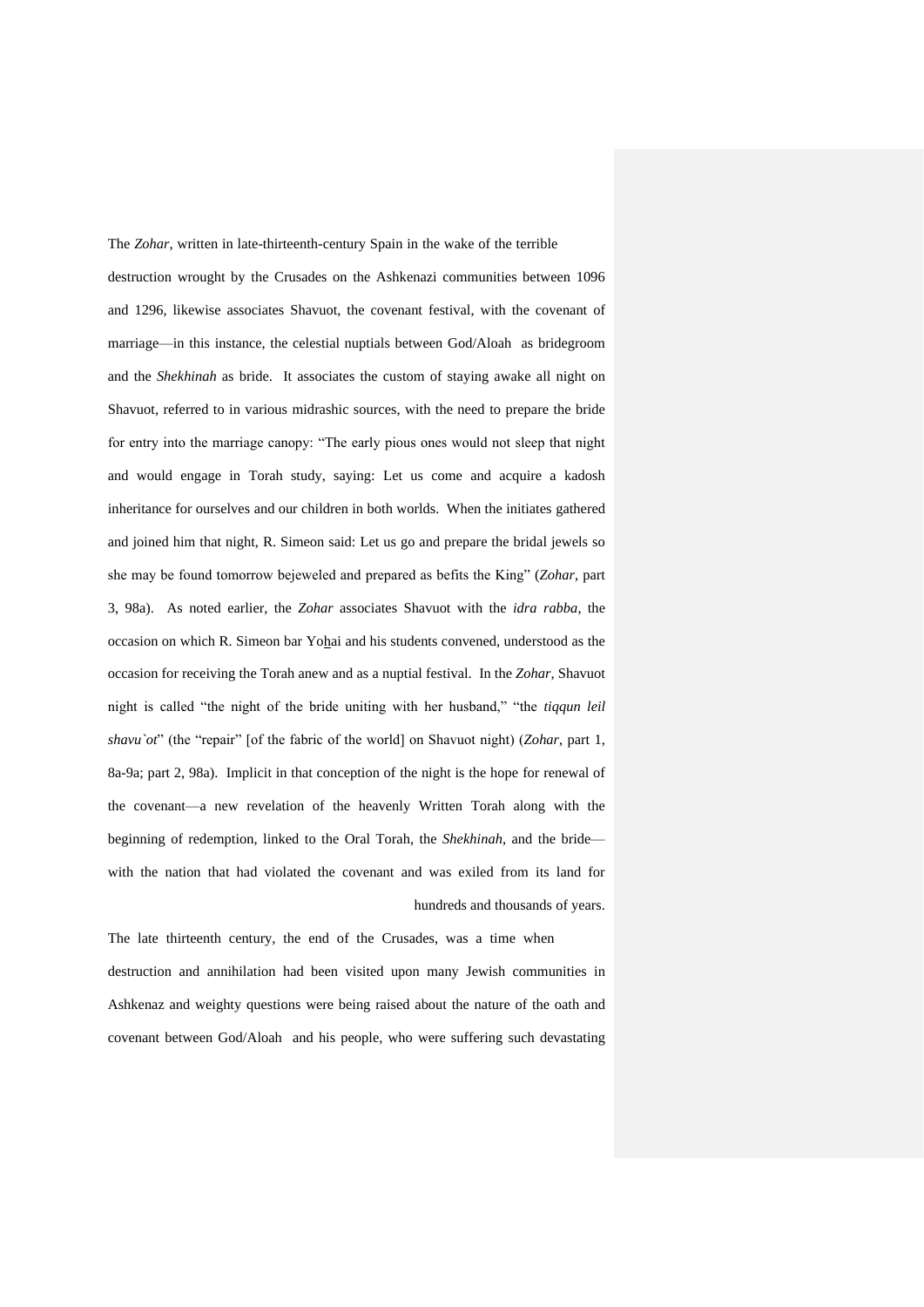The *Zohar*, written in late-thirteenth-century Spain in the wake of the terrible destruction wrought by the Crusades on the Ashkenazi communities between 1096 and 1296, likewise associates Shavuot, the covenant festival, with the covenant of marriage—in this instance, the celestial nuptials between God/Aloah as bridegroom and the *Shekhinah* as bride. It associates the custom of staying awake all night on Shavuot, referred to in various midrashic sources, with the need to prepare the bride for entry into the marriage canopy: "The early pious ones would not sleep that night and would engage in Torah study, saying: Let us come and acquire a kadosh inheritance for ourselves and our children in both worlds. When the initiates gathered and joined him that night, R. Simeon said: Let us go and prepare the bridal jewels so she may be found tomorrow bejeweled and prepared as befits the King" (*Zohar*, part 3, 98a). As noted earlier, the *Zohar* associates Shavuot with the *idra rabba*, the occasion on which R. Simeon bar Yoḫai and his students convened, understood as the occasion for receiving the Torah anew and as a nuptial festival. In the *Zohar*, Shavuot night is called "the night of the bride uniting with her husband," "the *tiqqun leil shavu`ot*" (the "repair" [of the fabric of the world] on Shavuot night) (*Zohar*, part 1, 8a-9a; part 2, 98a). Implicit in that conception of the night is the hope for renewal of the covenant—a new revelation of the heavenly Written Torah along with the beginning of redemption, linked to the Oral Torah, the *Shekhinah*, and the bride—with the nation that had violated the covenant and was exiled from its land for hundreds and thousands of years.

The late thirteenth century, the end of the Crusades, was a time when destruction and annihilation had been visited upon many Jewish communities in Ashkenaz and weighty questions were being raised about the nature of the oath and covenant between God/Aloah and his people, who were suffering such devastating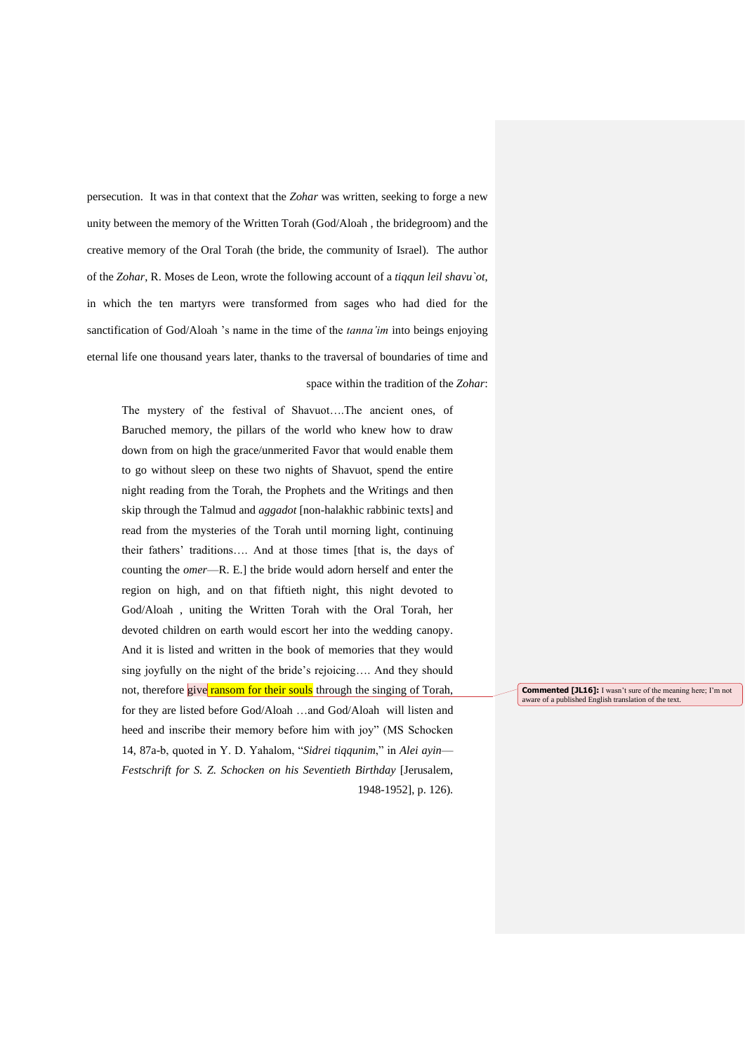persecution. It was in that context that the *Zohar* was written, seeking to forge a new unity between the memory of the Written Torah (God/Aloah , the bridegroom) and the creative memory of the Oral Torah (the bride, the community of Israel). The author of the *Zohar*, R. Moses de Leon, wrote the following account of a *tiqqun leil shavu`ot*, in which the ten martyrs were transformed from sages who had died for the sanctification of God/Aloah 's name in the time of the *tanna'im* into beings enjoying eternal life one thousand years later, thanks to the traversal of boundaries of time and space within the tradition of the *Zohar*:

> The mystery of the festival of Shavuot….The ancient ones, of Baruched memory, the pillars of the world who knew how to draw down from on high the grace/unmerited Favor that would enable them to go without sleep on these two nights of Shavuot, spend the entire night reading from the Torah, the Prophets and the Writings and then skip through the Talmud and *aggadot* [non-halakhic rabbinic texts] and read from the mysteries of the Torah until morning light, continuing their fathers' traditions…. And at those times [that is, the days of counting the *omer*—R. E.] the bride would adorn herself and enter the region on high, and on that fiftieth night, this night devoted to God/Aloah , uniting the Written Torah with the Oral Torah, her devoted children on earth would escort her into the wedding canopy. And it is listed and written in the book of memories that they would sing joyfully on the night of the bride's rejoicing…. And they should not, therefore give ransom for their souls through the singing of Torah, for they are listed before God/Aloah …and God/Aloah will listen and heed and inscribe their memory before him with joy" (MS Schocken 14, 87a-b, quoted in Y. D. Yahalom, "*Sidrei tiqqunim*," in *Alei ayin—Festschrift for S. Z. Schocken on his Seventieth Birthday* [Jerusalem, 1948-1952], p. 126).

**Commented [JL16]:** I wasn't sure of the meaning here; I'm not aware of a published English translation of the text.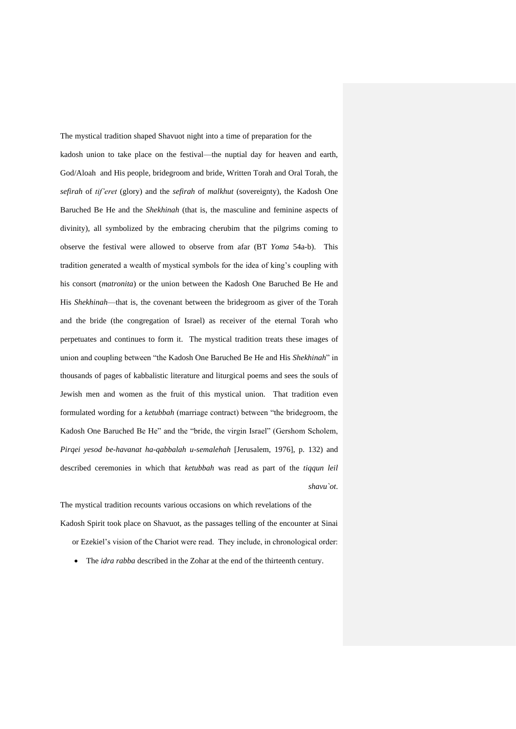The mystical tradition shaped Shavuot night into a time of preparation for the kadosh union to take place on the festival—the nuptial day for heaven and earth, God/Aloah and His people, bridegroom and bride, Written Torah and Oral Torah, the *sefirah* of *tif'eret* (glory) and the *sefirah* of *malkhut* (sovereignty), the Kadosh One Baruched Be He and the *Shekhinah* (that is, the masculine and feminine aspects of divinity), all symbolized by the embracing cherubim that the pilgrims coming to observe the festival were allowed to observe from afar (BT *Yoma* 54a-b). This tradition generated a wealth of mystical symbols for the idea of king's coupling with his consort (*matronita*) or the union between the Kadosh One Baruched Be He and His *Shekhinah*—that is, the covenant between the bridegroom as giver of the Torah and the bride (the congregation of Israel) as receiver of the eternal Torah who perpetuates and continues to form it. The mystical tradition treats these images of union and coupling between "the Kadosh One Baruched Be He and His *Shekhinah*" in thousands of pages of kabbalistic literature and liturgical poems and sees the souls of Jewish men and women as the fruit of this mystical union. That tradition even formulated wording for a *ketubbah* (marriage contract) between "the bridegroom, the Kadosh One Baruched Be He" and the "bride, the virgin Israel" (Gershom Scholem, *Pirqei yesod be-havanat ha-qabbalah u-semalehah* [Jerusalem, 1976], p. 132) and described ceremonies in which that *ketubbah* was read as part of the *tiqqun leil shavu`ot*.

The mystical tradition recounts various occasions on which revelations of the Kadosh Spirit took place on Shavuot, as the passages telling of the encounter at Sinai or Ezekiel's vision of the Chariot were read. They include, in chronological order:

- The *idra rabba* described in the Zohar at the end of the thirteenth century.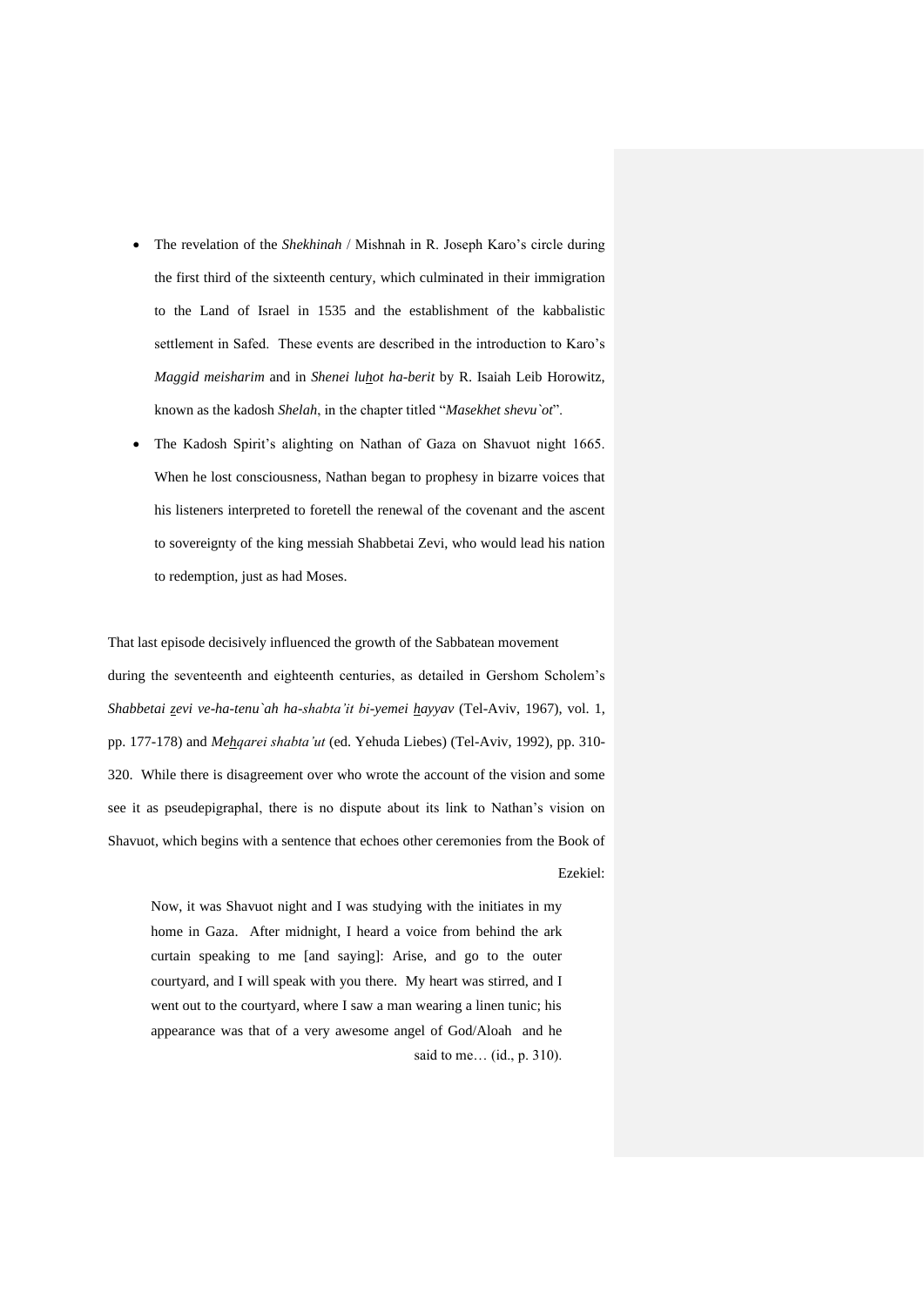- The revelation of the *Shekhinah* / Mishnah in R. Joseph Karo's circle during the first third of the sixteenth century, which culminated in their immigration to the Land of Israel in 1535 and the establishment of the kabbalistic settlement in Safed. These events are described in the introduction to Karo's *Maggid meisharim* and in *Shenei luhot ha-berit* by R. Isaiah Leib Horowitz, known as the kadosh *Shelah*, in the chapter titled "*Masekhet shevu`ot*".
- The Kadosh Spirit's alighting on Nathan of Gaza on Shavuot night 1665. When he lost consciousness, Nathan began to prophesy in bizarre voices that his listeners interpreted to foretell the renewal of the covenant and the ascent to sovereignty of the king messiah Shabbetai Zevi, who would lead his nation to redemption, just as had Moses.

That last episode decisively influenced the growth of the Sabbatean movement during the seventeenth and eighteenth centuries, as detailed in Gershom Scholem's *Shabbetai zevi ve-ha-tenu`ah ha-shabta'it bi-yemei hayyav* (Tel-Aviv, 1967), vol. 1, pp. 177-178) and *Mehqarei shabta'ut* (ed. Yehuda Liebes) (Tel-Aviv, 1992), pp. 310-320. While there is disagreement over who wrote the account of the vision and some see it as pseudepigraphal, there is no dispute about its link to Nathan's vision on Shavuot, which begins with a sentence that echoes other ceremonies from the Book of Ezekiel:

> Now, it was Shavuot night and I was studying with the initiates in my home in Gaza. After midnight, I heard a voice from behind the ark curtain speaking to me [and saying]: Arise, and go to the outer courtyard, and I will speak with you there. My heart was stirred, and I went out to the courtyard, where I saw a man wearing a linen tunic; his appearance was that of a very awesome angel of God/Aloah and he said to me… (id., p. 310).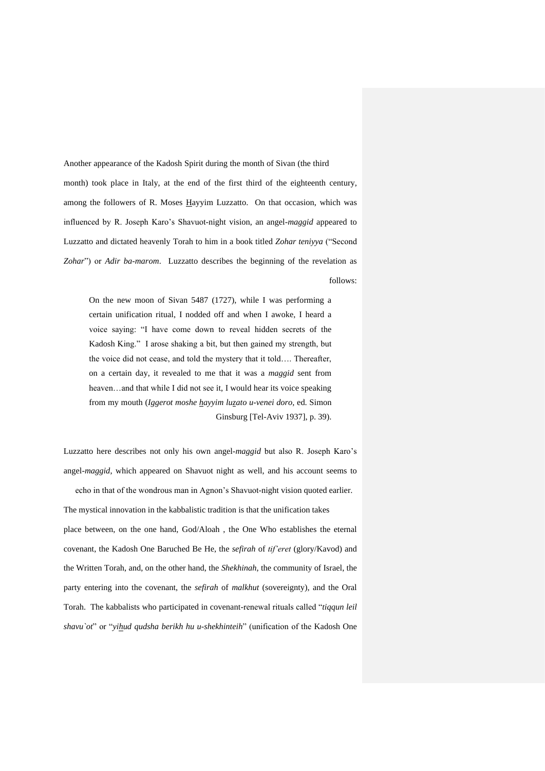Another appearance of the Kadosh Spirit during the month of Sivan (the third month) took place in Italy, at the end of the first third of the eighteenth century, among the followers of R. Moses Hayyim Luzzatto. On that occasion, which was influenced by R. Joseph Karo's Shavuot-night vision, an angel-*maggid* appeared to Luzzatto and dictated heavenly Torah to him in a book titled *Zohar teniyya* ("Second *Zohar*") or *Adir ba-marom*. Luzzatto describes the beginning of the revelation as follows:

> On the new moon of Sivan 5487 (1727), while I was performing a certain unification ritual, I nodded off and when I awoke, I heard a voice saying: "I have come down to reveal hidden secrets of the Kadosh King." I arose shaking a bit, but then gained my strength, but the voice did not cease, and told the mystery that it told…. Thereafter, on a certain day, it revealed to me that it was a *maggid* sent from heaven…and that while I did not see it, I would hear its voice speaking from my mouth (*Iggerot moshe hayyim luzato u-venei doro*, ed. Simon Ginsburg [Tel-Aviv 1937], p. 39).

Luzzatto here describes not only his own angel-*maggid* but also R. Joseph Karo's angel-*maggid*, which appeared on Shavuot night as well, and his account seems to echo in that of the wondrous man in Agnon's Shavuot-night vision quoted earlier.

The mystical innovation in the kabbalistic tradition is that the unification takes place between, on the one hand, God/Aloah , the One Who establishes the eternal covenant, the Kadosh One Baruched Be He, the *sefirah* of *tif`eret* (glory/Kavod) and the Written Torah, and, on the other hand, the *Shekhinah*, the community of Israel, the party entering into the covenant, the *sefirah* of *malkhut* (sovereignty), and the Oral Torah. The kabbalists who participated in covenant-renewal rituals called "*tiqqun leil shavu`ot*" or "*yihud qudsha berikh hu u-shekhinteih*" (unification of the Kadosh One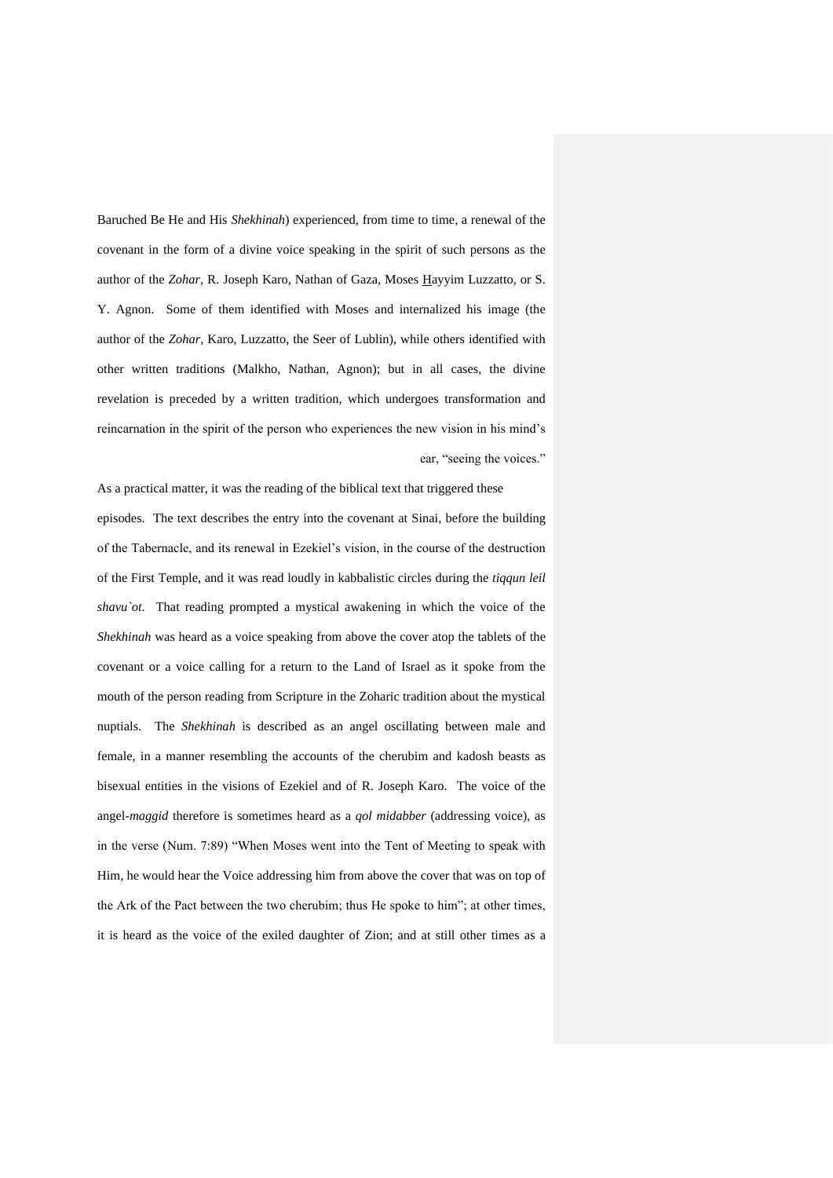Baruched Be He and His *Shekhinah*) experienced, from time to time, a renewal of the covenant in the form of a divine voice speaking in the spirit of such persons as the author of the *Zohar*, R. Joseph Karo, Nathan of Gaza, Moses Hayyim Luzzatto, or S. Y. Agnon. Some of them identified with Moses and internalized his image (the author of the *Zohar*, Karo, Luzzatto, the Seer of Lublin), while others identified with other written traditions (Malkho, Nathan, Agnon); but in all cases, the divine revelation is preceded by a written tradition, which undergoes transformation and reincarnation in the spirit of the person who experiences the new vision in his mind's ear, "seeing the voices."

As a practical matter, it was the reading of the biblical text that triggered these episodes. The text describes the entry into the covenant at Sinai, before the building of the Tabernacle, and its renewal in Ezekiel's vision, in the course of the destruction of the First Temple, and it was read loudly in kabbalistic circles during the *tiqqun leil shavu`ot*. That reading prompted a mystical awakening in which the voice of the *Shekhinah* was heard as a voice speaking from above the cover atop the tablets of the covenant or a voice calling for a return to the Land of Israel as it spoke from the mouth of the person reading from Scripture in the Zoharic tradition about the mystical nuptials. The *Shekhinah* is described as an angel oscillating between male and female, in a manner resembling the accounts of the cherubim and kadosh beasts as bisexual entities in the visions of Ezekiel and of R. Joseph Karo. The voice of the angel-*maggid* therefore is sometimes heard as a *qol midabber* (addressing voice), as in the verse (Num. 7:89) "When Moses went into the Tent of Meeting to speak with Him, he would hear the Voice addressing him from above the cover that was on top of the Ark of the Pact between the two cherubim; thus He spoke to him"; at other times, it is heard as the voice of the exiled daughter of Zion; and at still other times as a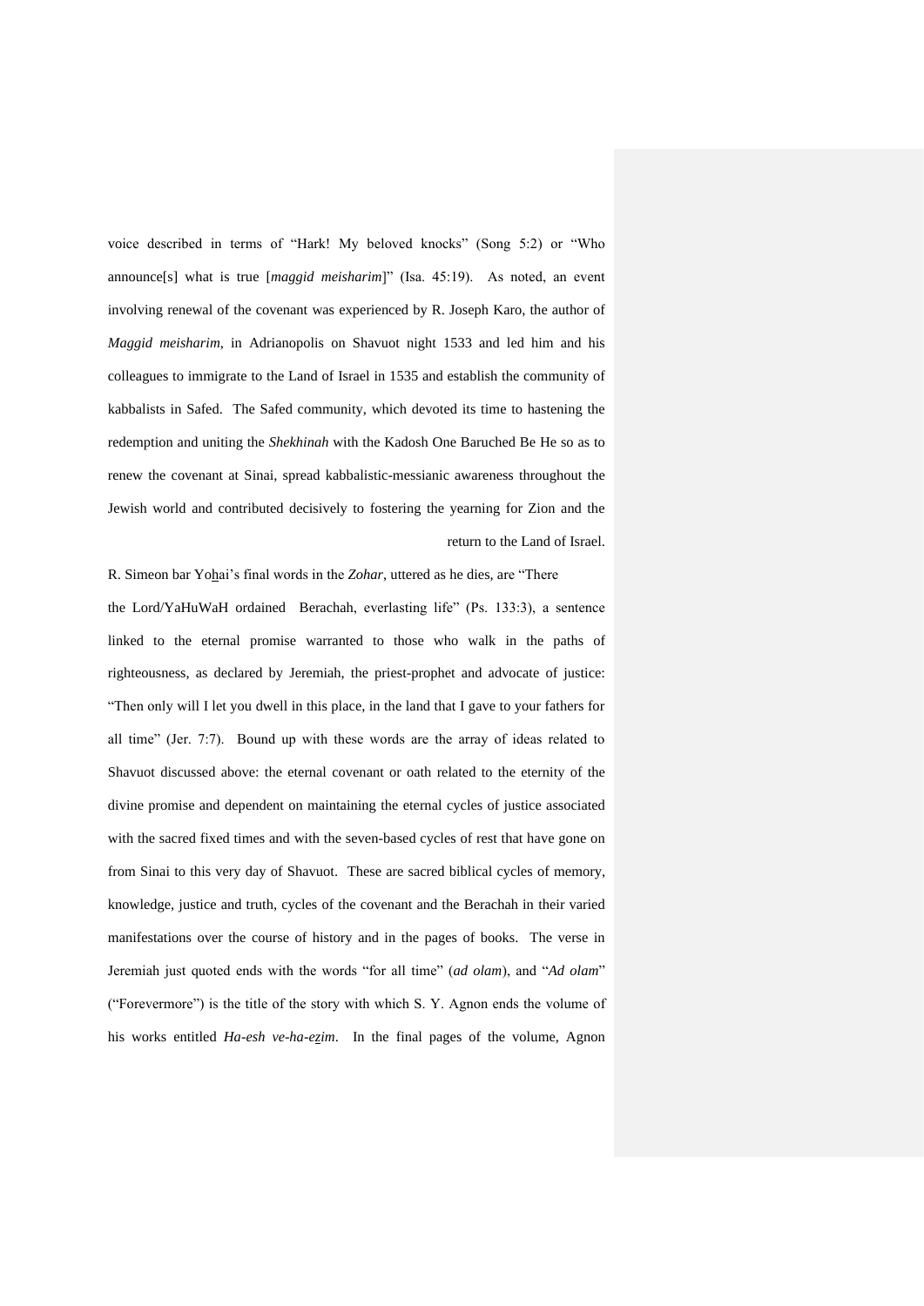voice described in terms of "Hark! My beloved knocks" (Song 5:2) or "Who announce[s] what is true [*maggid meisharim*]" (Isa. 45:19). As noted, an event involving renewal of the covenant was experienced by R. Joseph Karo, the author of *Maggid meisharim*, in Adrianopolis on Shavuot night 1533 and led him and his colleagues to immigrate to the Land of Israel in 1535 and establish the community of kabbalists in Safed. The Safed community, which devoted its time to hastening the redemption and uniting the *Shekhinah* with the Kadosh One Baruched Be He so as to renew the covenant at Sinai, spread kabbalistic-messianic awareness throughout the Jewish world and contributed decisively to fostering the yearning for Zion and the return to the Land of Israel.

R. Simeon bar Yoḫai's final words in the *Zohar*, uttered as he dies, are "There the Lord/YaHuWaH ordained Berachah, everlasting life" (Ps. 133:3), a sentence linked to the eternal promise warranted to those who walk in the paths of righteousness, as declared by Jeremiah, the priest-prophet and advocate of justice: "Then only will I let you dwell in this place, in the land that I gave to your fathers for all time" (Jer. 7:7). Bound up with these words are the array of ideas related to Shavuot discussed above: the eternal covenant or oath related to the eternity of the divine promise and dependent on maintaining the eternal cycles of justice associated with the sacred fixed times and with the seven-based cycles of rest that have gone on from Sinai to this very day of Shavuot. These are sacred biblical cycles of memory, knowledge, justice and truth, cycles of the covenant and the Berachah in their varied manifestations over the course of history and in the pages of books. The verse in Jeremiah just quoted ends with the words "for all time" (*ad olam*), and "*Ad olam*" ("Forevermore") is the title of the story with which S. Y. Agnon ends the volume of his works entitled *Ha-esh ve-ha-eẕim*. In the final pages of the volume, Agnon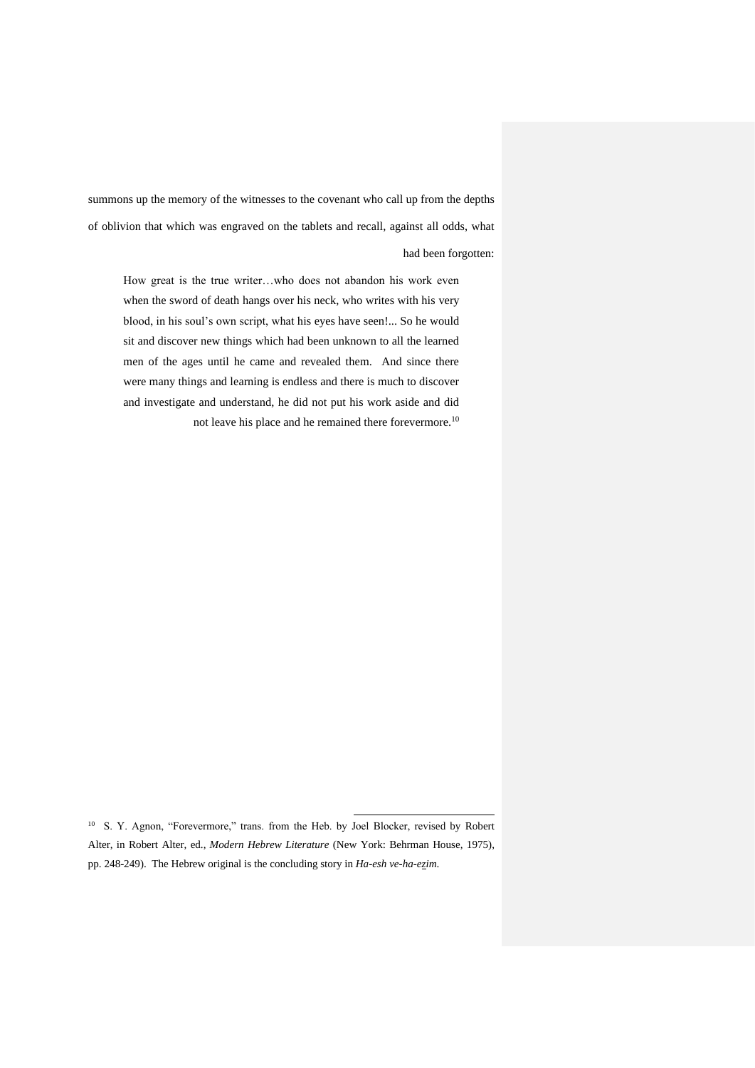summons up the memory of the witnesses to the covenant who call up from the depths of oblivion that which was engraved on the tablets and recall, against all odds, what had been forgotten:

> How great is the true writer…who does not abandon his work even when the sword of death hangs over his neck, who writes with his very blood, in his soul's own script, what his eyes have seen!... So he would sit and discover new things which had been unknown to all the learned men of the ages until he came and revealed them. And since there were many things and learning is endless and there is much to discover and investigate and understand, he did not put his work aside and did not leave his place and he remained there forevermore.[10]

---

[10] S. Y. Agnon, "Forevermore," trans. from the Heb. by Joel Blocker, revised by Robert Alter, in Robert Alter, ed., *Modern Hebrew Literature* (New York: Behrman House, 1975), pp. 248-249). The Hebrew original is the concluding story in *Ha-esh ve-ha-eẕim.*